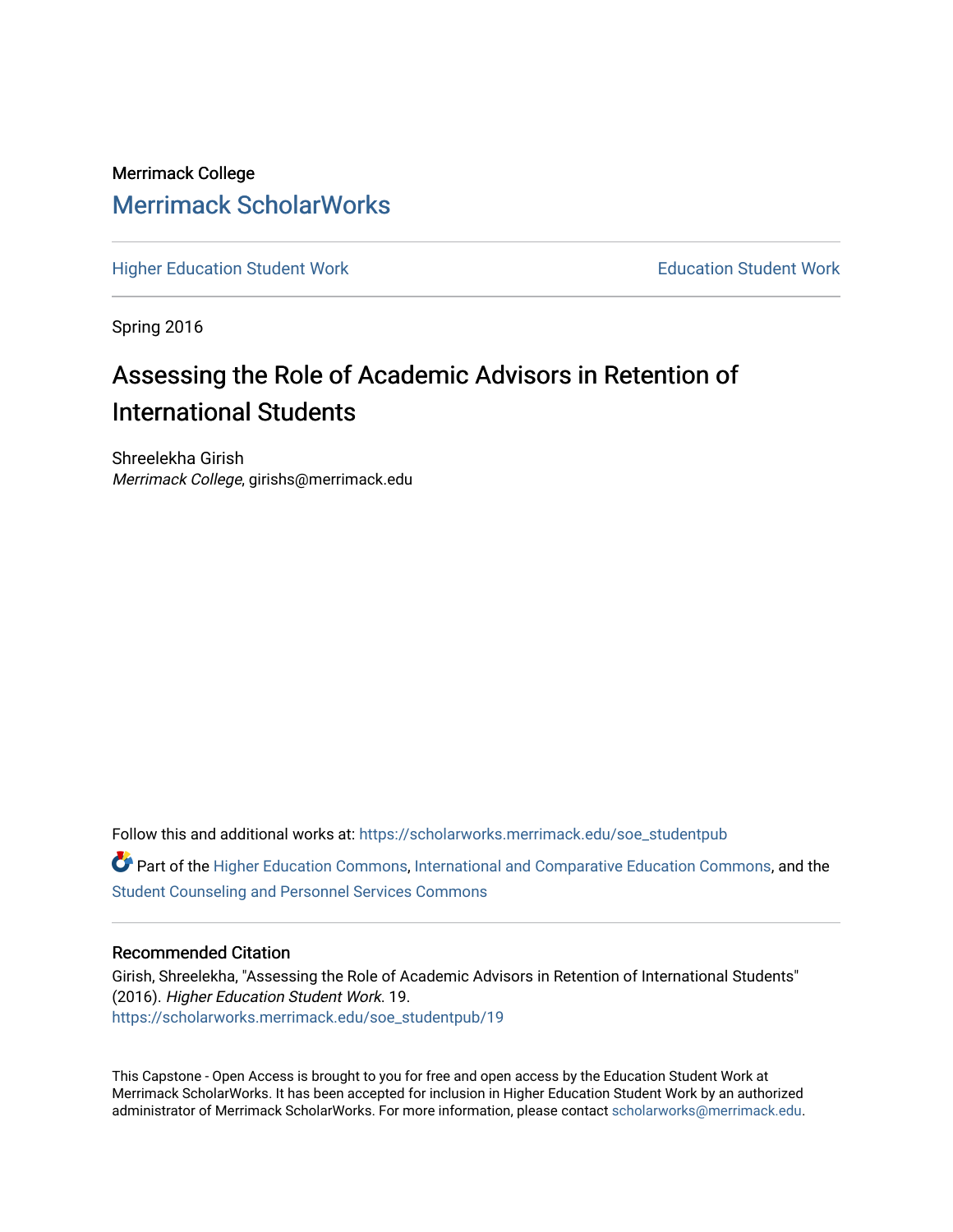Merrimack College

# Merrimack ScholarWorks

Higher Education Student Work | Education Student Work

Spring 2016

## Assessing the Role of Academic Advisors in Retention of International Students

Shreelekha Girish
*Merrimack College*, girishs@merrimack.edu

Follow this and additional works at: https://scholarworks.merrimack.edu/soe_studentpub

Part of the Higher Education Commons, International and Comparative Education Commons, and the Student Counseling and Personnel Services Commons

### Recommended Citation

Girish, Shreelekha, "Assessing the Role of Academic Advisors in Retention of International Students" (2016). *Higher Education Student Work*. 19.
https://scholarworks.merrimack.edu/soe_studentpub/19

This Capstone - Open Access is brought to you for free and open access by the Education Student Work at Merrimack ScholarWorks. It has been accepted for inclusion in Higher Education Student Work by an authorized administrator of Merrimack ScholarWorks. For more information, please contact scholarworks@merrimack.edu.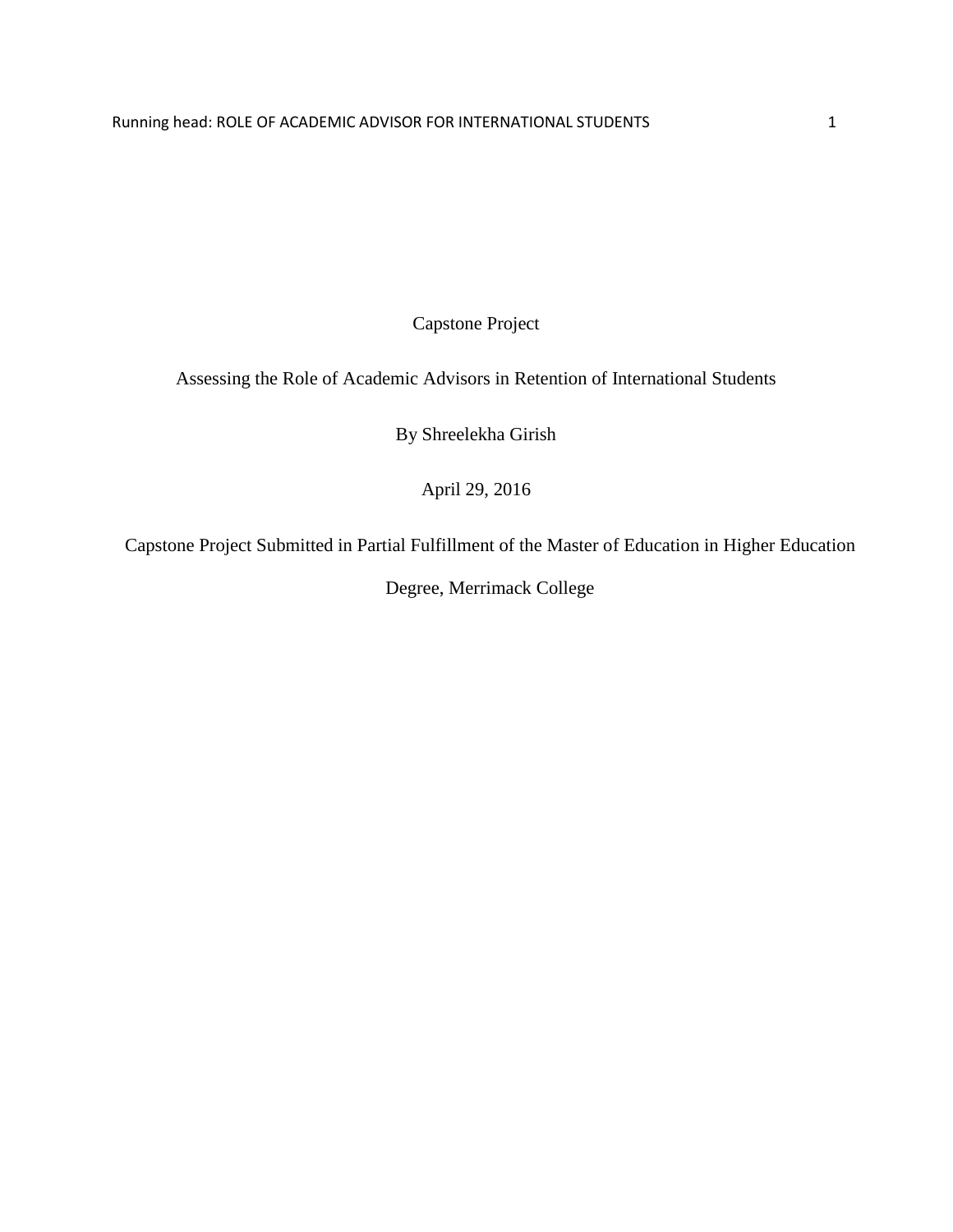Capstone Project

Assessing the Role of Academic Advisors in Retention of International Students

By Shreelekha Girish

April 29, 2016

Capstone Project Submitted in Partial Fulfillment of the Master of Education in Higher Education Degree, Merrimack College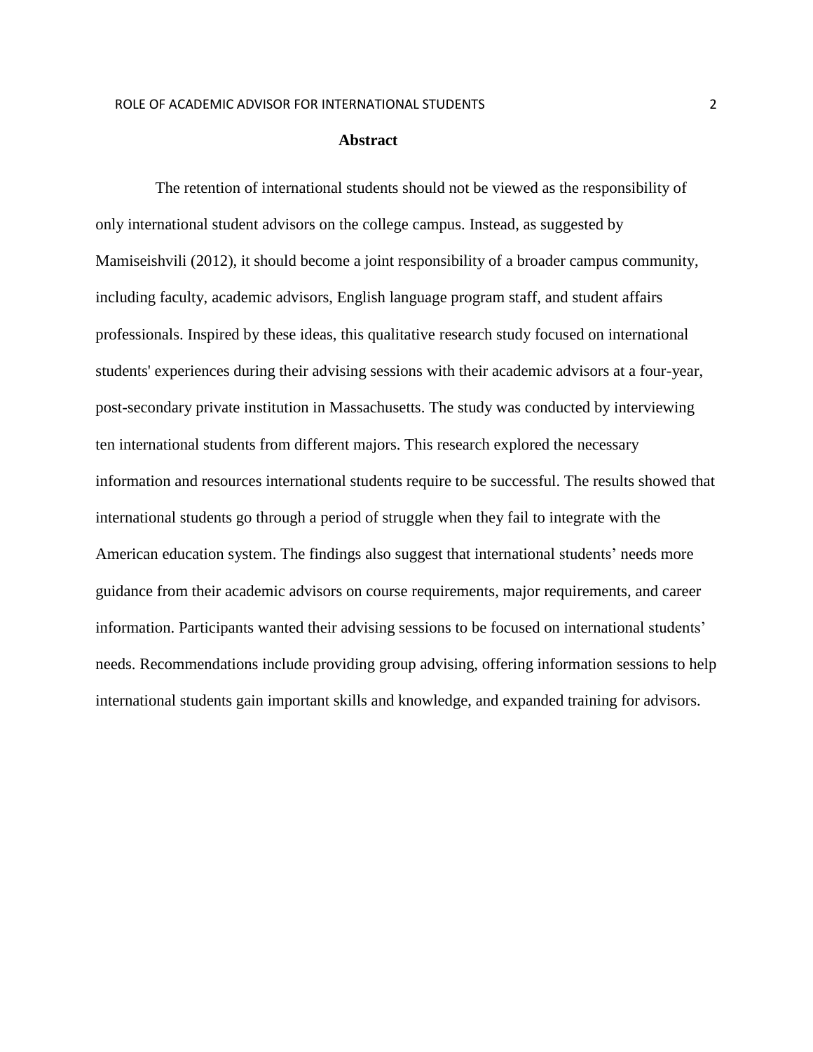## Abstract

The retention of international students should not be viewed as the responsibility of only international student advisors on the college campus. Instead, as suggested by Mamiseishvili (2012), it should become a joint responsibility of a broader campus community, including faculty, academic advisors, English language program staff, and student affairs professionals. Inspired by these ideas, this qualitative research study focused on international students' experiences during their advising sessions with their academic advisors at a four-year, post-secondary private institution in Massachusetts. The study was conducted by interviewing ten international students from different majors. This research explored the necessary information and resources international students require to be successful. The results showed that international students go through a period of struggle when they fail to integrate with the American education system. The findings also suggest that international students' needs more guidance from their academic advisors on course requirements, major requirements, and career information. Participants wanted their advising sessions to be focused on international students' needs. Recommendations include providing group advising, offering information sessions to help international students gain important skills and knowledge, and expanded training for advisors.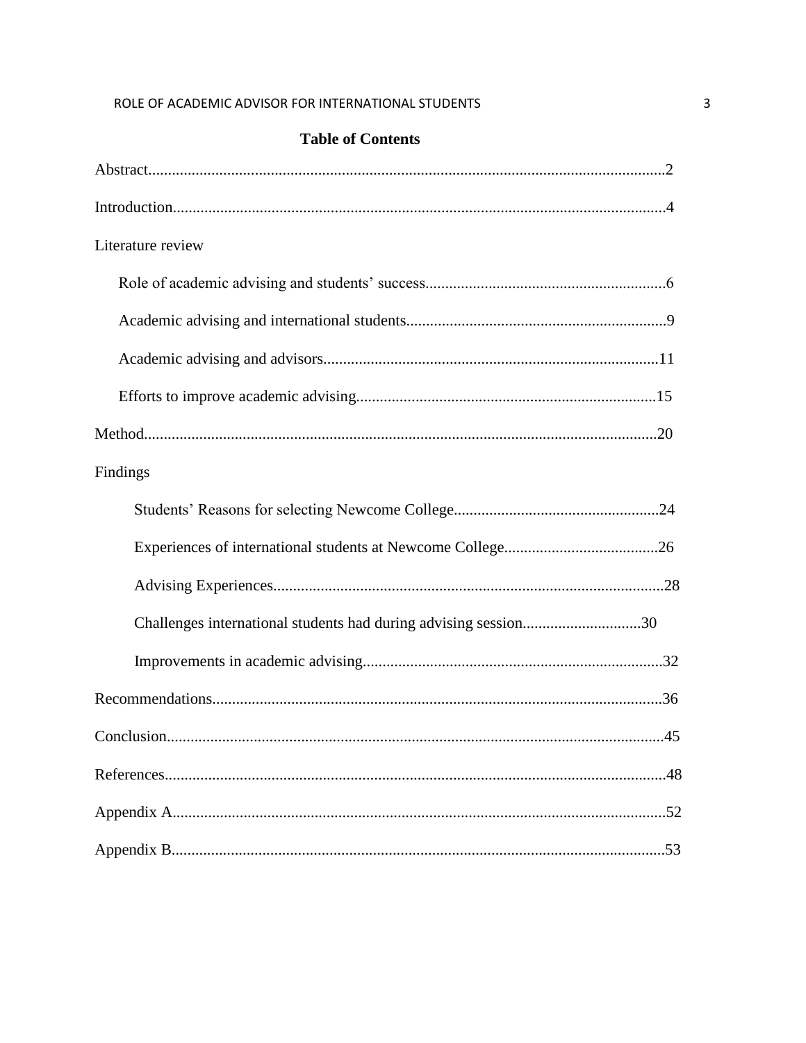## Table of Contents

Abstract..........2

Introduction..........4

Literature review

- Role of academic advising and students' success..........6
- Academic advising and international students..........9
- Academic advising and advisors..........11
- Efforts to improve academic advising..........15

Method..........20

Findings

- Students' Reasons for selecting Newcome College..........24
- Experiences of international students at Newcome College..........26
- Advising Experiences..........28
- Challenges international students had during advising session..........30
- Improvements in academic advising..........32

Recommendations..........36

Conclusion..........45

References..........48

Appendix A..........52

Appendix B..........53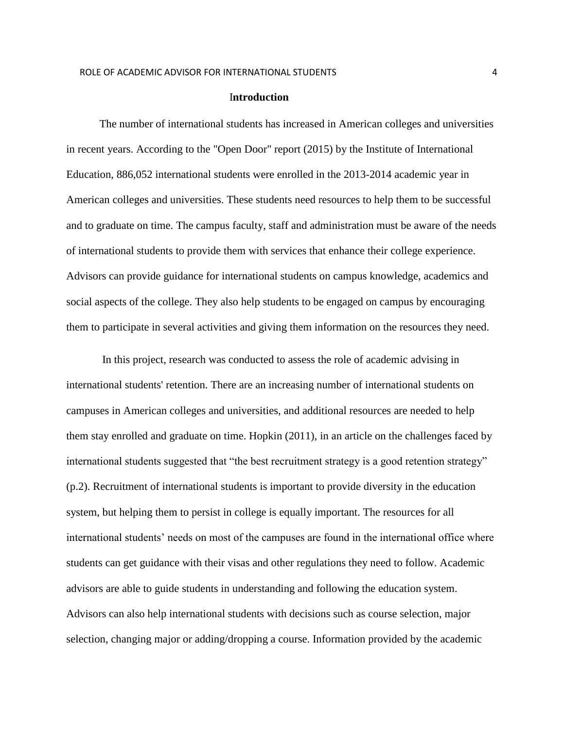## Introduction

The number of international students has increased in American colleges and universities in recent years. According to the "Open Door" report (2015) by the Institute of International Education, 886,052 international students were enrolled in the 2013-2014 academic year in American colleges and universities. These students need resources to help them to be successful and to graduate on time. The campus faculty, staff and administration must be aware of the needs of international students to provide them with services that enhance their college experience. Advisors can provide guidance for international students on campus knowledge, academics and social aspects of the college. They also help students to be engaged on campus by encouraging them to participate in several activities and giving them information on the resources they need.

In this project, research was conducted to assess the role of academic advising in international students' retention. There are an increasing number of international students on campuses in American colleges and universities, and additional resources are needed to help them stay enrolled and graduate on time. Hopkin (2011), in an article on the challenges faced by international students suggested that "the best recruitment strategy is a good retention strategy" (p.2). Recruitment of international students is important to provide diversity in the education system, but helping them to persist in college is equally important. The resources for all international students' needs on most of the campuses are found in the international office where students can get guidance with their visas and other regulations they need to follow. Academic advisors are able to guide students in understanding and following the education system. Advisors can also help international students with decisions such as course selection, major selection, changing major or adding/dropping a course. Information provided by the academic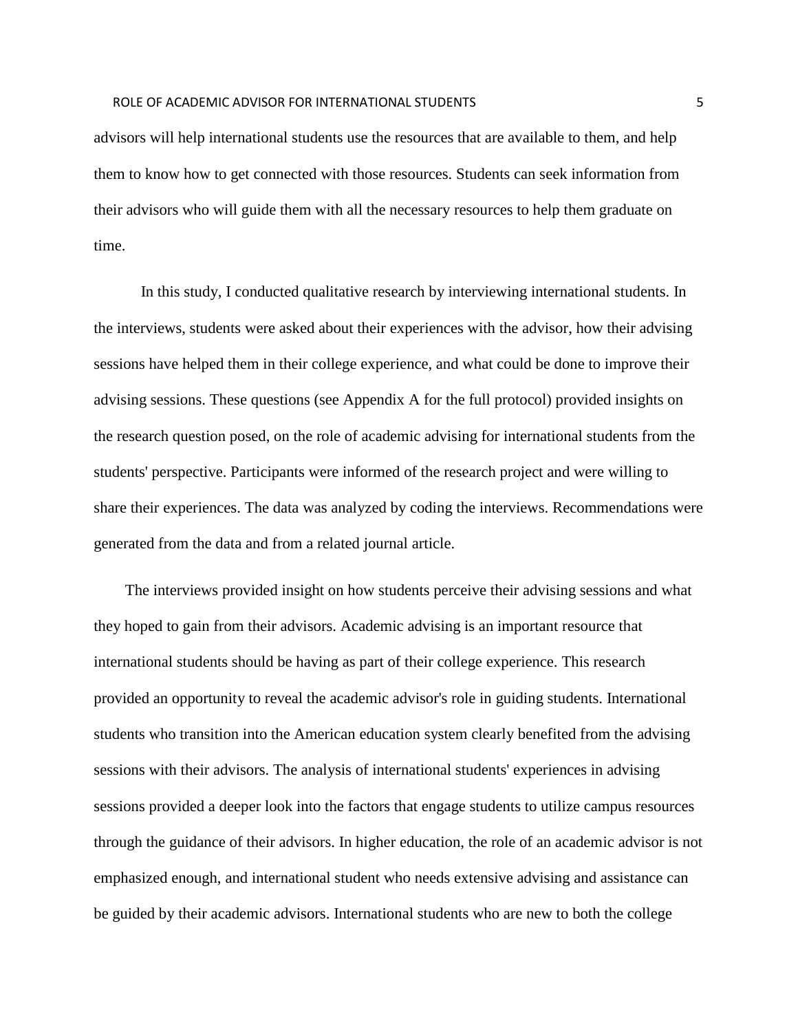advisors will help international students use the resources that are available to them, and help them to know how to get connected with those resources. Students can seek information from their advisors who will guide them with all the necessary resources to help them graduate on time.

In this study, I conducted qualitative research by interviewing international students. In the interviews, students were asked about their experiences with the advisor, how their advising sessions have helped them in their college experience, and what could be done to improve their advising sessions. These questions (see Appendix A for the full protocol) provided insights on the research question posed, on the role of academic advising for international students from the students' perspective. Participants were informed of the research project and were willing to share their experiences. The data was analyzed by coding the interviews. Recommendations were generated from the data and from a related journal article.

The interviews provided insight on how students perceive their advising sessions and what they hoped to gain from their advisors. Academic advising is an important resource that international students should be having as part of their college experience. This research provided an opportunity to reveal the academic advisor's role in guiding students. International students who transition into the American education system clearly benefited from the advising sessions with their advisors. The analysis of international students' experiences in advising sessions provided a deeper look into the factors that engage students to utilize campus resources through the guidance of their advisors. In higher education, the role of an academic advisor is not emphasized enough, and international student who needs extensive advising and assistance can be guided by their academic advisors. International students who are new to both the college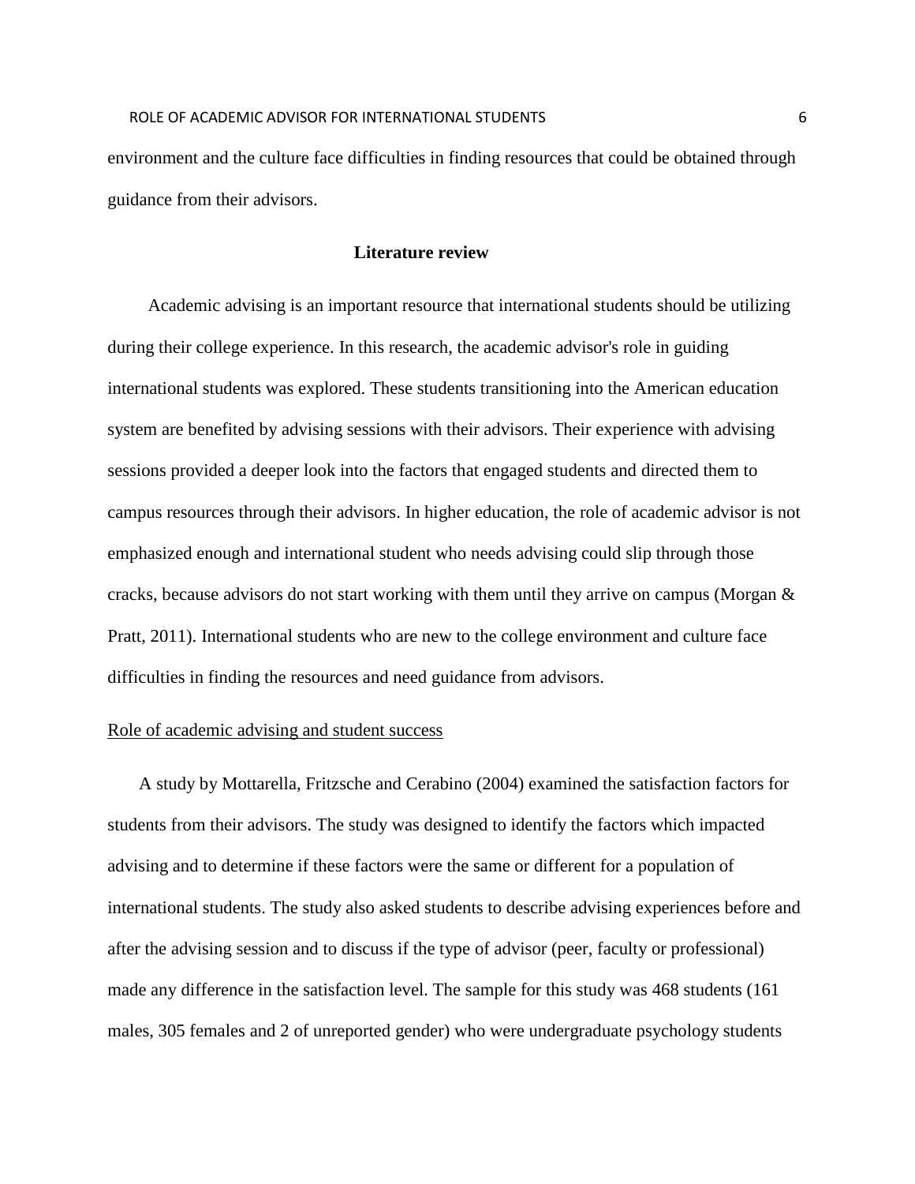environment and the culture face difficulties in finding resources that could be obtained through guidance from their advisors.

## Literature review

Academic advising is an important resource that international students should be utilizing during their college experience. In this research, the academic advisor's role in guiding international students was explored. These students transitioning into the American education system are benefited by advising sessions with their advisors. Their experience with advising sessions provided a deeper look into the factors that engaged students and directed them to campus resources through their advisors. In higher education, the role of academic advisor is not emphasized enough and international student who needs advising could slip through those cracks, because advisors do not start working with them until they arrive on campus (Morgan & Pratt, 2011). International students who are new to the college environment and culture face difficulties in finding the resources and need guidance from advisors.

### Role of academic advising and student success

A study by Mottarella, Fritzsche and Cerabino (2004) examined the satisfaction factors for students from their advisors. The study was designed to identify the factors which impacted advising and to determine if these factors were the same or different for a population of international students. The study also asked students to describe advising experiences before and after the advising session and to discuss if the type of advisor (peer, faculty or professional) made any difference in the satisfaction level. The sample for this study was 468 students (161 males, 305 females and 2 of unreported gender) who were undergraduate psychology students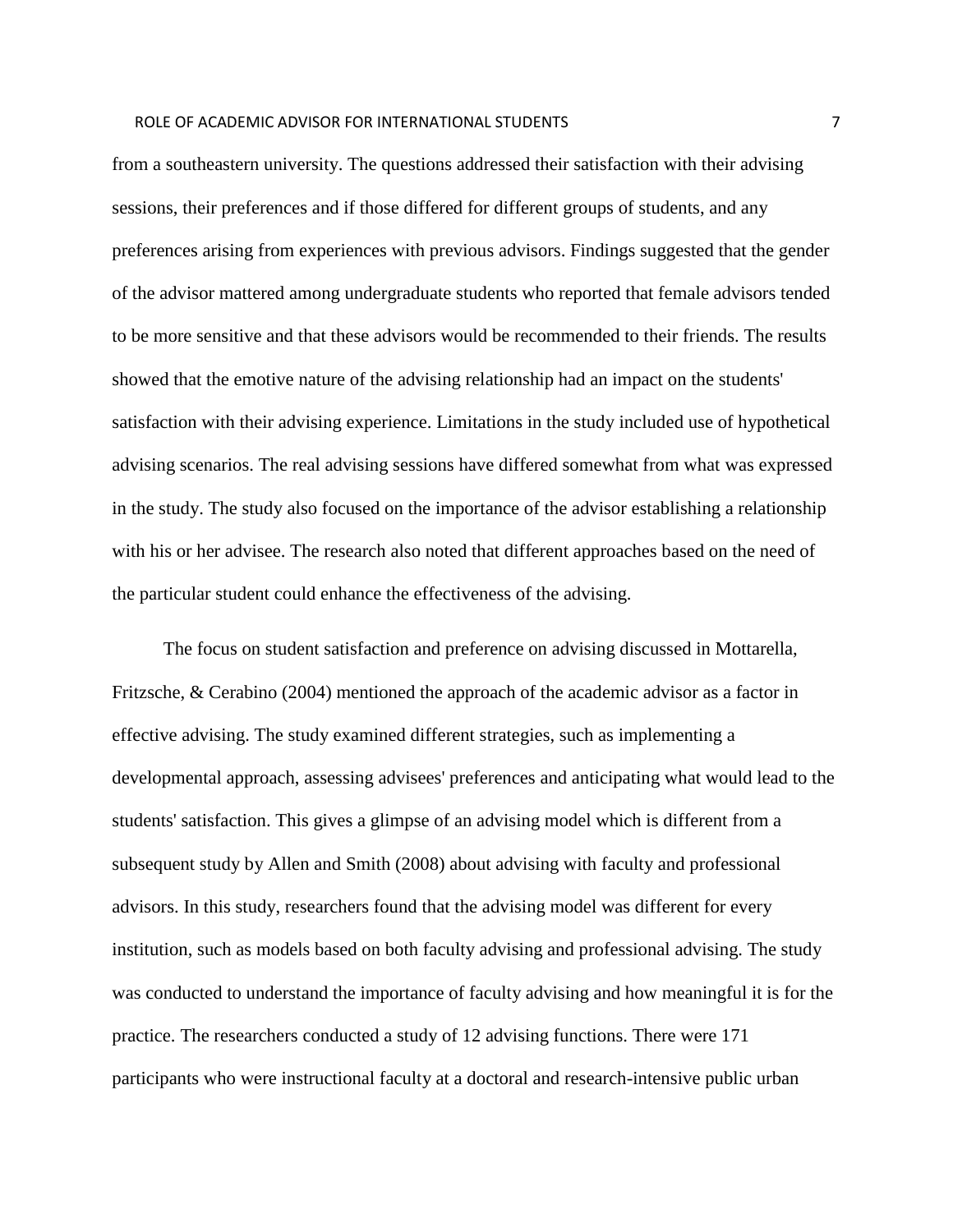from a southeastern university. The questions addressed their satisfaction with their advising sessions, their preferences and if those differed for different groups of students, and any preferences arising from experiences with previous advisors. Findings suggested that the gender of the advisor mattered among undergraduate students who reported that female advisors tended to be more sensitive and that these advisors would be recommended to their friends. The results showed that the emotive nature of the advising relationship had an impact on the students' satisfaction with their advising experience. Limitations in the study included use of hypothetical advising scenarios. The real advising sessions have differed somewhat from what was expressed in the study. The study also focused on the importance of the advisor establishing a relationship with his or her advisee. The research also noted that different approaches based on the need of the particular student could enhance the effectiveness of the advising.

The focus on student satisfaction and preference on advising discussed in Mottarella, Fritzsche, & Cerabino (2004) mentioned the approach of the academic advisor as a factor in effective advising. The study examined different strategies, such as implementing a developmental approach, assessing advisees' preferences and anticipating what would lead to the students' satisfaction. This gives a glimpse of an advising model which is different from a subsequent study by Allen and Smith (2008) about advising with faculty and professional advisors. In this study, researchers found that the advising model was different for every institution, such as models based on both faculty advising and professional advising. The study was conducted to understand the importance of faculty advising and how meaningful it is for the practice. The researchers conducted a study of 12 advising functions. There were 171 participants who were instructional faculty at a doctoral and research-intensive public urban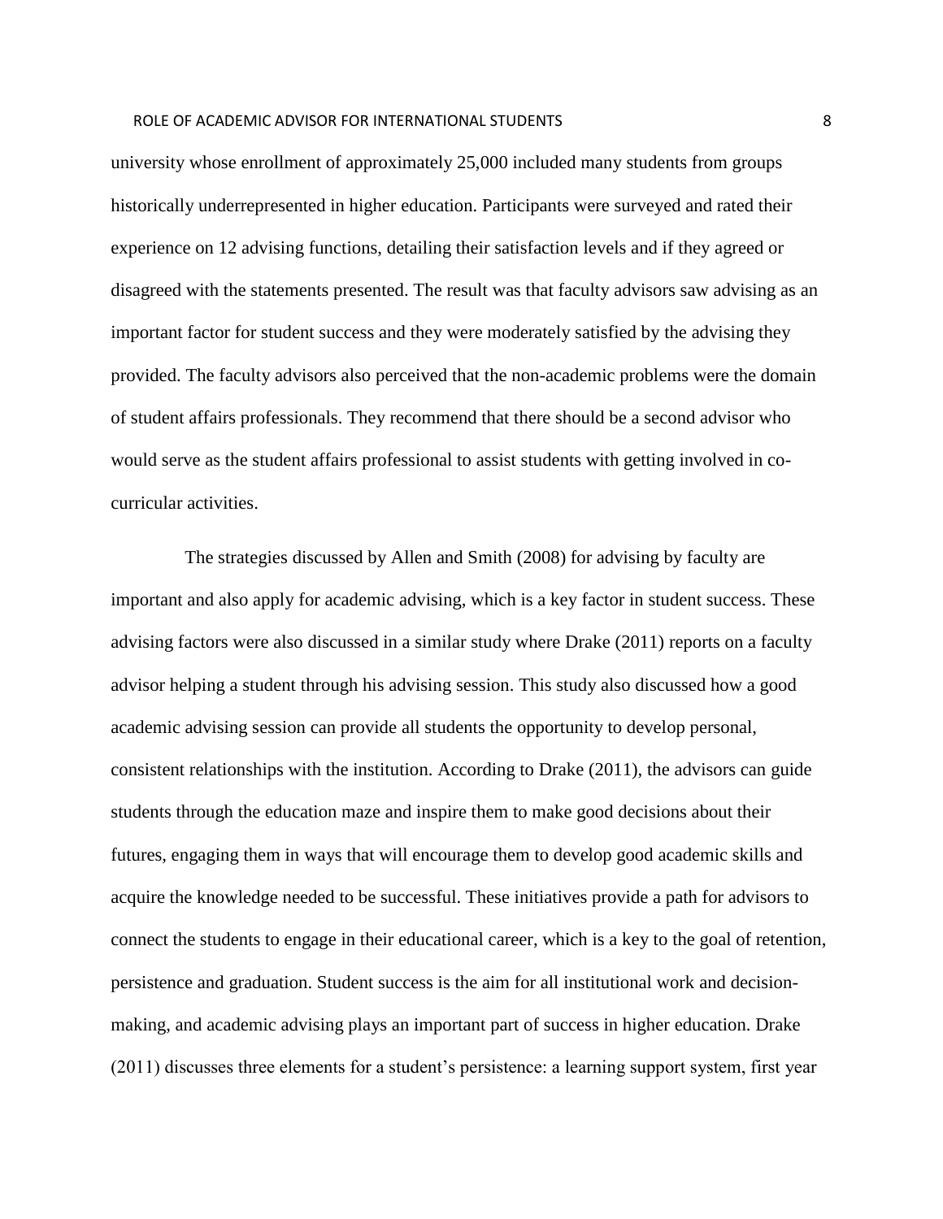university whose enrollment of approximately 25,000 included many students from groups historically underrepresented in higher education. Participants were surveyed and rated their experience on 12 advising functions, detailing their satisfaction levels and if they agreed or disagreed with the statements presented. The result was that faculty advisors saw advising as an important factor for student success and they were moderately satisfied by the advising they provided. The faculty advisors also perceived that the non-academic problems were the domain of student affairs professionals. They recommend that there should be a second advisor who would serve as the student affairs professional to assist students with getting involved in co-curricular activities.

The strategies discussed by Allen and Smith (2008) for advising by faculty are important and also apply for academic advising, which is a key factor in student success. These advising factors were also discussed in a similar study where Drake (2011) reports on a faculty advisor helping a student through his advising session. This study also discussed how a good academic advising session can provide all students the opportunity to develop personal, consistent relationships with the institution. According to Drake (2011), the advisors can guide students through the education maze and inspire them to make good decisions about their futures, engaging them in ways that will encourage them to develop good academic skills and acquire the knowledge needed to be successful. These initiatives provide a path for advisors to connect the students to engage in their educational career, which is a key to the goal of retention, persistence and graduation. Student success is the aim for all institutional work and decision-making, and academic advising plays an important part of success in higher education. Drake (2011) discusses three elements for a student's persistence: a learning support system, first year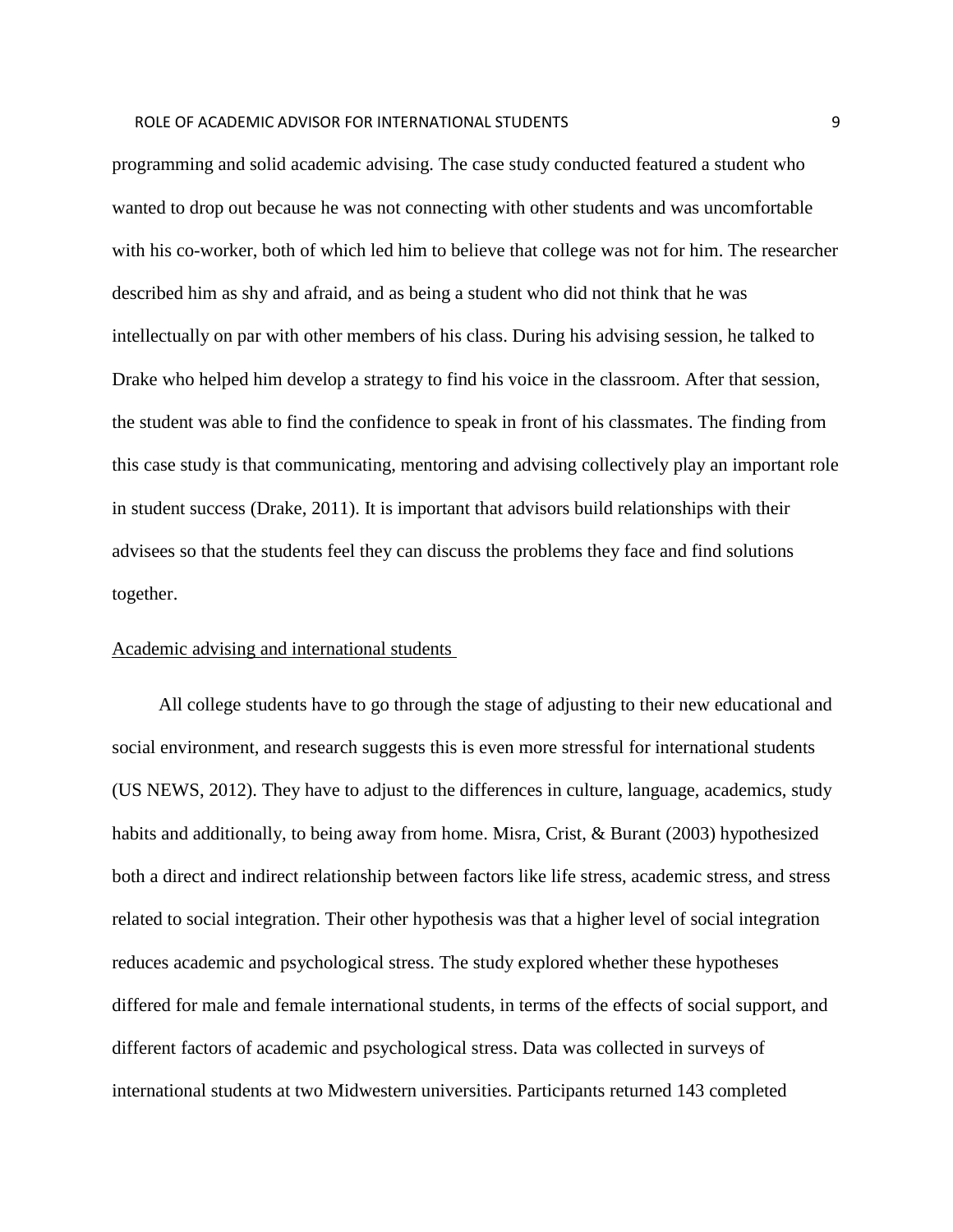programming and solid academic advising. The case study conducted featured a student who wanted to drop out because he was not connecting with other students and was uncomfortable with his co-worker, both of which led him to believe that college was not for him. The researcher described him as shy and afraid, and as being a student who did not think that he was intellectually on par with other members of his class. During his advising session, he talked to Drake who helped him develop a strategy to find his voice in the classroom. After that session, the student was able to find the confidence to speak in front of his classmates. The finding from this case study is that communicating, mentoring and advising collectively play an important role in student success (Drake, 2011). It is important that advisors build relationships with their advisees so that the students feel they can discuss the problems they face and find solutions together.

<u>Academic advising and international students</u>

All college students have to go through the stage of adjusting to their new educational and social environment, and research suggests this is even more stressful for international students (US NEWS, 2012). They have to adjust to the differences in culture, language, academics, study habits and additionally, to being away from home. Misra, Crist, & Burant (2003) hypothesized both a direct and indirect relationship between factors like life stress, academic stress, and stress related to social integration. Their other hypothesis was that a higher level of social integration reduces academic and psychological stress. The study explored whether these hypotheses differed for male and female international students, in terms of the effects of social support, and different factors of academic and psychological stress. Data was collected in surveys of international students at two Midwestern universities. Participants returned 143 completed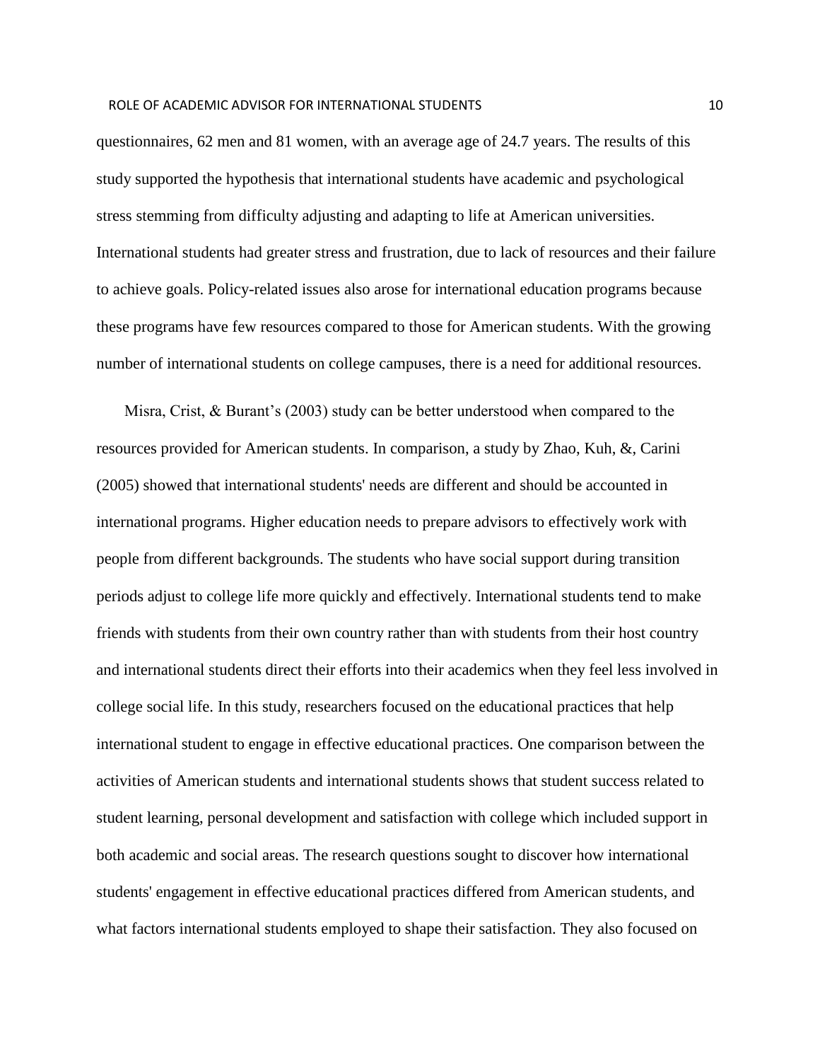questionnaires, 62 men and 81 women, with an average age of 24.7 years. The results of this study supported the hypothesis that international students have academic and psychological stress stemming from difficulty adjusting and adapting to life at American universities. International students had greater stress and frustration, due to lack of resources and their failure to achieve goals. Policy-related issues also arose for international education programs because these programs have few resources compared to those for American students. With the growing number of international students on college campuses, there is a need for additional resources.

Misra, Crist, & Burant's (2003) study can be better understood when compared to the resources provided for American students. In comparison, a study by Zhao, Kuh, &, Carini (2005) showed that international students' needs are different and should be accounted in international programs. Higher education needs to prepare advisors to effectively work with people from different backgrounds. The students who have social support during transition periods adjust to college life more quickly and effectively. International students tend to make friends with students from their own country rather than with students from their host country and international students direct their efforts into their academics when they feel less involved in college social life. In this study, researchers focused on the educational practices that help international student to engage in effective educational practices. One comparison between the activities of American students and international students shows that student success related to student learning, personal development and satisfaction with college which included support in both academic and social areas. The research questions sought to discover how international students' engagement in effective educational practices differed from American students, and what factors international students employed to shape their satisfaction. They also focused on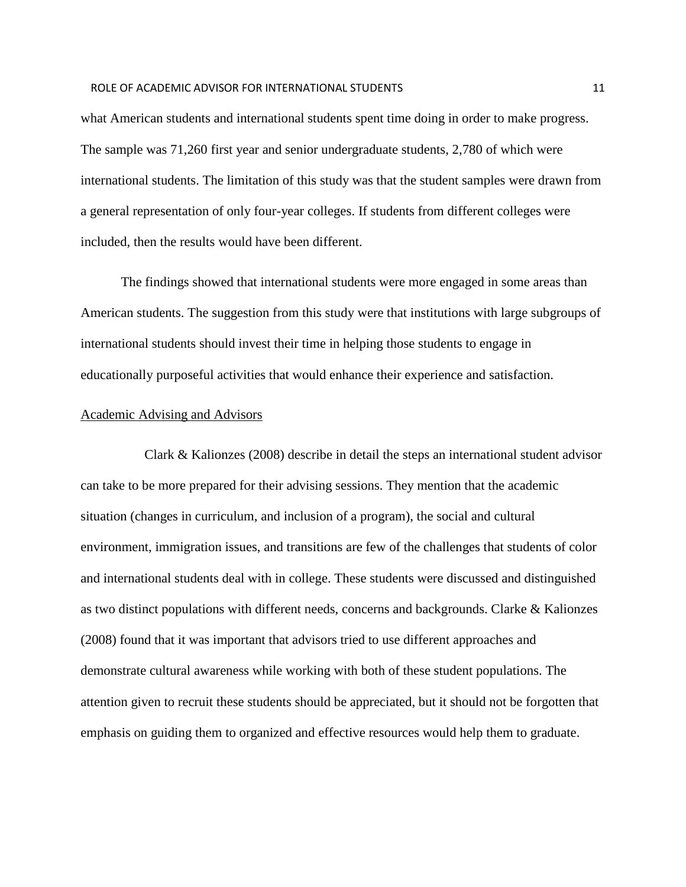what American students and international students spent time doing in order to make progress. The sample was 71,260 first year and senior undergraduate students, 2,780 of which were international students. The limitation of this study was that the student samples were drawn from a general representation of only four-year colleges. If students from different colleges were included, then the results would have been different.

The findings showed that international students were more engaged in some areas than American students. The suggestion from this study were that institutions with large subgroups of international students should invest their time in helping those students to engage in educationally purposeful activities that would enhance their experience and satisfaction.

<u>Academic Advising and Advisors</u>

Clark & Kalionzes (2008) describe in detail the steps an international student advisor can take to be more prepared for their advising sessions. They mention that the academic situation (changes in curriculum, and inclusion of a program), the social and cultural environment, immigration issues, and transitions are few of the challenges that students of color and international students deal with in college. These students were discussed and distinguished as two distinct populations with different needs, concerns and backgrounds. Clarke & Kalionzes (2008) found that it was important that advisors tried to use different approaches and demonstrate cultural awareness while working with both of these student populations. The attention given to recruit these students should be appreciated, but it should not be forgotten that emphasis on guiding them to organized and effective resources would help them to graduate.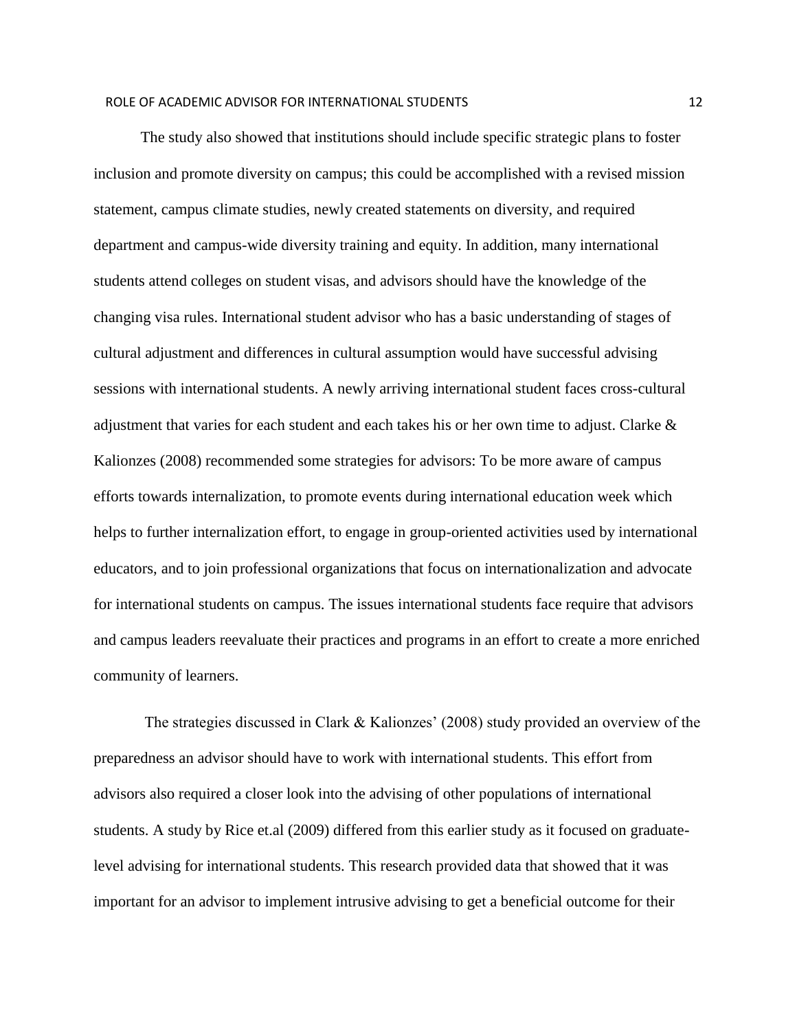The study also showed that institutions should include specific strategic plans to foster inclusion and promote diversity on campus; this could be accomplished with a revised mission statement, campus climate studies, newly created statements on diversity, and required department and campus-wide diversity training and equity. In addition, many international students attend colleges on student visas, and advisors should have the knowledge of the changing visa rules. International student advisor who has a basic understanding of stages of cultural adjustment and differences in cultural assumption would have successful advising sessions with international students. A newly arriving international student faces cross-cultural adjustment that varies for each student and each takes his or her own time to adjust. Clarke & Kalionzes (2008) recommended some strategies for advisors: To be more aware of campus efforts towards internalization, to promote events during international education week which helps to further internalization effort, to engage in group-oriented activities used by international educators, and to join professional organizations that focus on internationalization and advocate for international students on campus. The issues international students face require that advisors and campus leaders reevaluate their practices and programs in an effort to create a more enriched community of learners.

The strategies discussed in Clark & Kalionzes' (2008) study provided an overview of the preparedness an advisor should have to work with international students. This effort from advisors also required a closer look into the advising of other populations of international students. A study by Rice et.al (2009) differed from this earlier study as it focused on graduate-level advising for international students. This research provided data that showed that it was important for an advisor to implement intrusive advising to get a beneficial outcome for their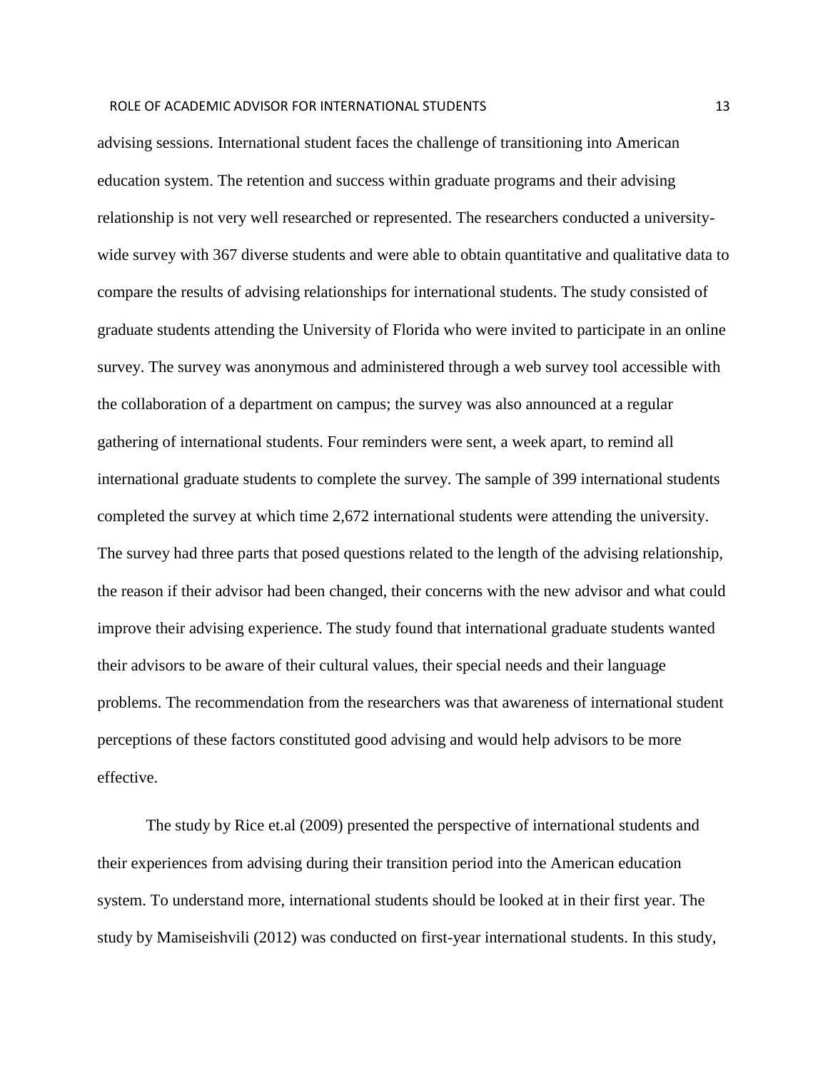advising sessions. International student faces the challenge of transitioning into American education system. The retention and success within graduate programs and their advising relationship is not very well researched or represented. The researchers conducted a university-wide survey with 367 diverse students and were able to obtain quantitative and qualitative data to compare the results of advising relationships for international students. The study consisted of graduate students attending the University of Florida who were invited to participate in an online survey. The survey was anonymous and administered through a web survey tool accessible with the collaboration of a department on campus; the survey was also announced at a regular gathering of international students. Four reminders were sent, a week apart, to remind all international graduate students to complete the survey. The sample of 399 international students completed the survey at which time 2,672 international students were attending the university. The survey had three parts that posed questions related to the length of the advising relationship, the reason if their advisor had been changed, their concerns with the new advisor and what could improve their advising experience. The study found that international graduate students wanted their advisors to be aware of their cultural values, their special needs and their language problems. The recommendation from the researchers was that awareness of international student perceptions of these factors constituted good advising and would help advisors to be more effective.

The study by Rice et.al (2009) presented the perspective of international students and their experiences from advising during their transition period into the American education system. To understand more, international students should be looked at in their first year. The study by Mamiseishvili (2012) was conducted on first-year international students. In this study,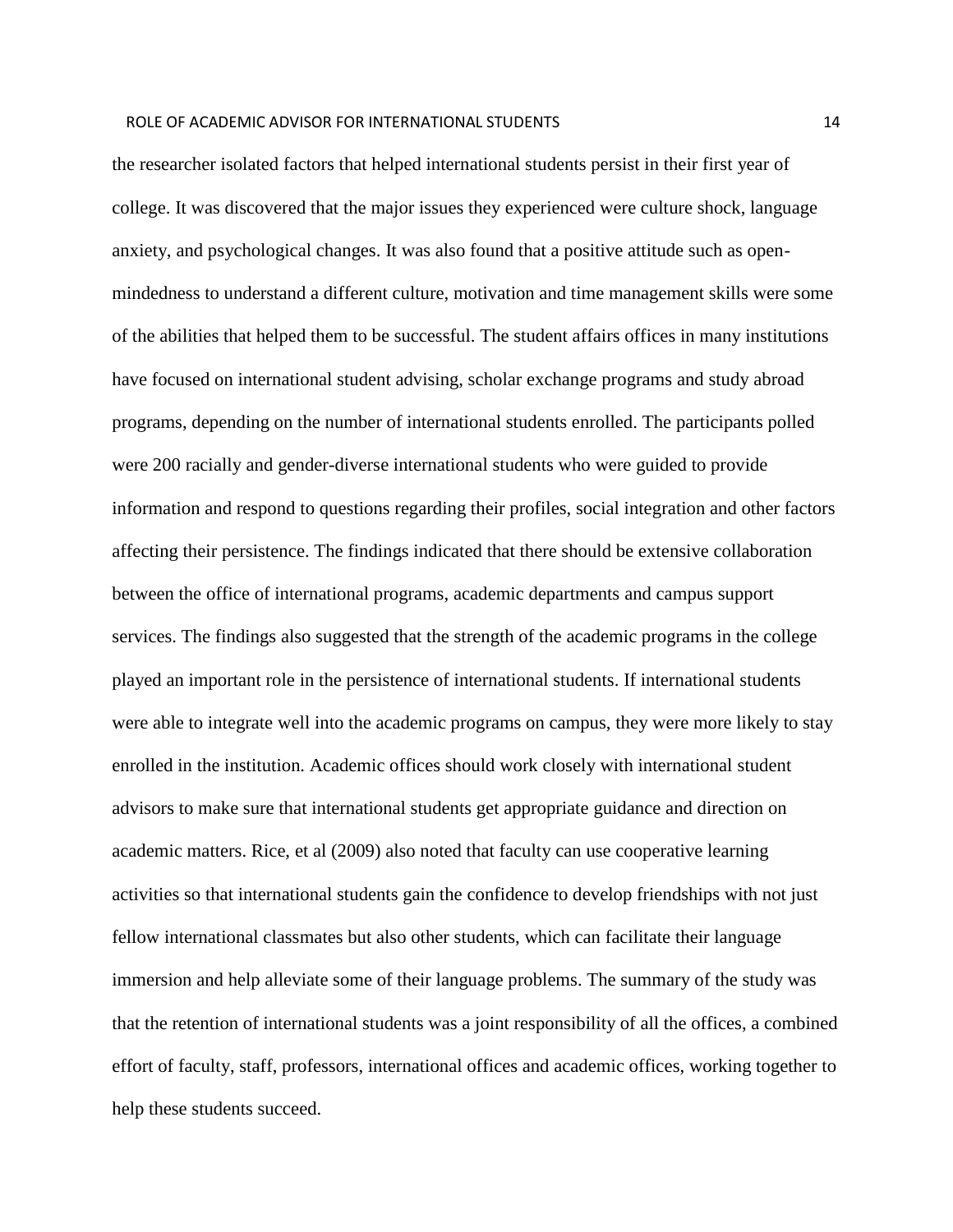the researcher isolated factors that helped international students persist in their first year of college. It was discovered that the major issues they experienced were culture shock, language anxiety, and psychological changes. It was also found that a positive attitude such as open-mindedness to understand a different culture, motivation and time management skills were some of the abilities that helped them to be successful. The student affairs offices in many institutions have focused on international student advising, scholar exchange programs and study abroad programs, depending on the number of international students enrolled. The participants polled were 200 racially and gender-diverse international students who were guided to provide information and respond to questions regarding their profiles, social integration and other factors affecting their persistence. The findings indicated that there should be extensive collaboration between the office of international programs, academic departments and campus support services. The findings also suggested that the strength of the academic programs in the college played an important role in the persistence of international students. If international students were able to integrate well into the academic programs on campus, they were more likely to stay enrolled in the institution. Academic offices should work closely with international student advisors to make sure that international students get appropriate guidance and direction on academic matters. Rice, et al (2009) also noted that faculty can use cooperative learning activities so that international students gain the confidence to develop friendships with not just fellow international classmates but also other students, which can facilitate their language immersion and help alleviate some of their language problems. The summary of the study was that the retention of international students was a joint responsibility of all the offices, a combined effort of faculty, staff, professors, international offices and academic offices, working together to help these students succeed.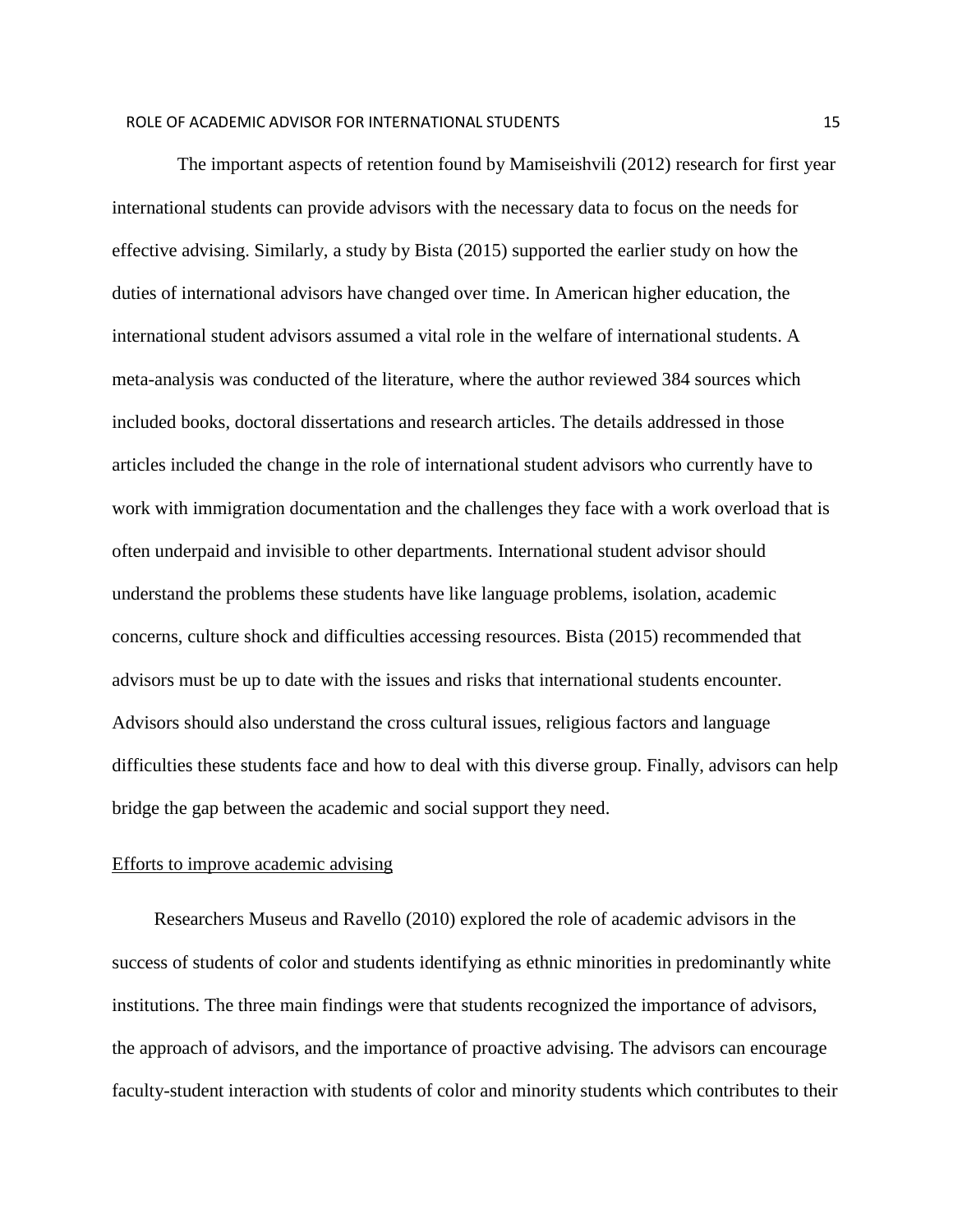The important aspects of retention found by Mamiseishvili (2012) research for first year international students can provide advisors with the necessary data to focus on the needs for effective advising. Similarly, a study by Bista (2015) supported the earlier study on how the duties of international advisors have changed over time. In American higher education, the international student advisors assumed a vital role in the welfare of international students. A meta-analysis was conducted of the literature, where the author reviewed 384 sources which included books, doctoral dissertations and research articles. The details addressed in those articles included the change in the role of international student advisors who currently have to work with immigration documentation and the challenges they face with a work overload that is often underpaid and invisible to other departments. International student advisor should understand the problems these students have like language problems, isolation, academic concerns, culture shock and difficulties accessing resources. Bista (2015) recommended that advisors must be up to date with the issues and risks that international students encounter. Advisors should also understand the cross cultural issues, religious factors and language difficulties these students face and how to deal with this diverse group. Finally, advisors can help bridge the gap between the academic and social support they need.

<u>Efforts to improve academic advising</u>

Researchers Museus and Ravello (2010) explored the role of academic advisors in the success of students of color and students identifying as ethnic minorities in predominantly white institutions. The three main findings were that students recognized the importance of advisors, the approach of advisors, and the importance of proactive advising. The advisors can encourage faculty-student interaction with students of color and minority students which contributes to their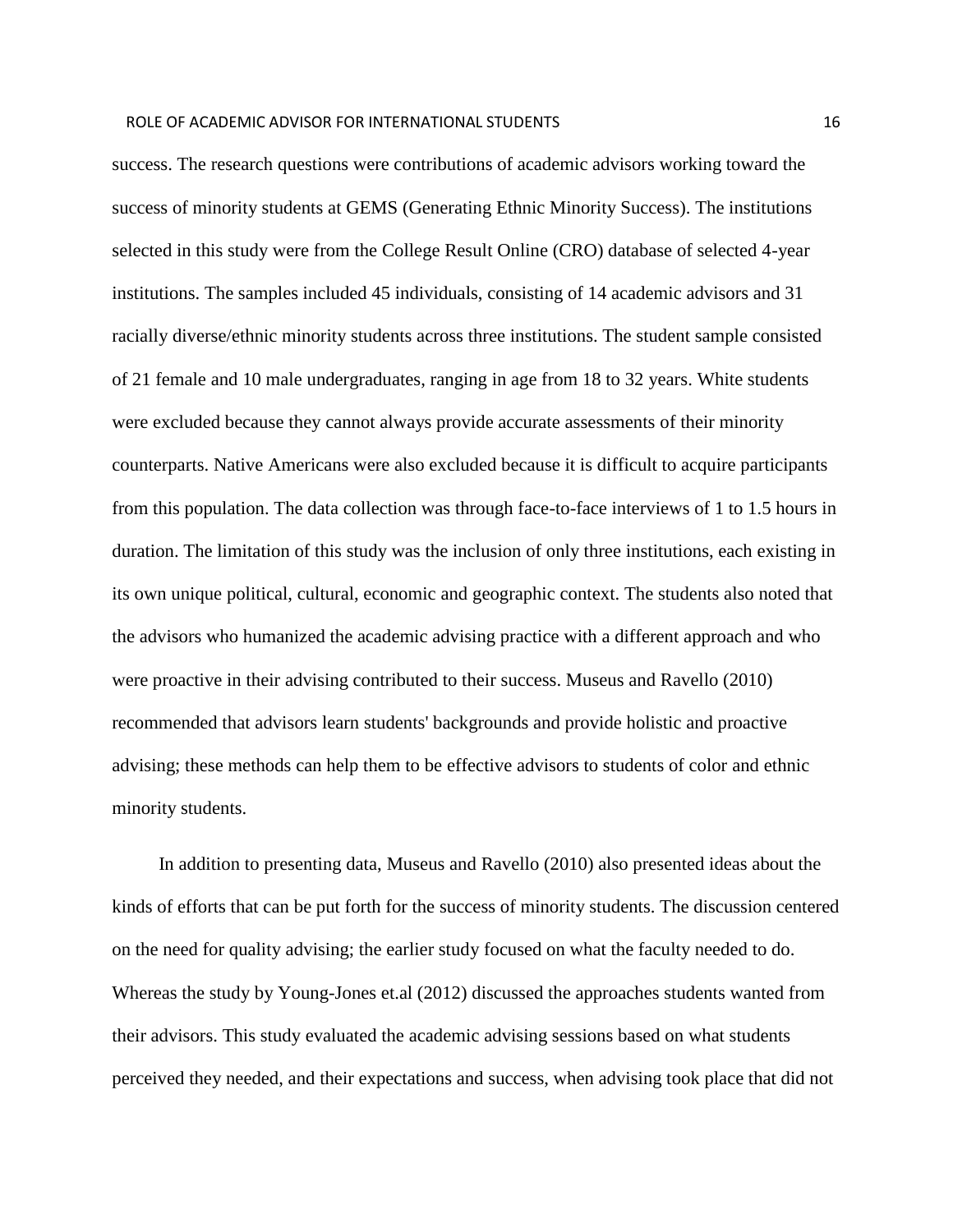success. The research questions were contributions of academic advisors working toward the success of minority students at GEMS (Generating Ethnic Minority Success). The institutions selected in this study were from the College Result Online (CRO) database of selected 4-year institutions. The samples included 45 individuals, consisting of 14 academic advisors and 31 racially diverse/ethnic minority students across three institutions. The student sample consisted of 21 female and 10 male undergraduates, ranging in age from 18 to 32 years. White students were excluded because they cannot always provide accurate assessments of their minority counterparts. Native Americans were also excluded because it is difficult to acquire participants from this population. The data collection was through face-to-face interviews of 1 to 1.5 hours in duration. The limitation of this study was the inclusion of only three institutions, each existing in its own unique political, cultural, economic and geographic context. The students also noted that the advisors who humanized the academic advising practice with a different approach and who were proactive in their advising contributed to their success. Museus and Ravello (2010) recommended that advisors learn students' backgrounds and provide holistic and proactive advising; these methods can help them to be effective advisors to students of color and ethnic minority students.

In addition to presenting data, Museus and Ravello (2010) also presented ideas about the kinds of efforts that can be put forth for the success of minority students. The discussion centered on the need for quality advising; the earlier study focused on what the faculty needed to do. Whereas the study by Young-Jones et.al (2012) discussed the approaches students wanted from their advisors. This study evaluated the academic advising sessions based on what students perceived they needed, and their expectations and success, when advising took place that did not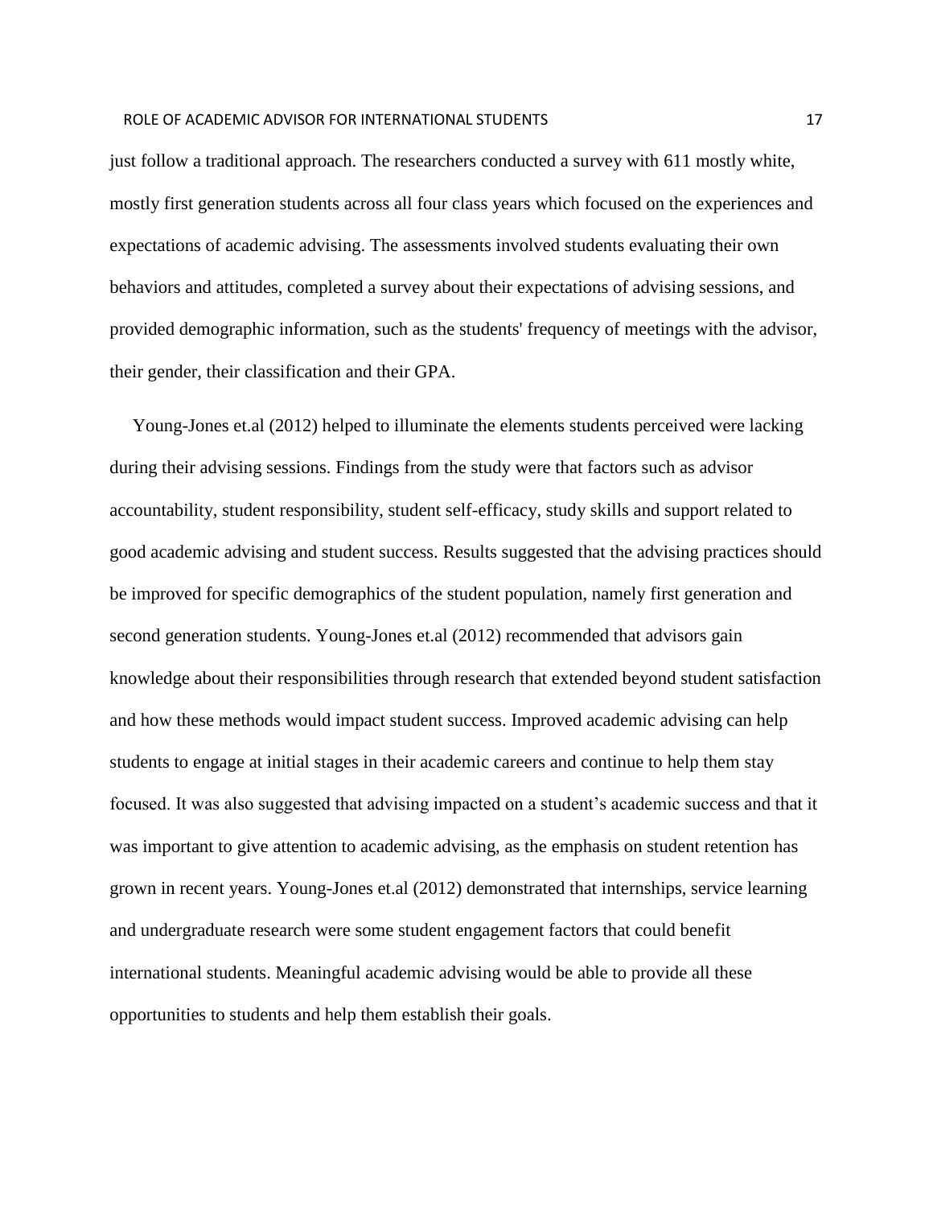just follow a traditional approach. The researchers conducted a survey with 611 mostly white, mostly first generation students across all four class years which focused on the experiences and expectations of academic advising. The assessments involved students evaluating their own behaviors and attitudes, completed a survey about their expectations of advising sessions, and provided demographic information, such as the students' frequency of meetings with the advisor, their gender, their classification and their GPA.

Young-Jones et.al (2012) helped to illuminate the elements students perceived were lacking during their advising sessions. Findings from the study were that factors such as advisor accountability, student responsibility, student self-efficacy, study skills and support related to good academic advising and student success. Results suggested that the advising practices should be improved for specific demographics of the student population, namely first generation and second generation students. Young-Jones et.al (2012) recommended that advisors gain knowledge about their responsibilities through research that extended beyond student satisfaction and how these methods would impact student success. Improved academic advising can help students to engage at initial stages in their academic careers and continue to help them stay focused. It was also suggested that advising impacted on a student's academic success and that it was important to give attention to academic advising, as the emphasis on student retention has grown in recent years. Young-Jones et.al (2012) demonstrated that internships, service learning and undergraduate research were some student engagement factors that could benefit international students. Meaningful academic advising would be able to provide all these opportunities to students and help them establish their goals.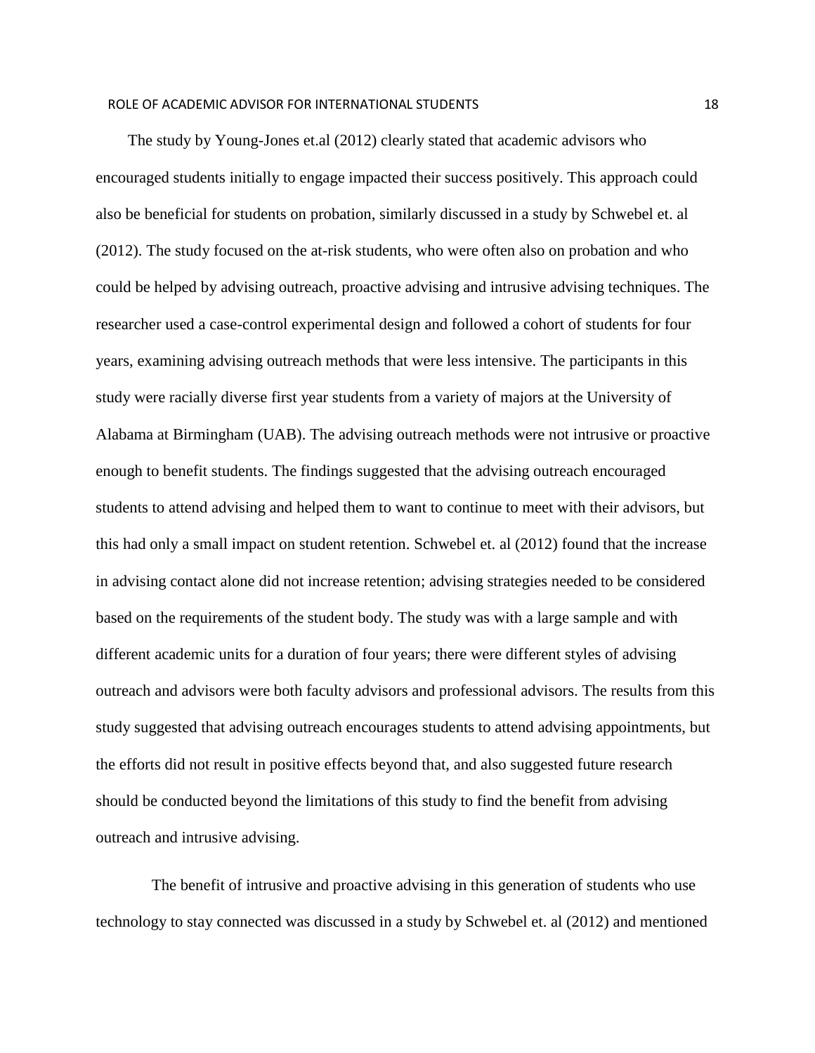The study by Young-Jones et.al (2012) clearly stated that academic advisors who encouraged students initially to engage impacted their success positively. This approach could also be beneficial for students on probation, similarly discussed in a study by Schwebel et. al (2012). The study focused on the at-risk students, who were often also on probation and who could be helped by advising outreach, proactive advising and intrusive advising techniques. The researcher used a case-control experimental design and followed a cohort of students for four years, examining advising outreach methods that were less intensive. The participants in this study were racially diverse first year students from a variety of majors at the University of Alabama at Birmingham (UAB). The advising outreach methods were not intrusive or proactive enough to benefit students. The findings suggested that the advising outreach encouraged students to attend advising and helped them to want to continue to meet with their advisors, but this had only a small impact on student retention. Schwebel et. al (2012) found that the increase in advising contact alone did not increase retention; advising strategies needed to be considered based on the requirements of the student body. The study was with a large sample and with different academic units for a duration of four years; there were different styles of advising outreach and advisors were both faculty advisors and professional advisors. The results from this study suggested that advising outreach encourages students to attend advising appointments, but the efforts did not result in positive effects beyond that, and also suggested future research should be conducted beyond the limitations of this study to find the benefit from advising outreach and intrusive advising.

The benefit of intrusive and proactive advising in this generation of students who use technology to stay connected was discussed in a study by Schwebel et. al (2012) and mentioned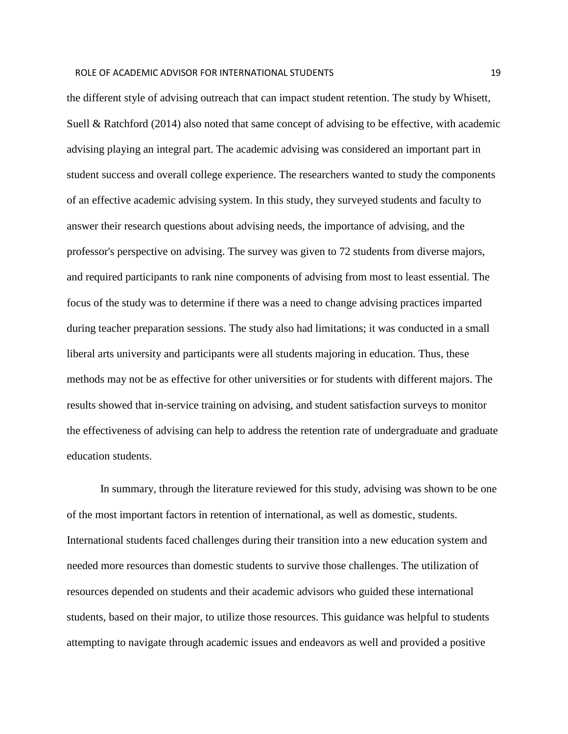the different style of advising outreach that can impact student retention. The study by Whisett, Suell & Ratchford (2014) also noted that same concept of advising to be effective, with academic advising playing an integral part. The academic advising was considered an important part in student success and overall college experience. The researchers wanted to study the components of an effective academic advising system. In this study, they surveyed students and faculty to answer their research questions about advising needs, the importance of advising, and the professor's perspective on advising. The survey was given to 72 students from diverse majors, and required participants to rank nine components of advising from most to least essential. The focus of the study was to determine if there was a need to change advising practices imparted during teacher preparation sessions. The study also had limitations; it was conducted in a small liberal arts university and participants were all students majoring in education. Thus, these methods may not be as effective for other universities or for students with different majors. The results showed that in-service training on advising, and student satisfaction surveys to monitor the effectiveness of advising can help to address the retention rate of undergraduate and graduate education students.

In summary, through the literature reviewed for this study, advising was shown to be one of the most important factors in retention of international, as well as domestic, students. International students faced challenges during their transition into a new education system and needed more resources than domestic students to survive those challenges. The utilization of resources depended on students and their academic advisors who guided these international students, based on their major, to utilize those resources. This guidance was helpful to students attempting to navigate through academic issues and endeavors as well and provided a positive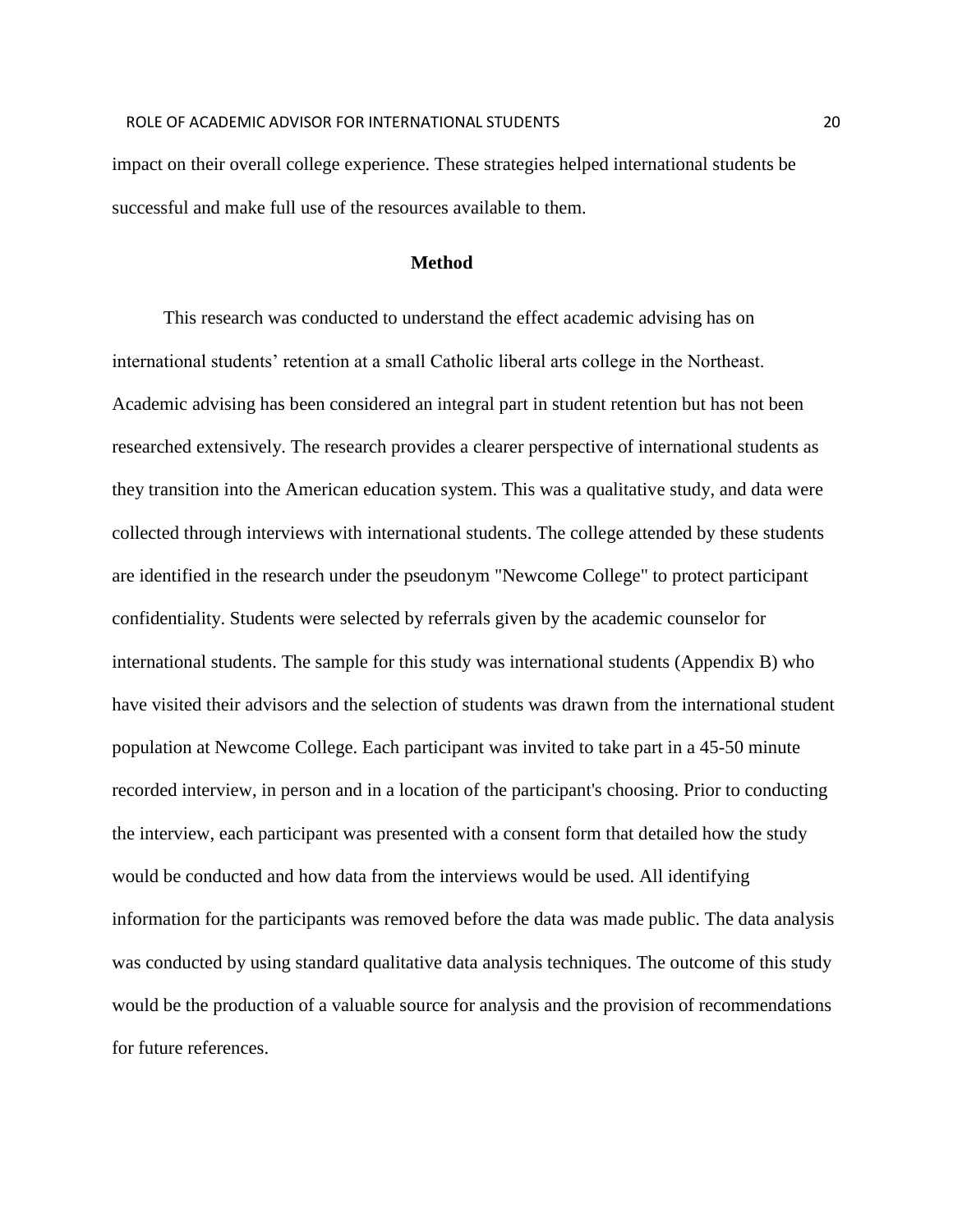impact on their overall college experience. These strategies helped international students be successful and make full use of the resources available to them.

## Method

This research was conducted to understand the effect academic advising has on international students' retention at a small Catholic liberal arts college in the Northeast. Academic advising has been considered an integral part in student retention but has not been researched extensively. The research provides a clearer perspective of international students as they transition into the American education system. This was a qualitative study, and data were collected through interviews with international students. The college attended by these students are identified in the research under the pseudonym "Newcome College" to protect participant confidentiality. Students were selected by referrals given by the academic counselor for international students. The sample for this study was international students (Appendix B) who have visited their advisors and the selection of students was drawn from the international student population at Newcome College. Each participant was invited to take part in a 45-50 minute recorded interview, in person and in a location of the participant's choosing. Prior to conducting the interview, each participant was presented with a consent form that detailed how the study would be conducted and how data from the interviews would be used. All identifying information for the participants was removed before the data was made public. The data analysis was conducted by using standard qualitative data analysis techniques. The outcome of this study would be the production of a valuable source for analysis and the provision of recommendations for future references.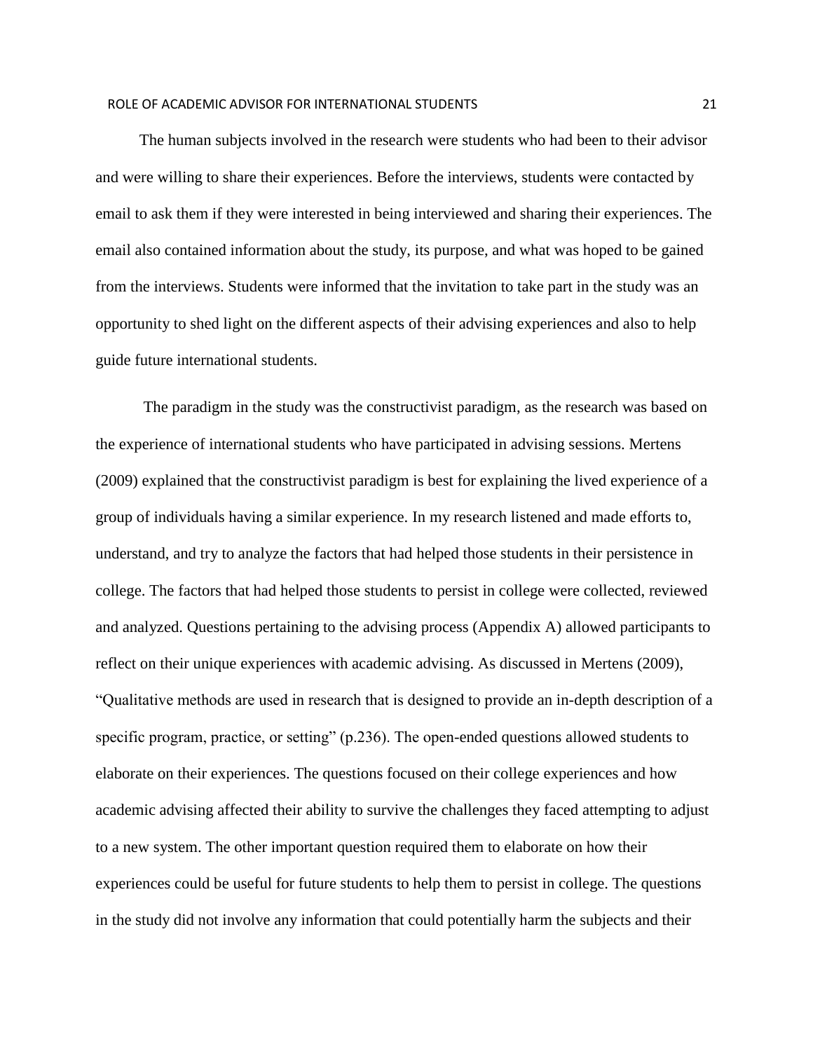The human subjects involved in the research were students who had been to their advisor and were willing to share their experiences. Before the interviews, students were contacted by email to ask them if they were interested in being interviewed and sharing their experiences. The email also contained information about the study, its purpose, and what was hoped to be gained from the interviews. Students were informed that the invitation to take part in the study was an opportunity to shed light on the different aspects of their advising experiences and also to help guide future international students.

The paradigm in the study was the constructivist paradigm, as the research was based on the experience of international students who have participated in advising sessions. Mertens (2009) explained that the constructivist paradigm is best for explaining the lived experience of a group of individuals having a similar experience. In my research listened and made efforts to, understand, and try to analyze the factors that had helped those students in their persistence in college. The factors that had helped those students to persist in college were collected, reviewed and analyzed. Questions pertaining to the advising process (Appendix A) allowed participants to reflect on their unique experiences with academic advising. As discussed in Mertens (2009), "Qualitative methods are used in research that is designed to provide an in-depth description of a specific program, practice, or setting" (p.236). The open-ended questions allowed students to elaborate on their experiences. The questions focused on their college experiences and how academic advising affected their ability to survive the challenges they faced attempting to adjust to a new system. The other important question required them to elaborate on how their experiences could be useful for future students to help them to persist in college. The questions in the study did not involve any information that could potentially harm the subjects and their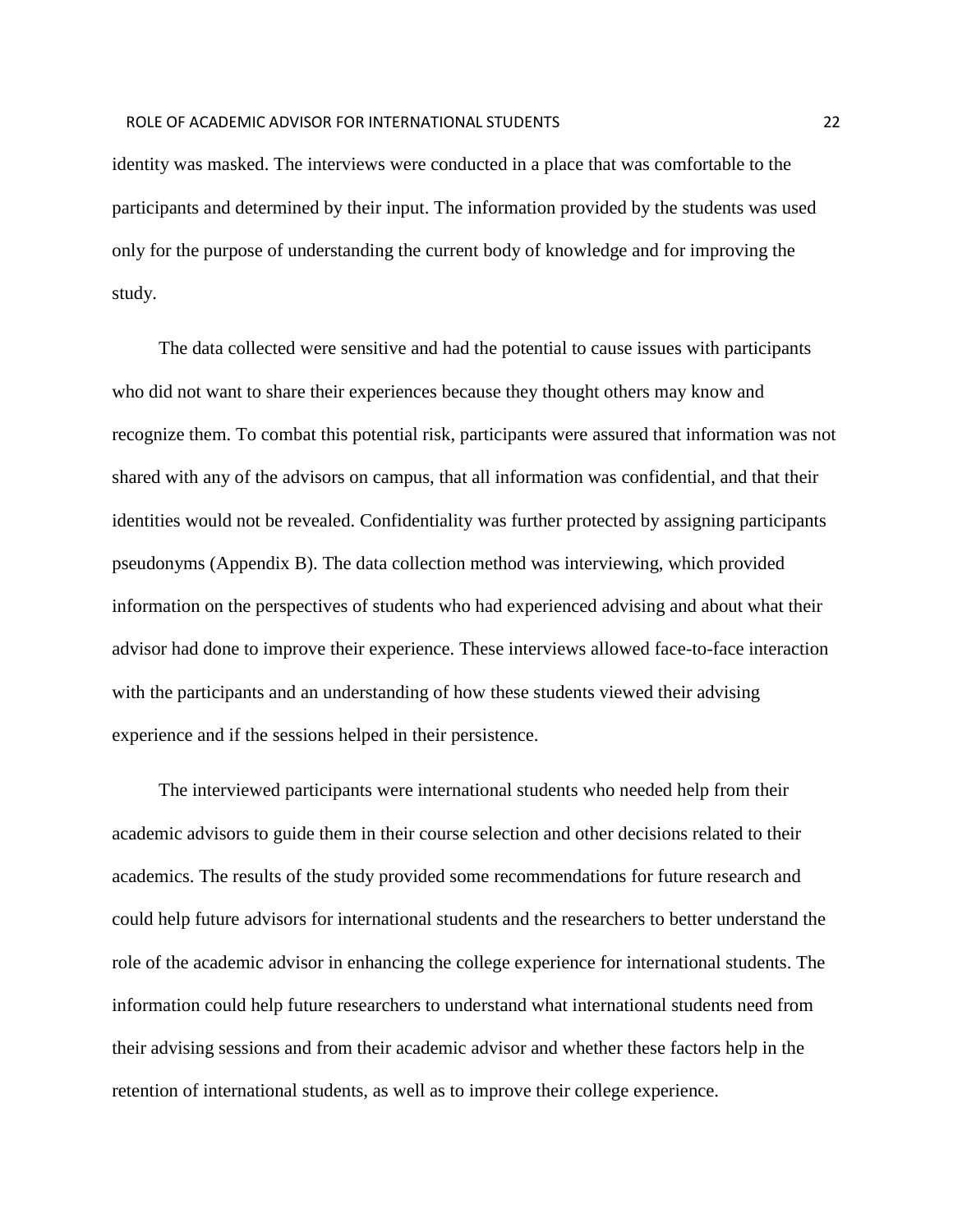identity was masked. The interviews were conducted in a place that was comfortable to the participants and determined by their input. The information provided by the students was used only for the purpose of understanding the current body of knowledge and for improving the study.

The data collected were sensitive and had the potential to cause issues with participants who did not want to share their experiences because they thought others may know and recognize them. To combat this potential risk, participants were assured that information was not shared with any of the advisors on campus, that all information was confidential, and that their identities would not be revealed. Confidentiality was further protected by assigning participants pseudonyms (Appendix B). The data collection method was interviewing, which provided information on the perspectives of students who had experienced advising and about what their advisor had done to improve their experience. These interviews allowed face-to-face interaction with the participants and an understanding of how these students viewed their advising experience and if the sessions helped in their persistence.

The interviewed participants were international students who needed help from their academic advisors to guide them in their course selection and other decisions related to their academics. The results of the study provided some recommendations for future research and could help future advisors for international students and the researchers to better understand the role of the academic advisor in enhancing the college experience for international students. The information could help future researchers to understand what international students need from their advising sessions and from their academic advisor and whether these factors help in the retention of international students, as well as to improve their college experience.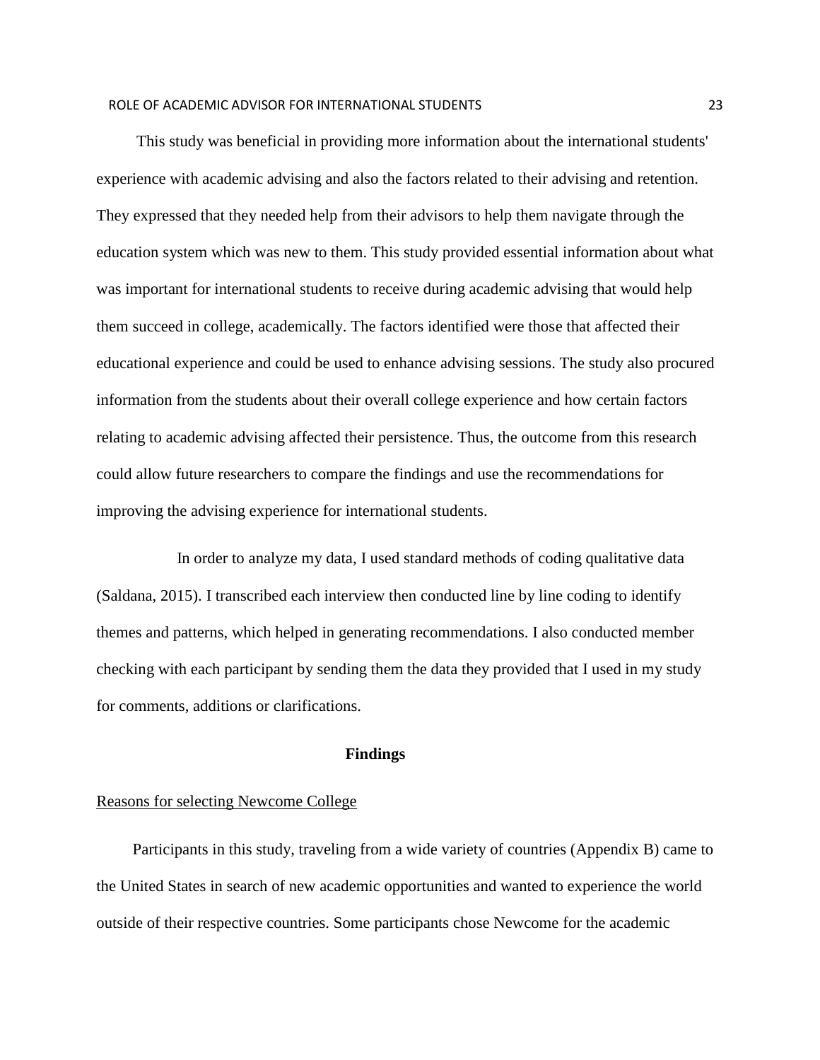This study was beneficial in providing more information about the international students' experience with academic advising and also the factors related to their advising and retention. They expressed that they needed help from their advisors to help them navigate through the education system which was new to them. This study provided essential information about what was important for international students to receive during academic advising that would help them succeed in college, academically. The factors identified were those that affected their educational experience and could be used to enhance advising sessions. The study also procured information from the students about their overall college experience and how certain factors relating to academic advising affected their persistence. Thus, the outcome from this research could allow future researchers to compare the findings and use the recommendations for improving the advising experience for international students.

In order to analyze my data, I used standard methods of coding qualitative data (Saldana, 2015). I transcribed each interview then conducted line by line coding to identify themes and patterns, which helped in generating recommendations. I also conducted member checking with each participant by sending them the data they provided that I used in my study for comments, additions or clarifications.

## Findings

<u>Reasons for selecting Newcome College</u>

Participants in this study, traveling from a wide variety of countries (Appendix B) came to the United States in search of new academic opportunities and wanted to experience the world outside of their respective countries. Some participants chose Newcome for the academic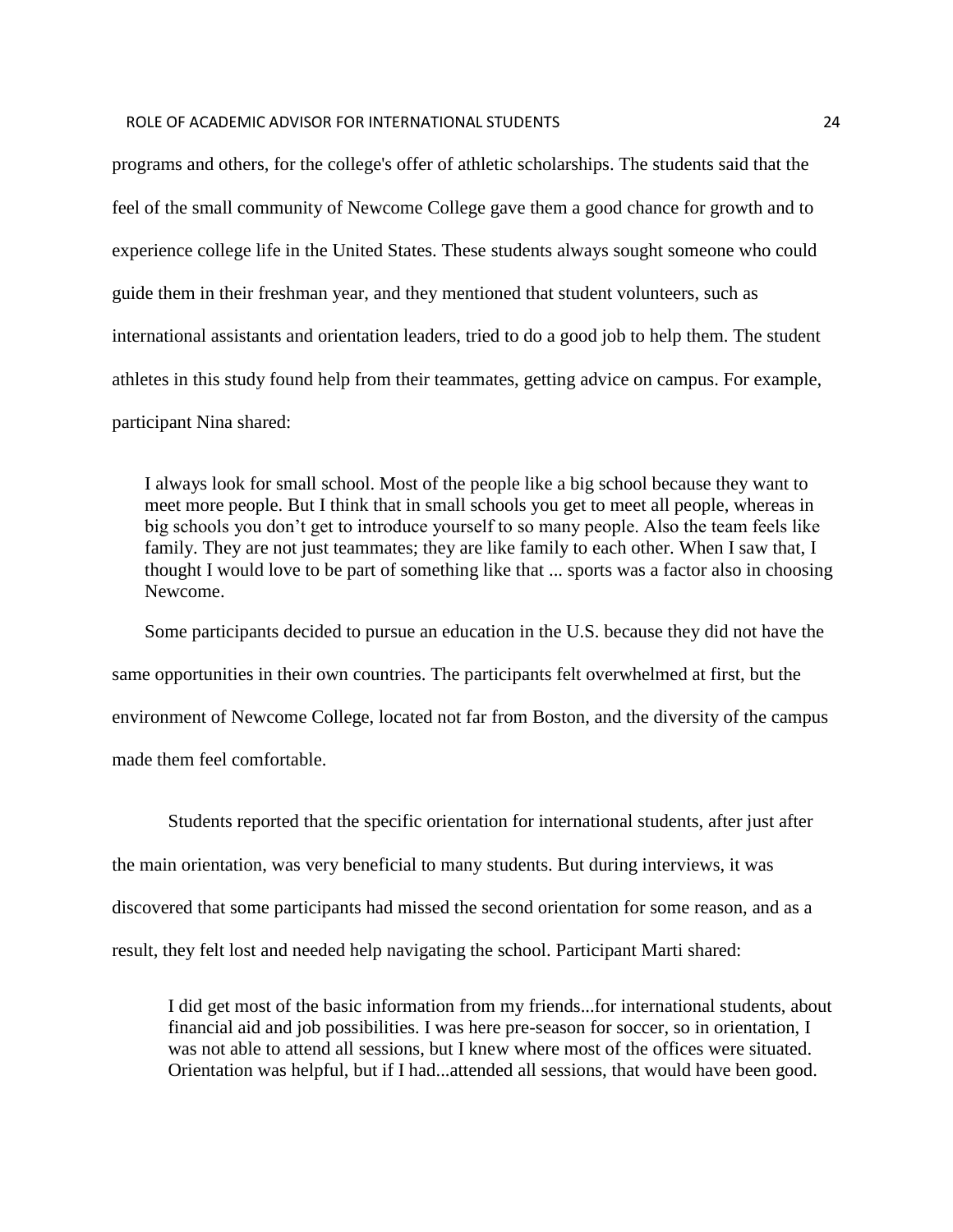programs and others, for the college's offer of athletic scholarships. The students said that the feel of the small community of Newcome College gave them a good chance for growth and to experience college life in the United States. These students always sought someone who could guide them in their freshman year, and they mentioned that student volunteers, such as international assistants and orientation leaders, tried to do a good job to help them. The student athletes in this study found help from their teammates, getting advice on campus. For example, participant Nina shared:

> I always look for small school. Most of the people like a big school because they want to meet more people. But I think that in small schools you get to meet all people, whereas in big schools you don't get to introduce yourself to so many people. Also the team feels like family. They are not just teammates; they are like family to each other. When I saw that, I thought I would love to be part of something like that ... sports was a factor also in choosing Newcome.

Some participants decided to pursue an education in the U.S. because they did not have the same opportunities in their own countries. The participants felt overwhelmed at first, but the environment of Newcome College, located not far from Boston, and the diversity of the campus made them feel comfortable.

Students reported that the specific orientation for international students, after just after the main orientation, was very beneficial to many students. But during interviews, it was discovered that some participants had missed the second orientation for some reason, and as a result, they felt lost and needed help navigating the school. Participant Marti shared:

> I did get most of the basic information from my friends...for international students, about financial aid and job possibilities. I was here pre-season for soccer, so in orientation, I was not able to attend all sessions, but I knew where most of the offices were situated. Orientation was helpful, but if I had...attended all sessions, that would have been good.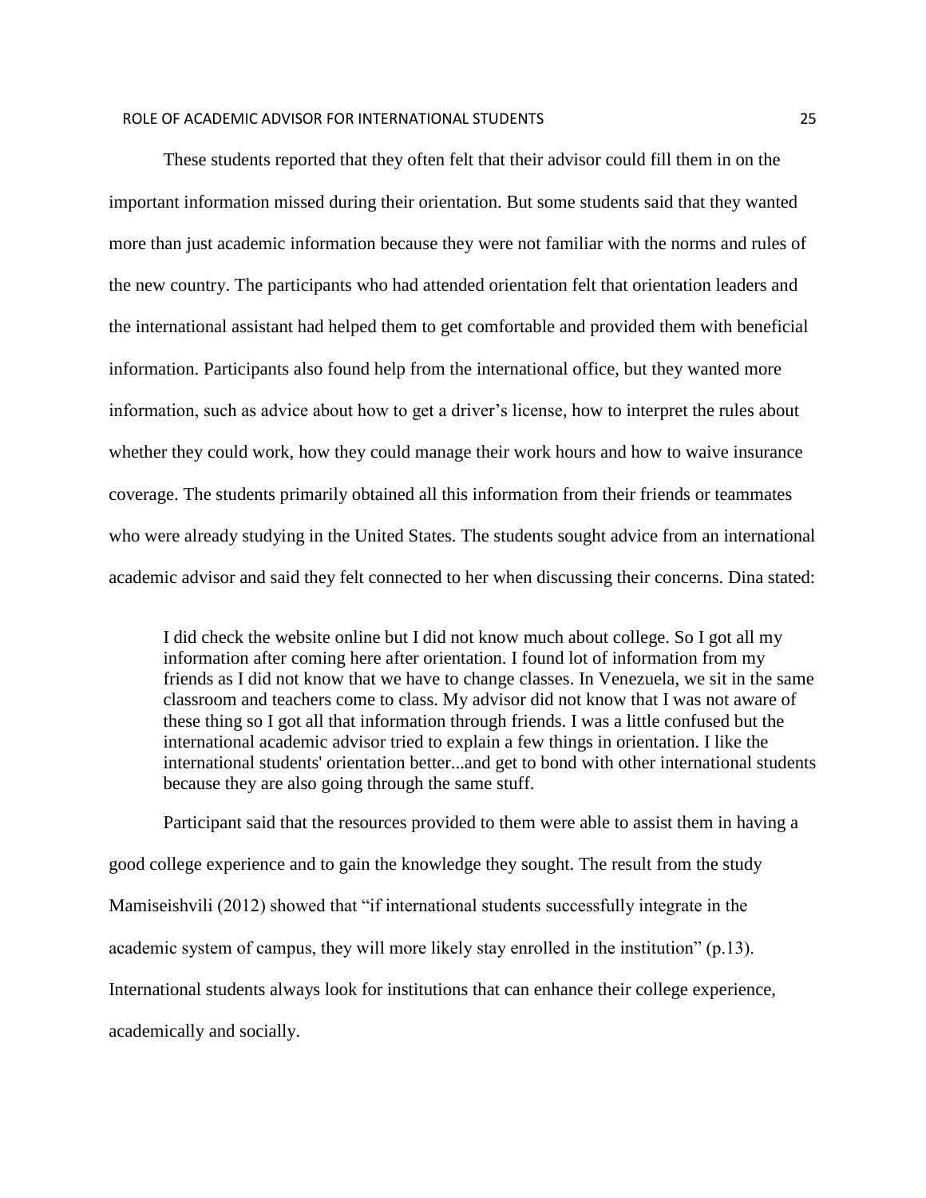These students reported that they often felt that their advisor could fill them in on the important information missed during their orientation. But some students said that they wanted more than just academic information because they were not familiar with the norms and rules of the new country. The participants who had attended orientation felt that orientation leaders and the international assistant had helped them to get comfortable and provided them with beneficial information. Participants also found help from the international office, but they wanted more information, such as advice about how to get a driver's license, how to interpret the rules about whether they could work, how they could manage their work hours and how to waive insurance coverage. The students primarily obtained all this information from their friends or teammates who were already studying in the United States. The students sought advice from an international academic advisor and said they felt connected to her when discussing their concerns. Dina stated:

> I did check the website online but I did not know much about college. So I got all my information after coming here after orientation. I found lot of information from my friends as I did not know that we have to change classes. In Venezuela, we sit in the same classroom and teachers come to class. My advisor did not know that I was not aware of these thing so I got all that information through friends. I was a little confused but the international academic advisor tried to explain a few things in orientation. I like the international students' orientation better...and get to bond with other international students because they are also going through the same stuff.

Participant said that the resources provided to them were able to assist them in having a good college experience and to gain the knowledge they sought. The result from the study Mamiseishvili (2012) showed that "if international students successfully integrate in the academic system of campus, they will more likely stay enrolled in the institution" (p.13). International students always look for institutions that can enhance their college experience, academically and socially.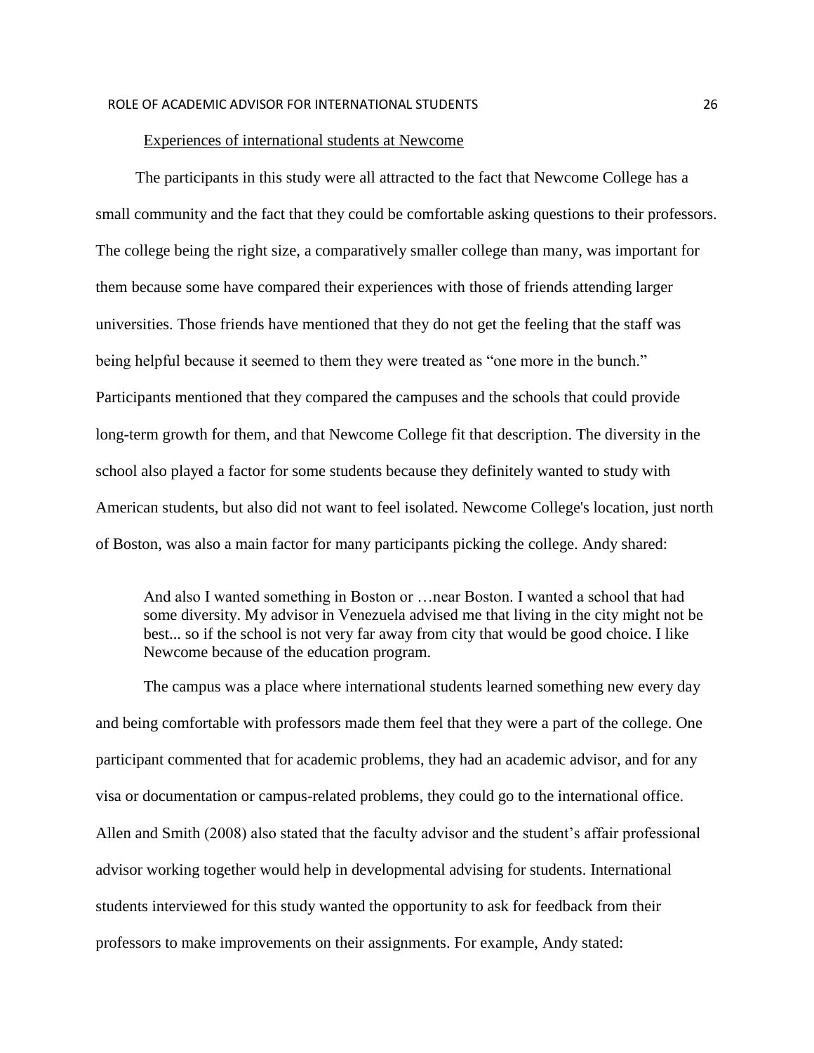Experiences of international students at Newcome

The participants in this study were all attracted to the fact that Newcome College has a small community and the fact that they could be comfortable asking questions to their professors. The college being the right size, a comparatively smaller college than many, was important for them because some have compared their experiences with those of friends attending larger universities. Those friends have mentioned that they do not get the feeling that the staff was being helpful because it seemed to them they were treated as "one more in the bunch." Participants mentioned that they compared the campuses and the schools that could provide long-term growth for them, and that Newcome College fit that description. The diversity in the school also played a factor for some students because they definitely wanted to study with American students, but also did not want to feel isolated. Newcome College's location, just north of Boston, was also a main factor for many participants picking the college. Andy shared:

> And also I wanted something in Boston or …near Boston. I wanted a school that had some diversity. My advisor in Venezuela advised me that living in the city might not be best... so if the school is not very far away from city that would be good choice. I like Newcome because of the education program.

The campus was a place where international students learned something new every day and being comfortable with professors made them feel that they were a part of the college. One participant commented that for academic problems, they had an academic advisor, and for any visa or documentation or campus-related problems, they could go to the international office. Allen and Smith (2008) also stated that the faculty advisor and the student's affair professional advisor working together would help in developmental advising for students. International students interviewed for this study wanted the opportunity to ask for feedback from their professors to make improvements on their assignments. For example, Andy stated: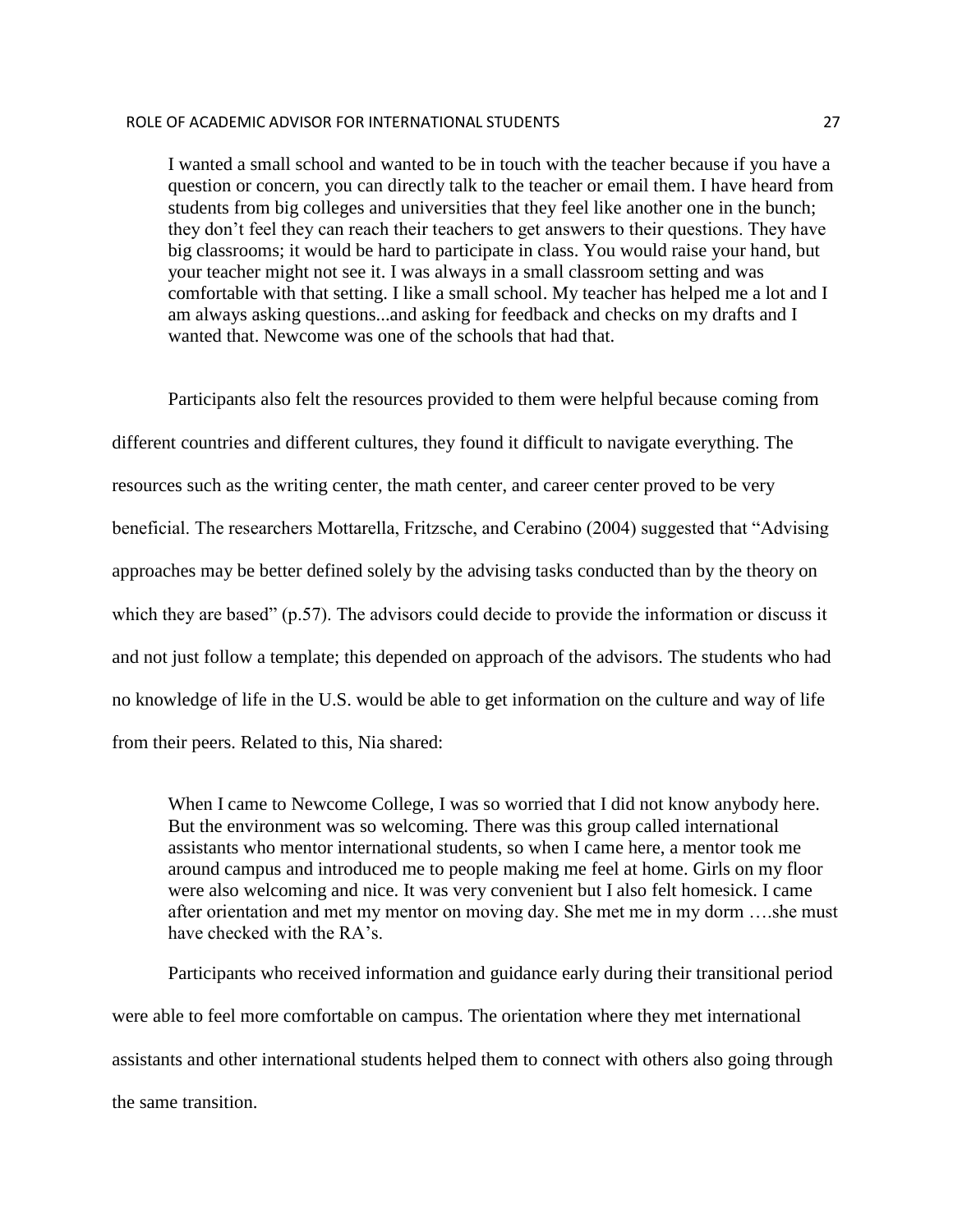> I wanted a small school and wanted to be in touch with the teacher because if you have a question or concern, you can directly talk to the teacher or email them. I have heard from students from big colleges and universities that they feel like another one in the bunch; they don't feel they can reach their teachers to get answers to their questions. They have big classrooms; it would be hard to participate in class. You would raise your hand, but your teacher might not see it. I was always in a small classroom setting and was comfortable with that setting. I like a small school. My teacher has helped me a lot and I am always asking questions...and asking for feedback and checks on my drafts and I wanted that. Newcome was one of the schools that had that.

Participants also felt the resources provided to them were helpful because coming from different countries and different cultures, they found it difficult to navigate everything. The resources such as the writing center, the math center, and career center proved to be very beneficial. The researchers Mottarella, Fritzsche, and Cerabino (2004) suggested that "Advising approaches may be better defined solely by the advising tasks conducted than by the theory on which they are based" (p.57). The advisors could decide to provide the information or discuss it and not just follow a template; this depended on approach of the advisors. The students who had no knowledge of life in the U.S. would be able to get information on the culture and way of life from their peers. Related to this, Nia shared:

> When I came to Newcome College, I was so worried that I did not know anybody here. But the environment was so welcoming. There was this group called international assistants who mentor international students, so when I came here, a mentor took me around campus and introduced me to people making me feel at home. Girls on my floor were also welcoming and nice. It was very convenient but I also felt homesick. I came after orientation and met my mentor on moving day. She met me in my dorm ….she must have checked with the RA's.

Participants who received information and guidance early during their transitional period were able to feel more comfortable on campus. The orientation where they met international assistants and other international students helped them to connect with others also going through the same transition.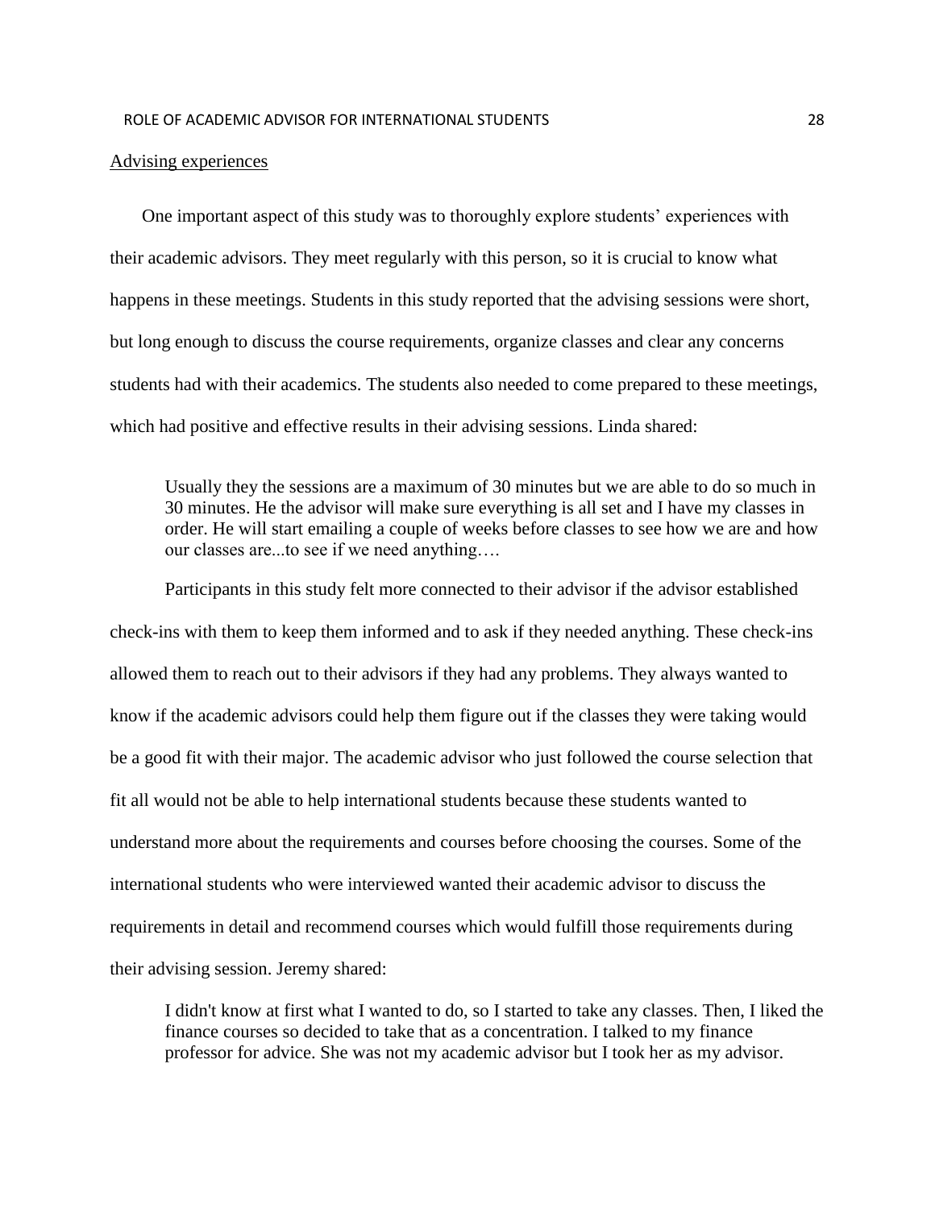Advising experiences

One important aspect of this study was to thoroughly explore students' experiences with their academic advisors. They meet regularly with this person, so it is crucial to know what happens in these meetings. Students in this study reported that the advising sessions were short, but long enough to discuss the course requirements, organize classes and clear any concerns students had with their academics. The students also needed to come prepared to these meetings, which had positive and effective results in their advising sessions. Linda shared:

> Usually they the sessions are a maximum of 30 minutes but we are able to do so much in 30 minutes. He the advisor will make sure everything is all set and I have my classes in order. He will start emailing a couple of weeks before classes to see how we are and how our classes are...to see if we need anything….

Participants in this study felt more connected to their advisor if the advisor established check-ins with them to keep them informed and to ask if they needed anything. These check-ins allowed them to reach out to their advisors if they had any problems. They always wanted to know if the academic advisors could help them figure out if the classes they were taking would be a good fit with their major. The academic advisor who just followed the course selection that fit all would not be able to help international students because these students wanted to understand more about the requirements and courses before choosing the courses. Some of the international students who were interviewed wanted their academic advisor to discuss the requirements in detail and recommend courses which would fulfill those requirements during their advising session. Jeremy shared:

> I didn't know at first what I wanted to do, so I started to take any classes. Then, I liked the finance courses so decided to take that as a concentration. I talked to my finance professor for advice. She was not my academic advisor but I took her as my advisor.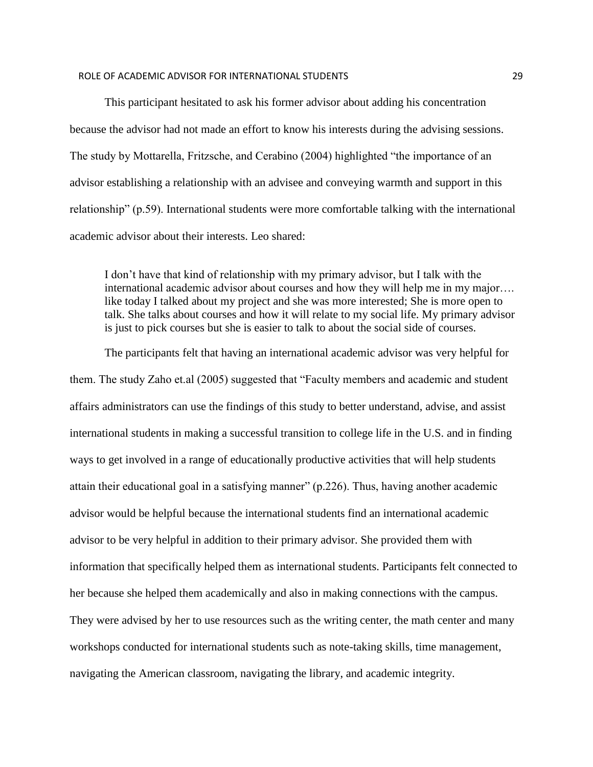This participant hesitated to ask his former advisor about adding his concentration because the advisor had not made an effort to know his interests during the advising sessions. The study by Mottarella, Fritzsche, and Cerabino (2004) highlighted "the importance of an advisor establishing a relationship with an advisee and conveying warmth and support in this relationship" (p.59). International students were more comfortable talking with the international academic advisor about their interests. Leo shared:

> I don't have that kind of relationship with my primary advisor, but I talk with the international academic advisor about courses and how they will help me in my major…. like today I talked about my project and she was more interested; She is more open to talk. She talks about courses and how it will relate to my social life. My primary advisor is just to pick courses but she is easier to talk to about the social side of courses.

The participants felt that having an international academic advisor was very helpful for them. The study Zaho et.al (2005) suggested that "Faculty members and academic and student affairs administrators can use the findings of this study to better understand, advise, and assist international students in making a successful transition to college life in the U.S. and in finding ways to get involved in a range of educationally productive activities that will help students attain their educational goal in a satisfying manner" (p.226). Thus, having another academic advisor would be helpful because the international students find an international academic advisor to be very helpful in addition to their primary advisor. She provided them with information that specifically helped them as international students. Participants felt connected to her because she helped them academically and also in making connections with the campus. They were advised by her to use resources such as the writing center, the math center and many workshops conducted for international students such as note-taking skills, time management, navigating the American classroom, navigating the library, and academic integrity.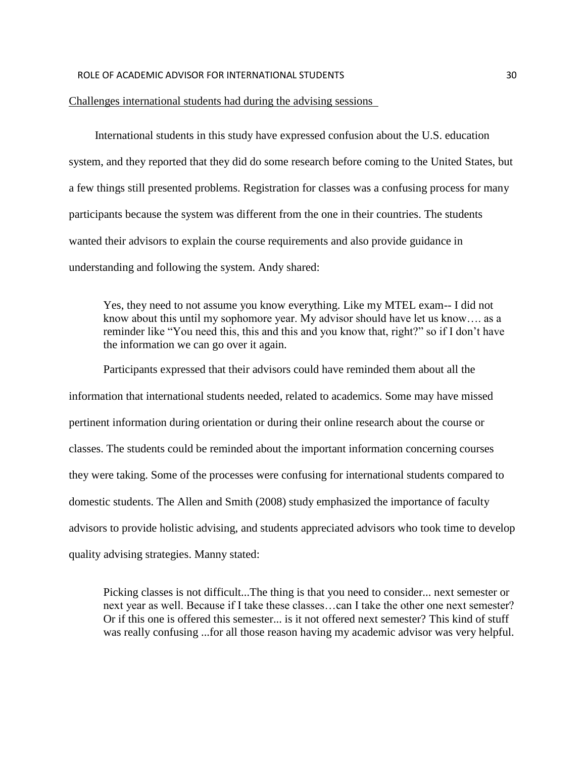Challenges international students had during the advising sessions

International students in this study have expressed confusion about the U.S. education system, and they reported that they did do some research before coming to the United States, but a few things still presented problems. Registration for classes was a confusing process for many participants because the system was different from the one in their countries. The students wanted their advisors to explain the course requirements and also provide guidance in understanding and following the system. Andy shared:

> Yes, they need to not assume you know everything. Like my MTEL exam-- I did not know about this until my sophomore year. My advisor should have let us know…. as a reminder like "You need this, this and this and you know that, right?" so if I don't have the information we can go over it again.

Participants expressed that their advisors could have reminded them about all the information that international students needed, related to academics. Some may have missed pertinent information during orientation or during their online research about the course or classes. The students could be reminded about the important information concerning courses they were taking. Some of the processes were confusing for international students compared to domestic students. The Allen and Smith (2008) study emphasized the importance of faculty advisors to provide holistic advising, and students appreciated advisors who took time to develop quality advising strategies. Manny stated:

> Picking classes is not difficult...The thing is that you need to consider... next semester or next year as well. Because if I take these classes…can I take the other one next semester? Or if this one is offered this semester... is it not offered next semester? This kind of stuff was really confusing ...for all those reason having my academic advisor was very helpful.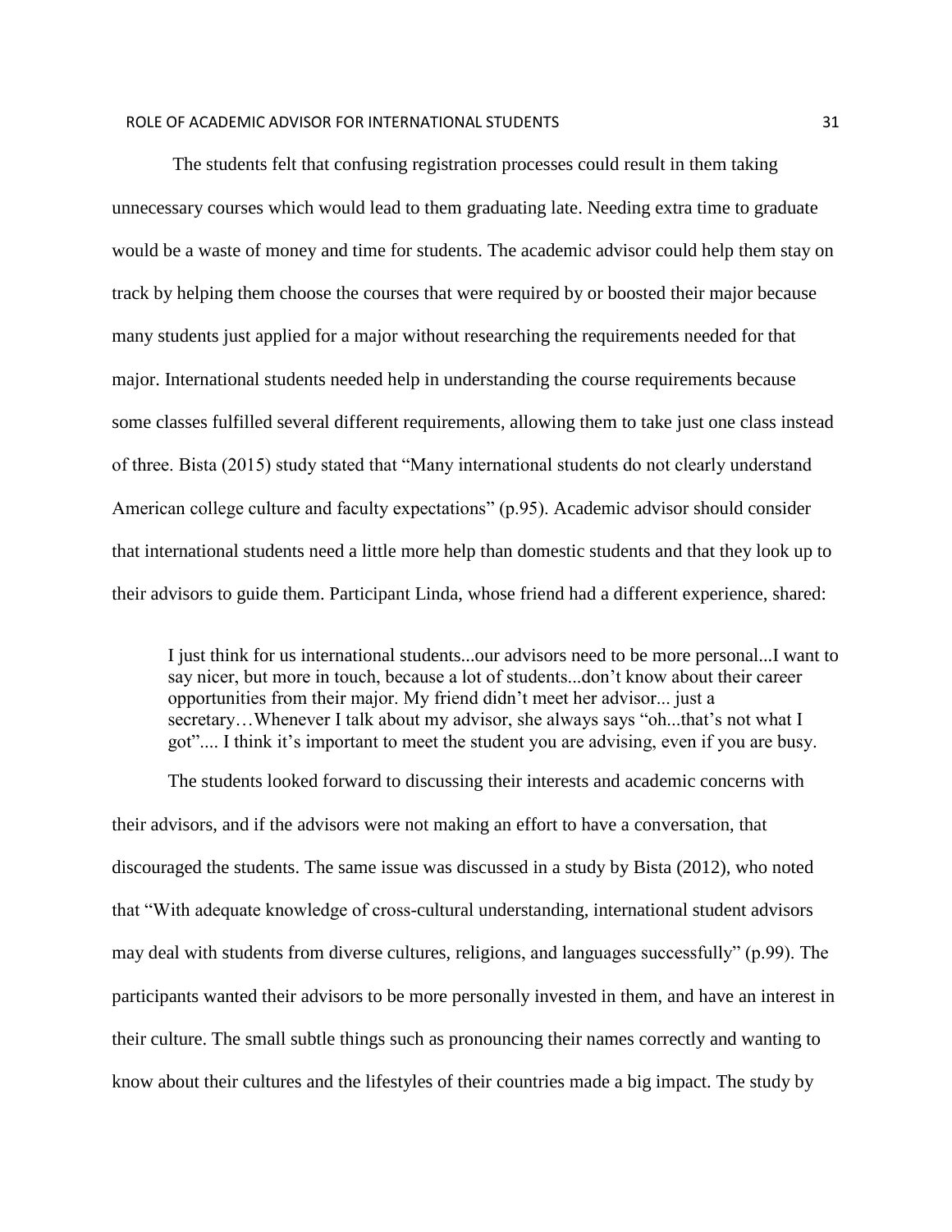The students felt that confusing registration processes could result in them taking unnecessary courses which would lead to them graduating late. Needing extra time to graduate would be a waste of money and time for students. The academic advisor could help them stay on track by helping them choose the courses that were required by or boosted their major because many students just applied for a major without researching the requirements needed for that major. International students needed help in understanding the course requirements because some classes fulfilled several different requirements, allowing them to take just one class instead of three. Bista (2015) study stated that "Many international students do not clearly understand American college culture and faculty expectations" (p.95). Academic advisor should consider that international students need a little more help than domestic students and that they look up to their advisors to guide them. Participant Linda, whose friend had a different experience, shared:

> I just think for us international students...our advisors need to be more personal...I want to say nicer, but more in touch, because a lot of students...don't know about their career opportunities from their major. My friend didn't meet her advisor... just a secretary…Whenever I talk about my advisor, she always says "oh...that's not what I got".... I think it's important to meet the student you are advising, even if you are busy.

The students looked forward to discussing their interests and academic concerns with their advisors, and if the advisors were not making an effort to have a conversation, that discouraged the students. The same issue was discussed in a study by Bista (2012), who noted that "With adequate knowledge of cross-cultural understanding, international student advisors may deal with students from diverse cultures, religions, and languages successfully" (p.99). The participants wanted their advisors to be more personally invested in them, and have an interest in their culture. The small subtle things such as pronouncing their names correctly and wanting to know about their cultures and the lifestyles of their countries made a big impact. The study by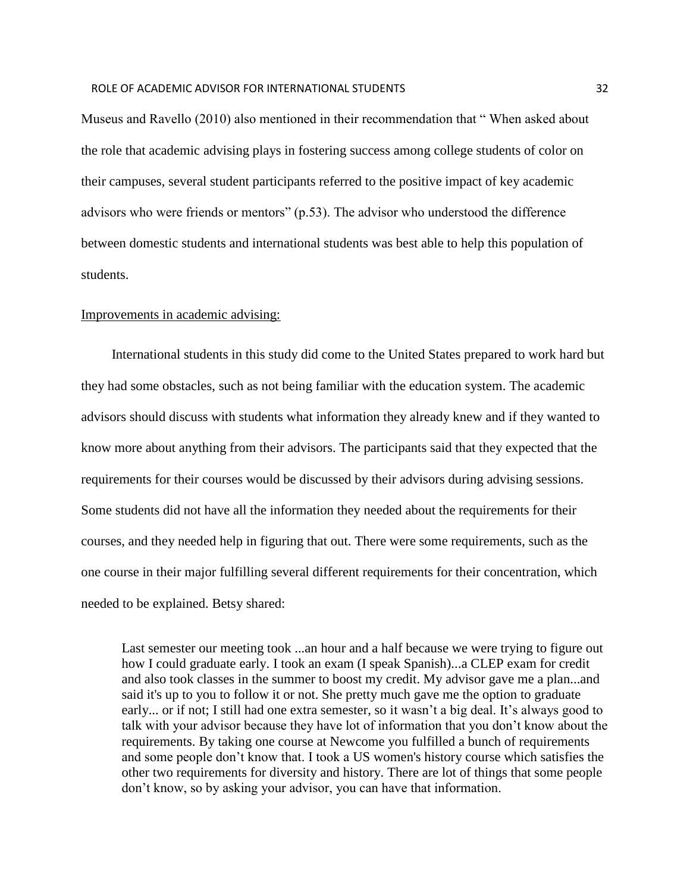Museus and Ravello (2010) also mentioned in their recommendation that " When asked about the role that academic advising plays in fostering success among college students of color on their campuses, several student participants referred to the positive impact of key academic advisors who were friends or mentors" (p.53). The advisor who understood the difference between domestic students and international students was best able to help this population of students.

<u>Improvements in academic advising:</u>

International students in this study did come to the United States prepared to work hard but they had some obstacles, such as not being familiar with the education system. The academic advisors should discuss with students what information they already knew and if they wanted to know more about anything from their advisors. The participants said that they expected that the requirements for their courses would be discussed by their advisors during advising sessions. Some students did not have all the information they needed about the requirements for their courses, and they needed help in figuring that out. There were some requirements, such as the one course in their major fulfilling several different requirements for their concentration, which needed to be explained. Betsy shared:

> Last semester our meeting took ...an hour and a half because we were trying to figure out how I could graduate early. I took an exam (I speak Spanish)...a CLEP exam for credit and also took classes in the summer to boost my credit. My advisor gave me a plan...and said it's up to you to follow it or not. She pretty much gave me the option to graduate early... or if not; I still had one extra semester, so it wasn't a big deal. It's always good to talk with your advisor because they have lot of information that you don't know about the requirements. By taking one course at Newcome you fulfilled a bunch of requirements and some people don't know that. I took a US women's history course which satisfies the other two requirements for diversity and history. There are lot of things that some people don't know, so by asking your advisor, you can have that information.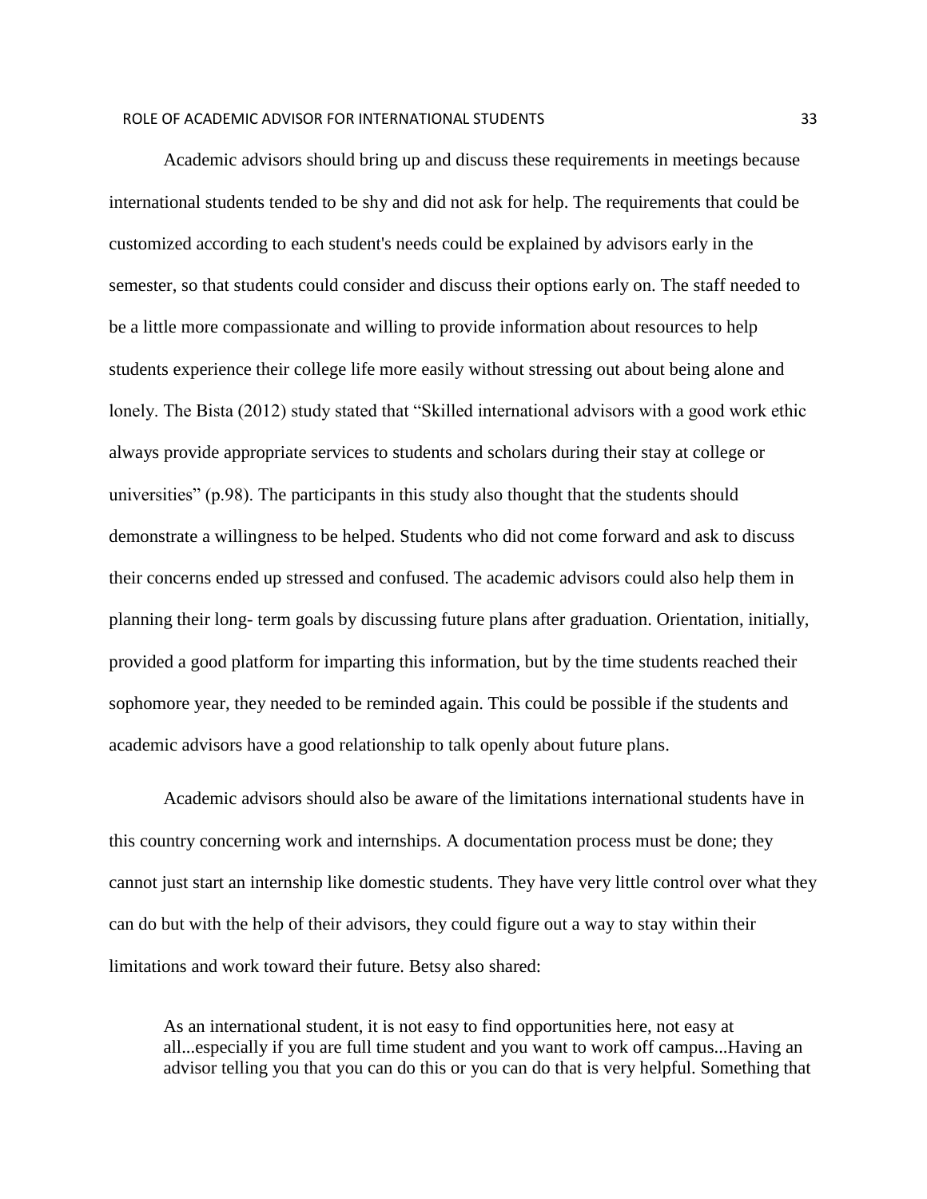Academic advisors should bring up and discuss these requirements in meetings because international students tended to be shy and did not ask for help. The requirements that could be customized according to each student's needs could be explained by advisors early in the semester, so that students could consider and discuss their options early on. The staff needed to be a little more compassionate and willing to provide information about resources to help students experience their college life more easily without stressing out about being alone and lonely. The Bista (2012) study stated that "Skilled international advisors with a good work ethic always provide appropriate services to students and scholars during their stay at college or universities" (p.98). The participants in this study also thought that the students should demonstrate a willingness to be helped. Students who did not come forward and ask to discuss their concerns ended up stressed and confused. The academic advisors could also help them in planning their long- term goals by discussing future plans after graduation. Orientation, initially, provided a good platform for imparting this information, but by the time students reached their sophomore year, they needed to be reminded again. This could be possible if the students and academic advisors have a good relationship to talk openly about future plans.

Academic advisors should also be aware of the limitations international students have in this country concerning work and internships. A documentation process must be done; they cannot just start an internship like domestic students. They have very little control over what they can do but with the help of their advisors, they could figure out a way to stay within their limitations and work toward their future. Betsy also shared:

> As an international student, it is not easy to find opportunities here, not easy at all...especially if you are full time student and you want to work off campus...Having an advisor telling you that you can do this or you can do that is very helpful. Something that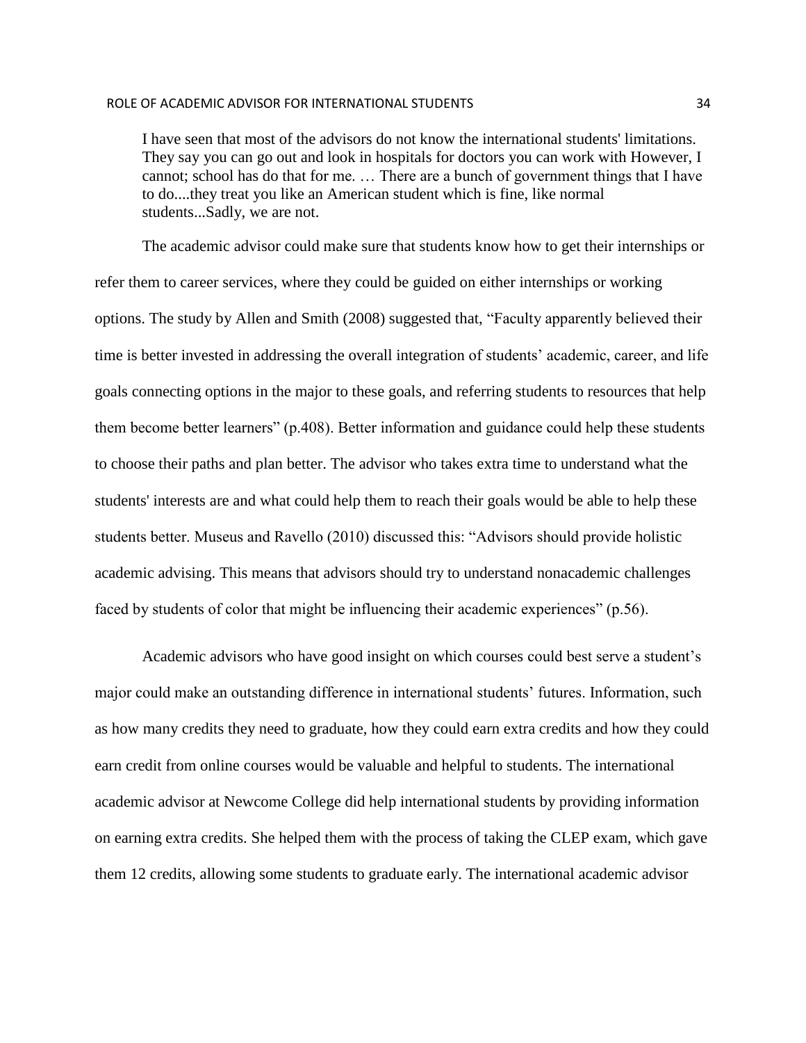> I have seen that most of the advisors do not know the international students' limitations. They say you can go out and look in hospitals for doctors you can work with However, I cannot; school has do that for me. … There are a bunch of government things that I have to do....they treat you like an American student which is fine, like normal students...Sadly, we are not.

The academic advisor could make sure that students know how to get their internships or refer them to career services, where they could be guided on either internships or working options. The study by Allen and Smith (2008) suggested that, "Faculty apparently believed their time is better invested in addressing the overall integration of students' academic, career, and life goals connecting options in the major to these goals, and referring students to resources that help them become better learners" (p.408). Better information and guidance could help these students to choose their paths and plan better. The advisor who takes extra time to understand what the students' interests are and what could help them to reach their goals would be able to help these students better. Museus and Ravello (2010) discussed this: "Advisors should provide holistic academic advising. This means that advisors should try to understand nonacademic challenges faced by students of color that might be influencing their academic experiences" (p.56).

Academic advisors who have good insight on which courses could best serve a student's major could make an outstanding difference in international students' futures. Information, such as how many credits they need to graduate, how they could earn extra credits and how they could earn credit from online courses would be valuable and helpful to students. The international academic advisor at Newcome College did help international students by providing information on earning extra credits. She helped them with the process of taking the CLEP exam, which gave them 12 credits, allowing some students to graduate early. The international academic advisor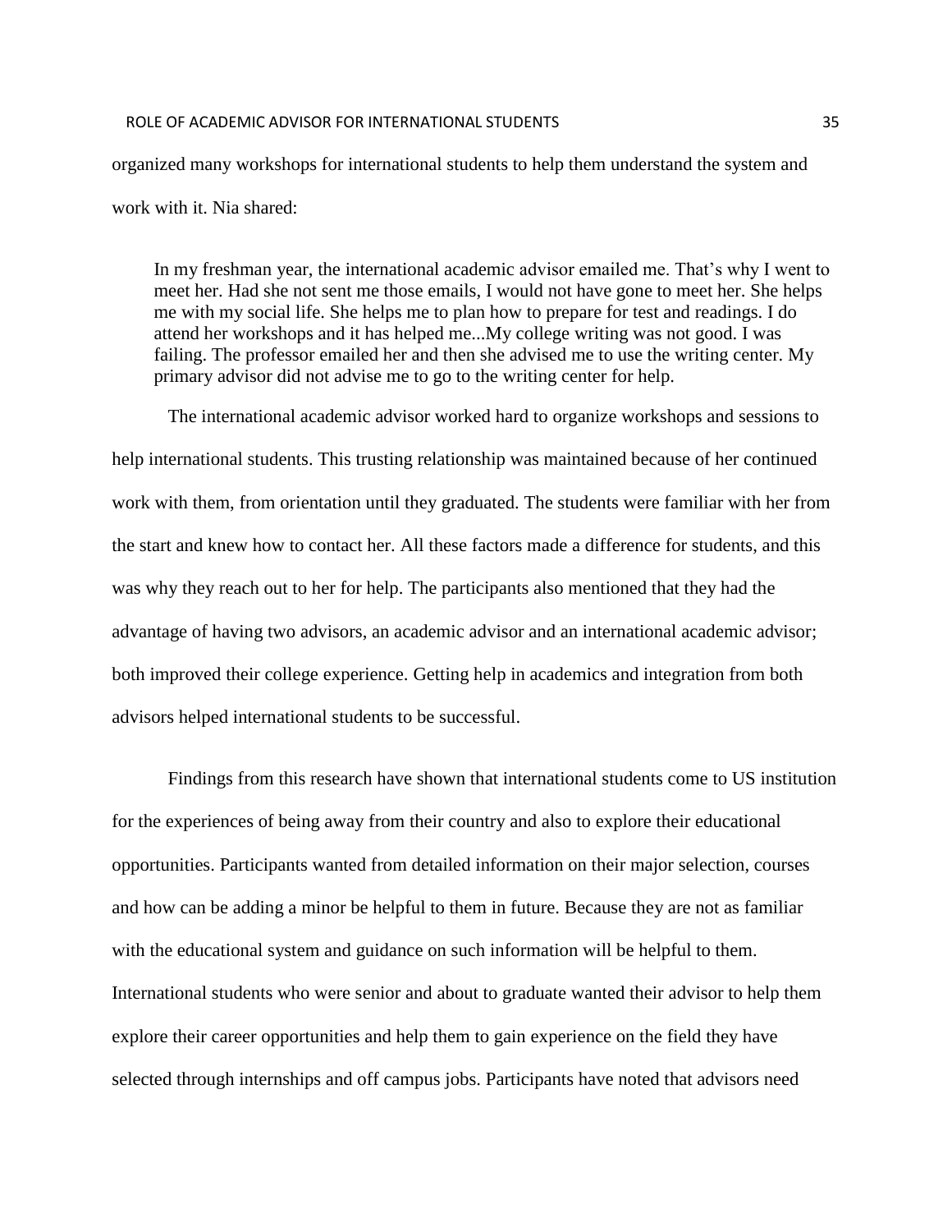organized many workshops for international students to help them understand the system and work with it. Nia shared:

> In my freshman year, the international academic advisor emailed me. That's why I went to meet her. Had she not sent me those emails, I would not have gone to meet her. She helps me with my social life. She helps me to plan how to prepare for test and readings. I do attend her workshops and it has helped me...My college writing was not good. I was failing. The professor emailed her and then she advised me to use the writing center. My primary advisor did not advise me to go to the writing center for help.

The international academic advisor worked hard to organize workshops and sessions to help international students. This trusting relationship was maintained because of her continued work with them, from orientation until they graduated. The students were familiar with her from the start and knew how to contact her. All these factors made a difference for students, and this was why they reach out to her for help. The participants also mentioned that they had the advantage of having two advisors, an academic advisor and an international academic advisor; both improved their college experience. Getting help in academics and integration from both advisors helped international students to be successful.

Findings from this research have shown that international students come to US institution for the experiences of being away from their country and also to explore their educational opportunities. Participants wanted from detailed information on their major selection, courses and how can be adding a minor be helpful to them in future. Because they are not as familiar with the educational system and guidance on such information will be helpful to them. International students who were senior and about to graduate wanted their advisor to help them explore their career opportunities and help them to gain experience on the field they have selected through internships and off campus jobs. Participants have noted that advisors need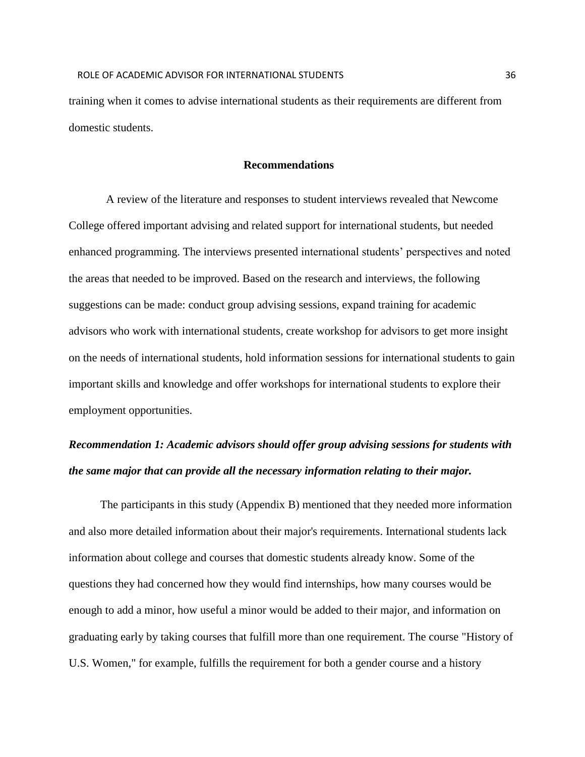training when it comes to advise international students as their requirements are different from domestic students.

## Recommendations

A review of the literature and responses to student interviews revealed that Newcome College offered important advising and related support for international students, but needed enhanced programming. The interviews presented international students' perspectives and noted the areas that needed to be improved. Based on the research and interviews, the following suggestions can be made: conduct group advising sessions, expand training for academic advisors who work with international students, create workshop for advisors to get more insight on the needs of international students, hold information sessions for international students to gain important skills and knowledge and offer workshops for international students to explore their employment opportunities.

### ***Recommendation 1: Academic advisors should offer group advising sessions for students with the same major that can provide all the necessary information relating to their major.***

The participants in this study (Appendix B) mentioned that they needed more information and also more detailed information about their major's requirements. International students lack information about college and courses that domestic students already know. Some of the questions they had concerned how they would find internships, how many courses would be enough to add a minor, how useful a minor would be added to their major, and information on graduating early by taking courses that fulfill more than one requirement. The course "History of U.S. Women," for example, fulfills the requirement for both a gender course and a history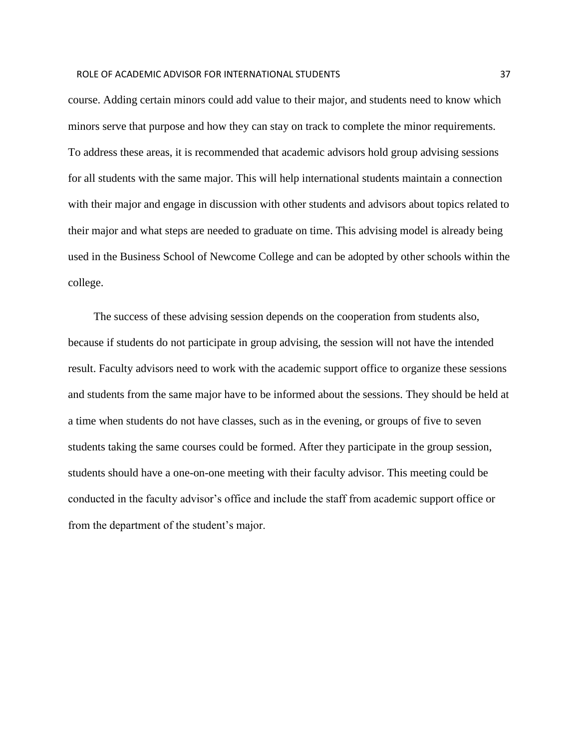course. Adding certain minors could add value to their major, and students need to know which minors serve that purpose and how they can stay on track to complete the minor requirements. To address these areas, it is recommended that academic advisors hold group advising sessions for all students with the same major. This will help international students maintain a connection with their major and engage in discussion with other students and advisors about topics related to their major and what steps are needed to graduate on time. This advising model is already being used in the Business School of Newcome College and can be adopted by other schools within the college.

The success of these advising session depends on the cooperation from students also, because if students do not participate in group advising, the session will not have the intended result. Faculty advisors need to work with the academic support office to organize these sessions and students from the same major have to be informed about the sessions. They should be held at a time when students do not have classes, such as in the evening, or groups of five to seven students taking the same courses could be formed. After they participate in the group session, students should have a one-on-one meeting with their faculty advisor. This meeting could be conducted in the faculty advisor's office and include the staff from academic support office or from the department of the student's major.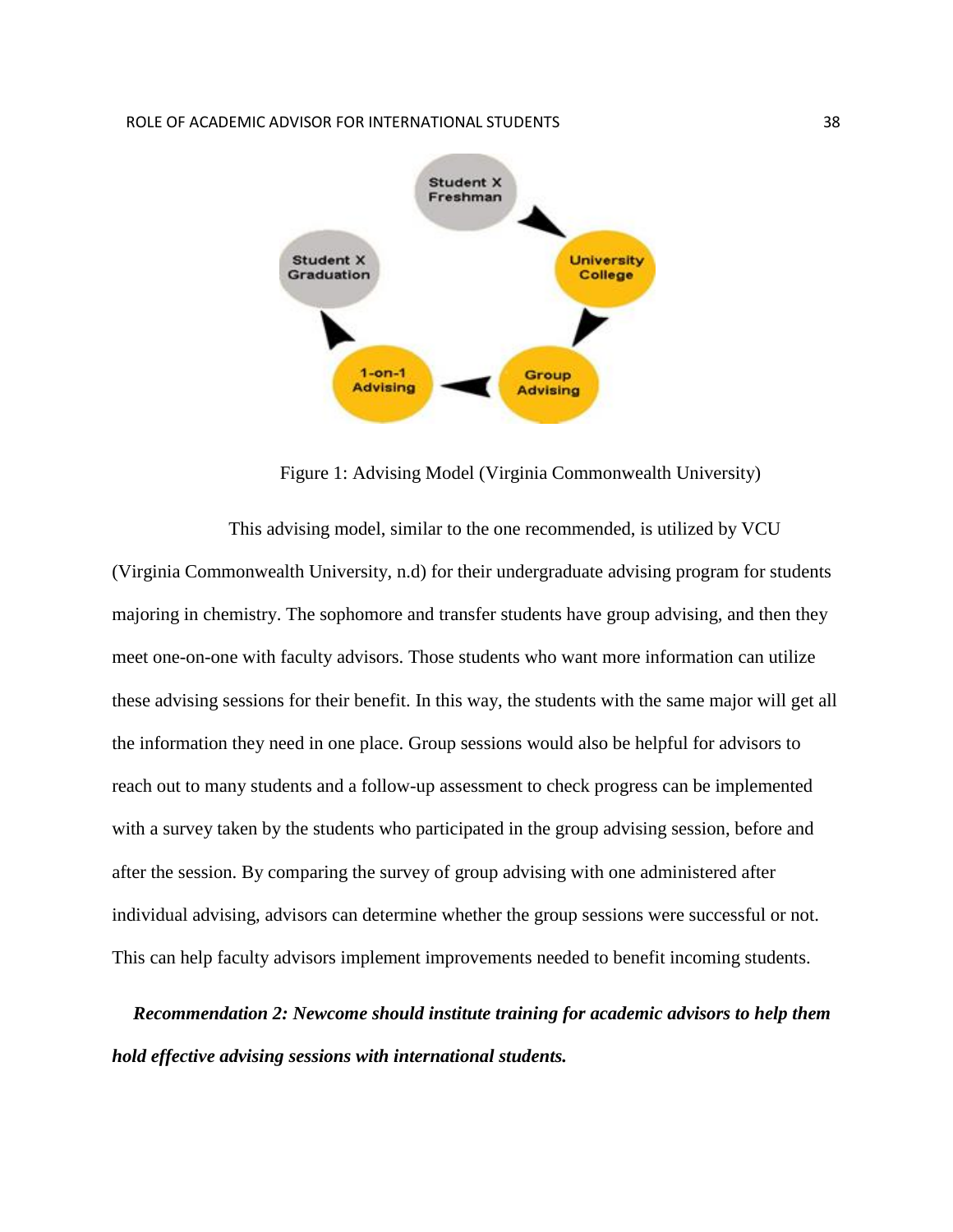Figure 1: Advising Model (Virginia Commonwealth University)

This advising model, similar to the one recommended, is utilized by VCU (Virginia Commonwealth University, n.d) for their undergraduate advising program for students majoring in chemistry. The sophomore and transfer students have group advising, and then they meet one-on-one with faculty advisors. Those students who want more information can utilize these advising sessions for their benefit. In this way, the students with the same major will get all the information they need in one place. Group sessions would also be helpful for advisors to reach out to many students and a follow-up assessment to check progress can be implemented with a survey taken by the students who participated in the group advising session, before and after the session. By comparing the survey of group advising with one administered after individual advising, advisors can determine whether the group sessions were successful or not. This can help faculty advisors implement improvements needed to benefit incoming students.

***Recommendation 2: Newcome should institute training for academic advisors to help them hold effective advising sessions with international students.***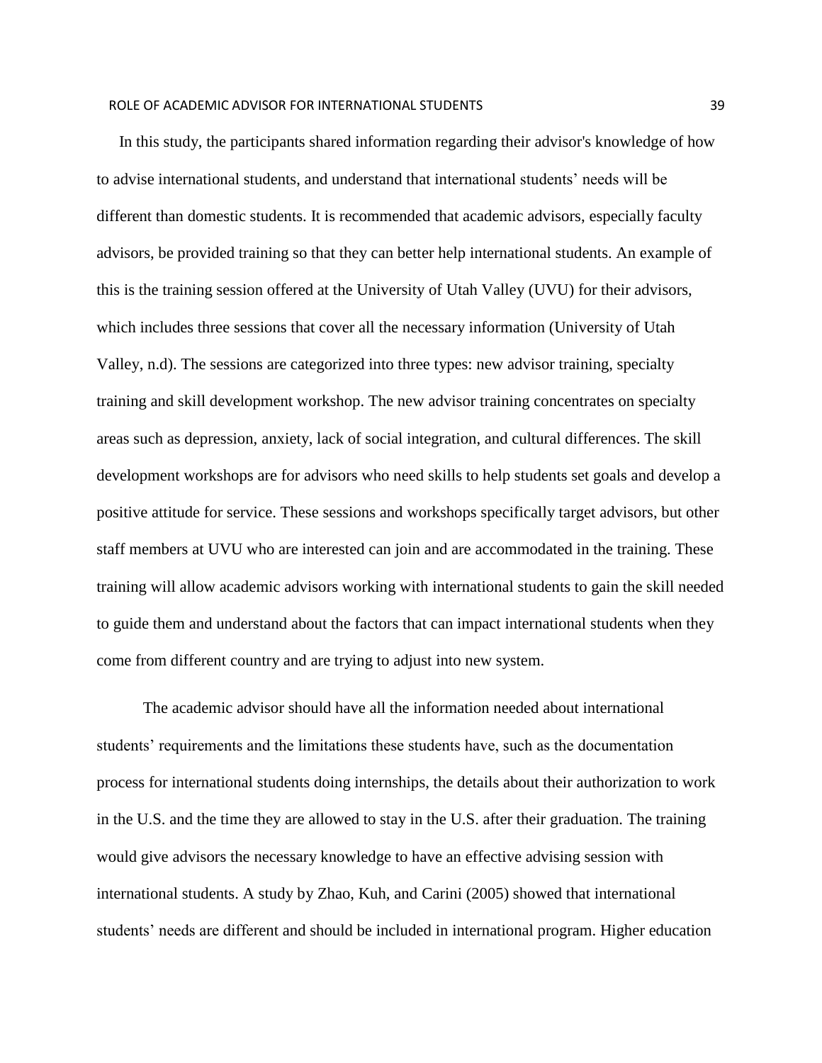In this study, the participants shared information regarding their advisor's knowledge of how to advise international students, and understand that international students' needs will be different than domestic students. It is recommended that academic advisors, especially faculty advisors, be provided training so that they can better help international students. An example of this is the training session offered at the University of Utah Valley (UVU) for their advisors, which includes three sessions that cover all the necessary information (University of Utah Valley, n.d). The sessions are categorized into three types: new advisor training, specialty training and skill development workshop. The new advisor training concentrates on specialty areas such as depression, anxiety, lack of social integration, and cultural differences. The skill development workshops are for advisors who need skills to help students set goals and develop a positive attitude for service. These sessions and workshops specifically target advisors, but other staff members at UVU who are interested can join and are accommodated in the training. These training will allow academic advisors working with international students to gain the skill needed to guide them and understand about the factors that can impact international students when they come from different country and are trying to adjust into new system.

The academic advisor should have all the information needed about international students' requirements and the limitations these students have, such as the documentation process for international students doing internships, the details about their authorization to work in the U.S. and the time they are allowed to stay in the U.S. after their graduation. The training would give advisors the necessary knowledge to have an effective advising session with international students. A study by Zhao, Kuh, and Carini (2005) showed that international students' needs are different and should be included in international program. Higher education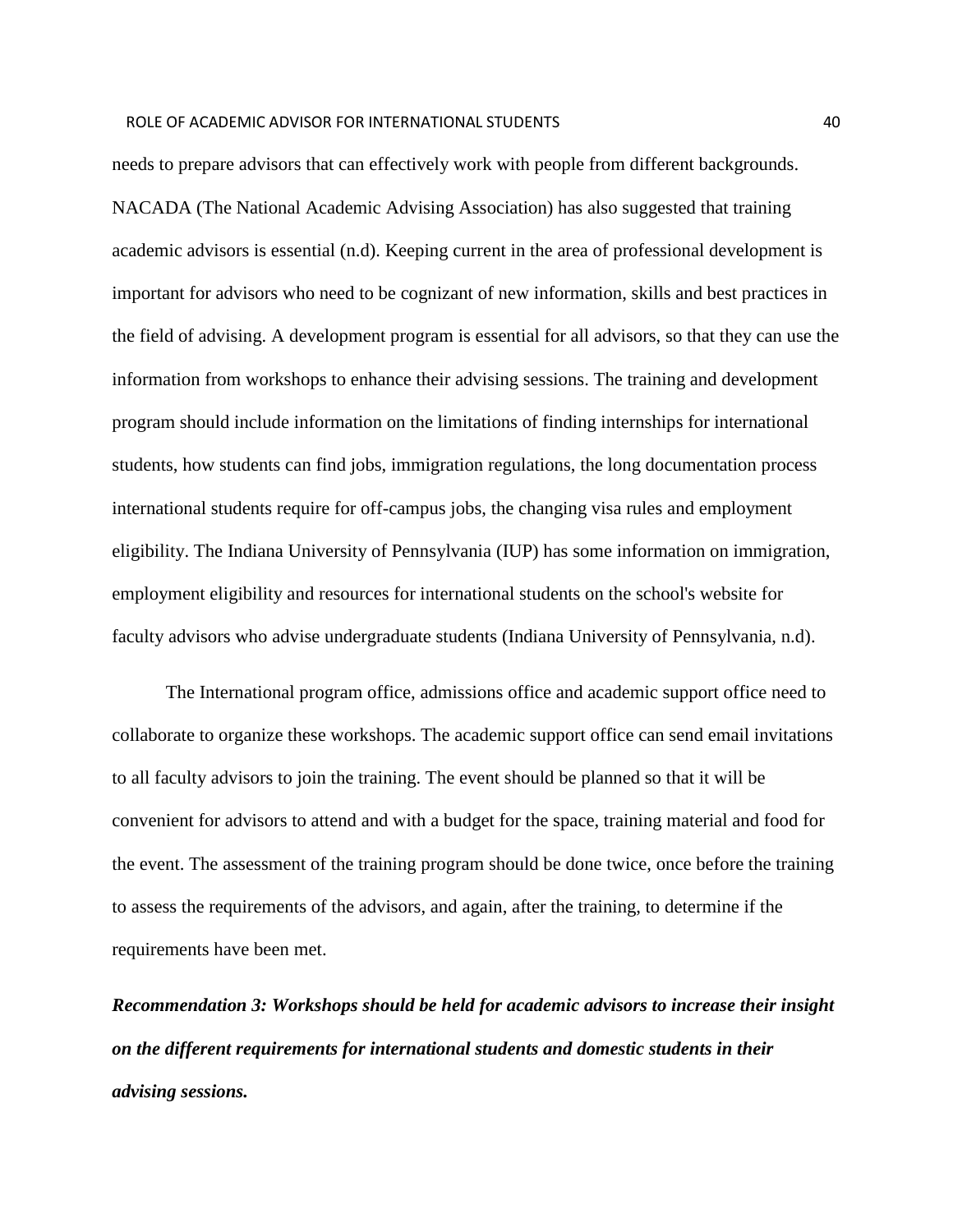needs to prepare advisors that can effectively work with people from different backgrounds. NACADA (The National Academic Advising Association) has also suggested that training academic advisors is essential (n.d). Keeping current in the area of professional development is important for advisors who need to be cognizant of new information, skills and best practices in the field of advising. A development program is essential for all advisors, so that they can use the information from workshops to enhance their advising sessions. The training and development program should include information on the limitations of finding internships for international students, how students can find jobs, immigration regulations, the long documentation process international students require for off-campus jobs, the changing visa rules and employment eligibility. The Indiana University of Pennsylvania (IUP) has some information on immigration, employment eligibility and resources for international students on the school's website for faculty advisors who advise undergraduate students (Indiana University of Pennsylvania, n.d).

The International program office, admissions office and academic support office need to collaborate to organize these workshops. The academic support office can send email invitations to all faculty advisors to join the training. The event should be planned so that it will be convenient for advisors to attend and with a budget for the space, training material and food for the event. The assessment of the training program should be done twice, once before the training to assess the requirements of the advisors, and again, after the training, to determine if the requirements have been met.

***Recommendation 3: Workshops should be held for academic advisors to increase their insight on the different requirements for international students and domestic students in their advising sessions.***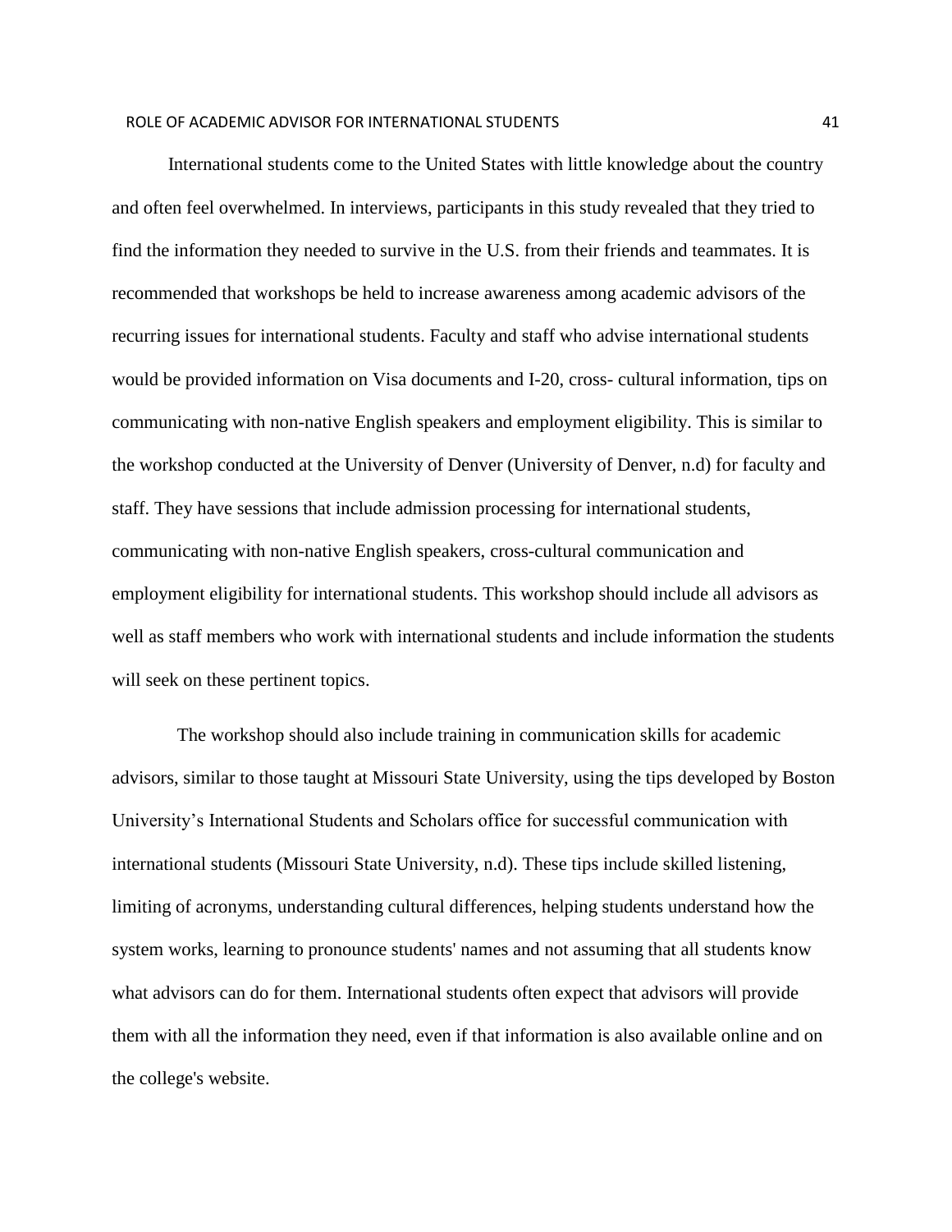International students come to the United States with little knowledge about the country and often feel overwhelmed. In interviews, participants in this study revealed that they tried to find the information they needed to survive in the U.S. from their friends and teammates. It is recommended that workshops be held to increase awareness among academic advisors of the recurring issues for international students. Faculty and staff who advise international students would be provided information on Visa documents and I-20, cross- cultural information, tips on communicating with non-native English speakers and employment eligibility. This is similar to the workshop conducted at the University of Denver (University of Denver, n.d) for faculty and staff. They have sessions that include admission processing for international students, communicating with non-native English speakers, cross-cultural communication and employment eligibility for international students. This workshop should include all advisors as well as staff members who work with international students and include information the students will seek on these pertinent topics.

The workshop should also include training in communication skills for academic advisors, similar to those taught at Missouri State University, using the tips developed by Boston University's International Students and Scholars office for successful communication with international students (Missouri State University, n.d). These tips include skilled listening, limiting of acronyms, understanding cultural differences, helping students understand how the system works, learning to pronounce students' names and not assuming that all students know what advisors can do for them. International students often expect that advisors will provide them with all the information they need, even if that information is also available online and on the college's website.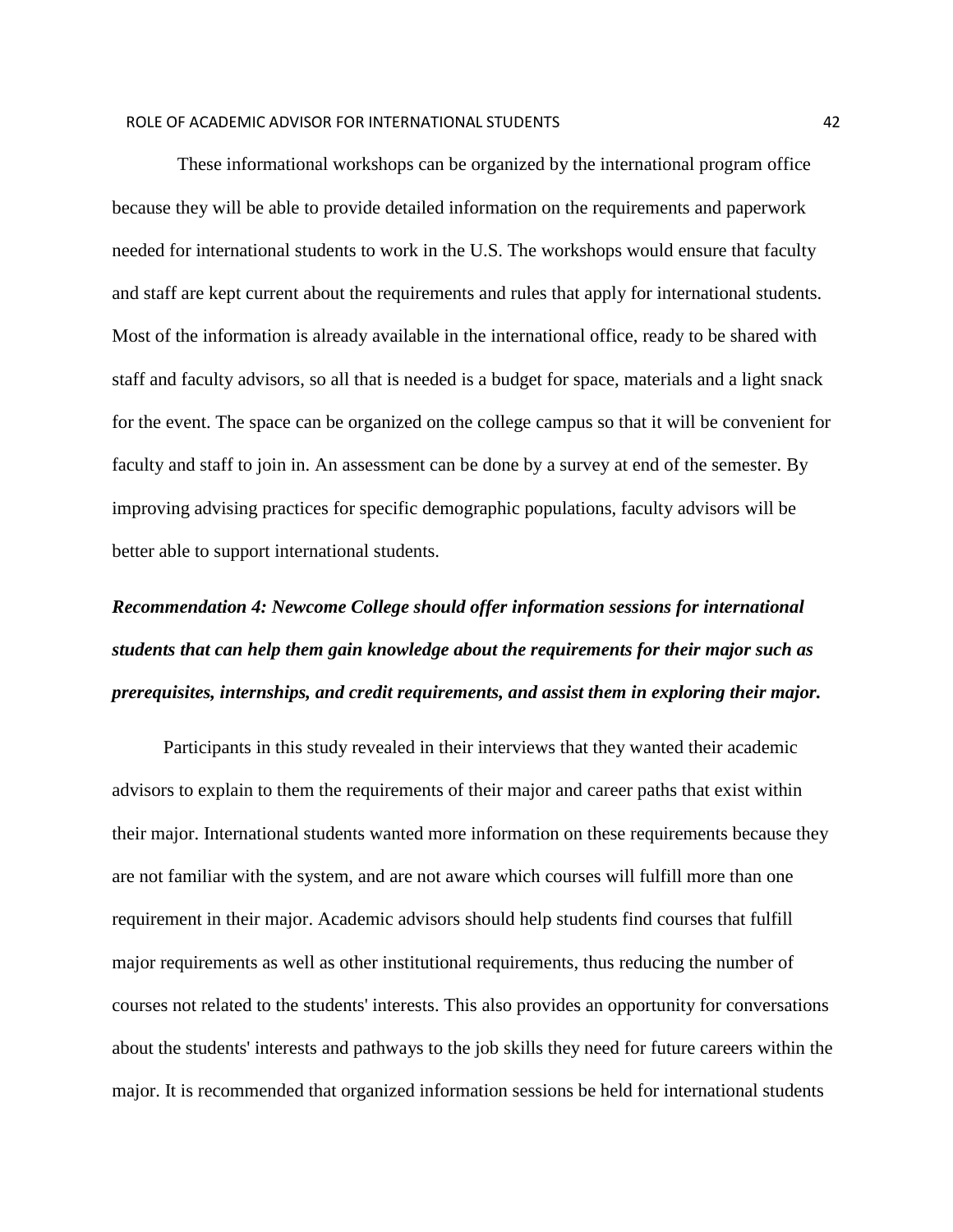These informational workshops can be organized by the international program office because they will be able to provide detailed information on the requirements and paperwork needed for international students to work in the U.S. The workshops would ensure that faculty and staff are kept current about the requirements and rules that apply for international students. Most of the information is already available in the international office, ready to be shared with staff and faculty advisors, so all that is needed is a budget for space, materials and a light snack for the event. The space can be organized on the college campus so that it will be convenient for faculty and staff to join in. An assessment can be done by a survey at end of the semester. By improving advising practices for specific demographic populations, faculty advisors will be better able to support international students.

***Recommendation 4: Newcome College should offer information sessions for international students that can help them gain knowledge about the requirements for their major such as prerequisites, internships, and credit requirements, and assist them in exploring their major.***

Participants in this study revealed in their interviews that they wanted their academic advisors to explain to them the requirements of their major and career paths that exist within their major. International students wanted more information on these requirements because they are not familiar with the system, and are not aware which courses will fulfill more than one requirement in their major. Academic advisors should help students find courses that fulfill major requirements as well as other institutional requirements, thus reducing the number of courses not related to the students' interests. This also provides an opportunity for conversations about the students' interests and pathways to the job skills they need for future careers within the major. It is recommended that organized information sessions be held for international students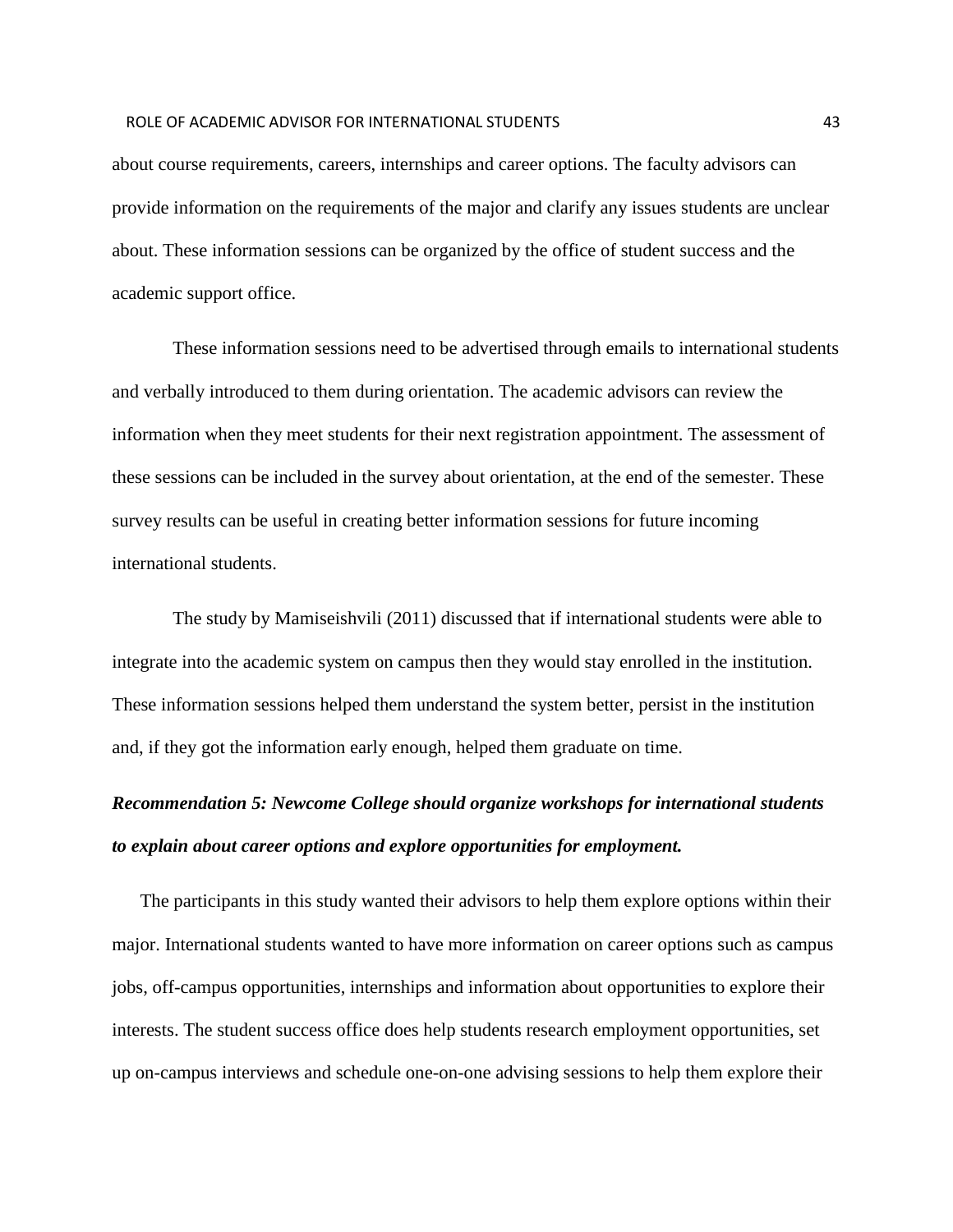about course requirements, careers, internships and career options. The faculty advisors can provide information on the requirements of the major and clarify any issues students are unclear about. These information sessions can be organized by the office of student success and the academic support office.

These information sessions need to be advertised through emails to international students and verbally introduced to them during orientation. The academic advisors can review the information when they meet students for their next registration appointment. The assessment of these sessions can be included in the survey about orientation, at the end of the semester. These survey results can be useful in creating better information sessions for future incoming international students.

The study by Mamiseishvili (2011) discussed that if international students were able to integrate into the academic system on campus then they would stay enrolled in the institution. These information sessions helped them understand the system better, persist in the institution and, if they got the information early enough, helped them graduate on time.

***Recommendation 5: Newcome College should organize workshops for international students to explain about career options and explore opportunities for employment.***

The participants in this study wanted their advisors to help them explore options within their major. International students wanted to have more information on career options such as campus jobs, off-campus opportunities, internships and information about opportunities to explore their interests. The student success office does help students research employment opportunities, set up on-campus interviews and schedule one-on-one advising sessions to help them explore their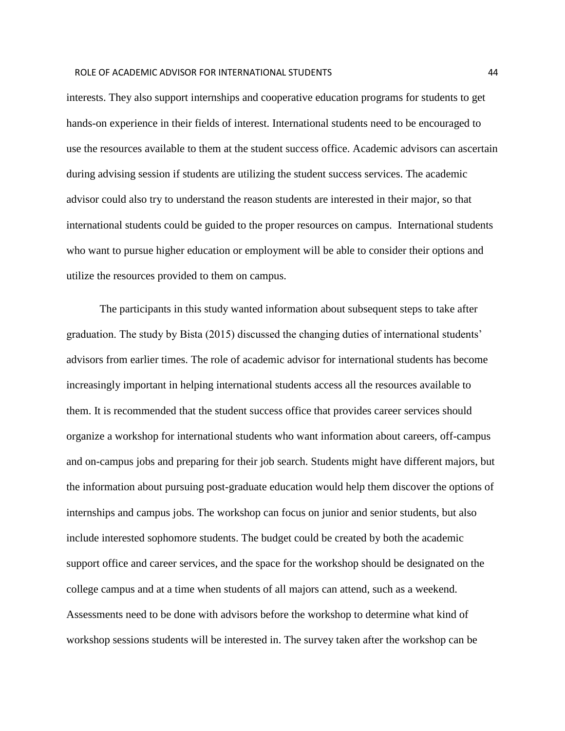interests. They also support internships and cooperative education programs for students to get hands-on experience in their fields of interest. International students need to be encouraged to use the resources available to them at the student success office. Academic advisors can ascertain during advising session if students are utilizing the student success services. The academic advisor could also try to understand the reason students are interested in their major, so that international students could be guided to the proper resources on campus. International students who want to pursue higher education or employment will be able to consider their options and utilize the resources provided to them on campus.

The participants in this study wanted information about subsequent steps to take after graduation. The study by Bista (2015) discussed the changing duties of international students' advisors from earlier times. The role of academic advisor for international students has become increasingly important in helping international students access all the resources available to them. It is recommended that the student success office that provides career services should organize a workshop for international students who want information about careers, off-campus and on-campus jobs and preparing for their job search. Students might have different majors, but the information about pursuing post-graduate education would help them discover the options of internships and campus jobs. The workshop can focus on junior and senior students, but also include interested sophomore students. The budget could be created by both the academic support office and career services, and the space for the workshop should be designated on the college campus and at a time when students of all majors can attend, such as a weekend. Assessments need to be done with advisors before the workshop to determine what kind of workshop sessions students will be interested in. The survey taken after the workshop can be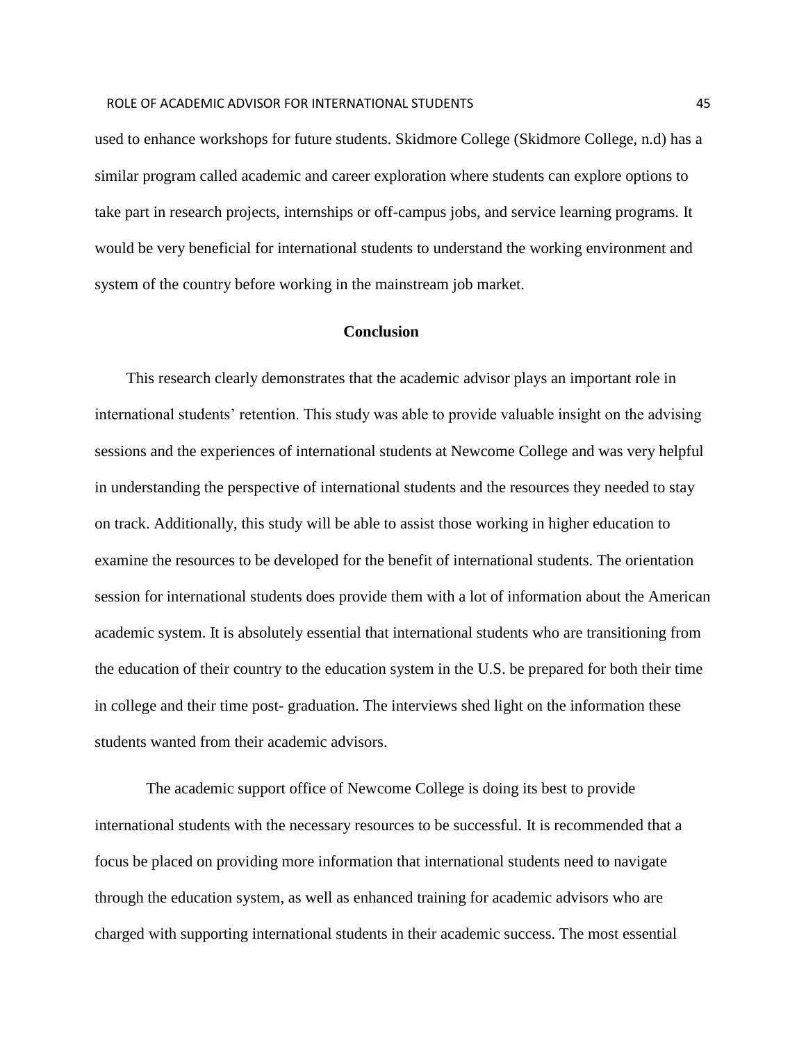used to enhance workshops for future students. Skidmore College (Skidmore College, n.d) has a similar program called academic and career exploration where students can explore options to take part in research projects, internships or off-campus jobs, and service learning programs. It would be very beneficial for international students to understand the working environment and system of the country before working in the mainstream job market.

## Conclusion

This research clearly demonstrates that the academic advisor plays an important role in international students' retention. This study was able to provide valuable insight on the advising sessions and the experiences of international students at Newcome College and was very helpful in understanding the perspective of international students and the resources they needed to stay on track. Additionally, this study will be able to assist those working in higher education to examine the resources to be developed for the benefit of international students. The orientation session for international students does provide them with a lot of information about the American academic system. It is absolutely essential that international students who are transitioning from the education of their country to the education system in the U.S. be prepared for both their time in college and their time post- graduation. The interviews shed light on the information these students wanted from their academic advisors.

The academic support office of Newcome College is doing its best to provide international students with the necessary resources to be successful. It is recommended that a focus be placed on providing more information that international students need to navigate through the education system, as well as enhanced training for academic advisors who are charged with supporting international students in their academic success. The most essential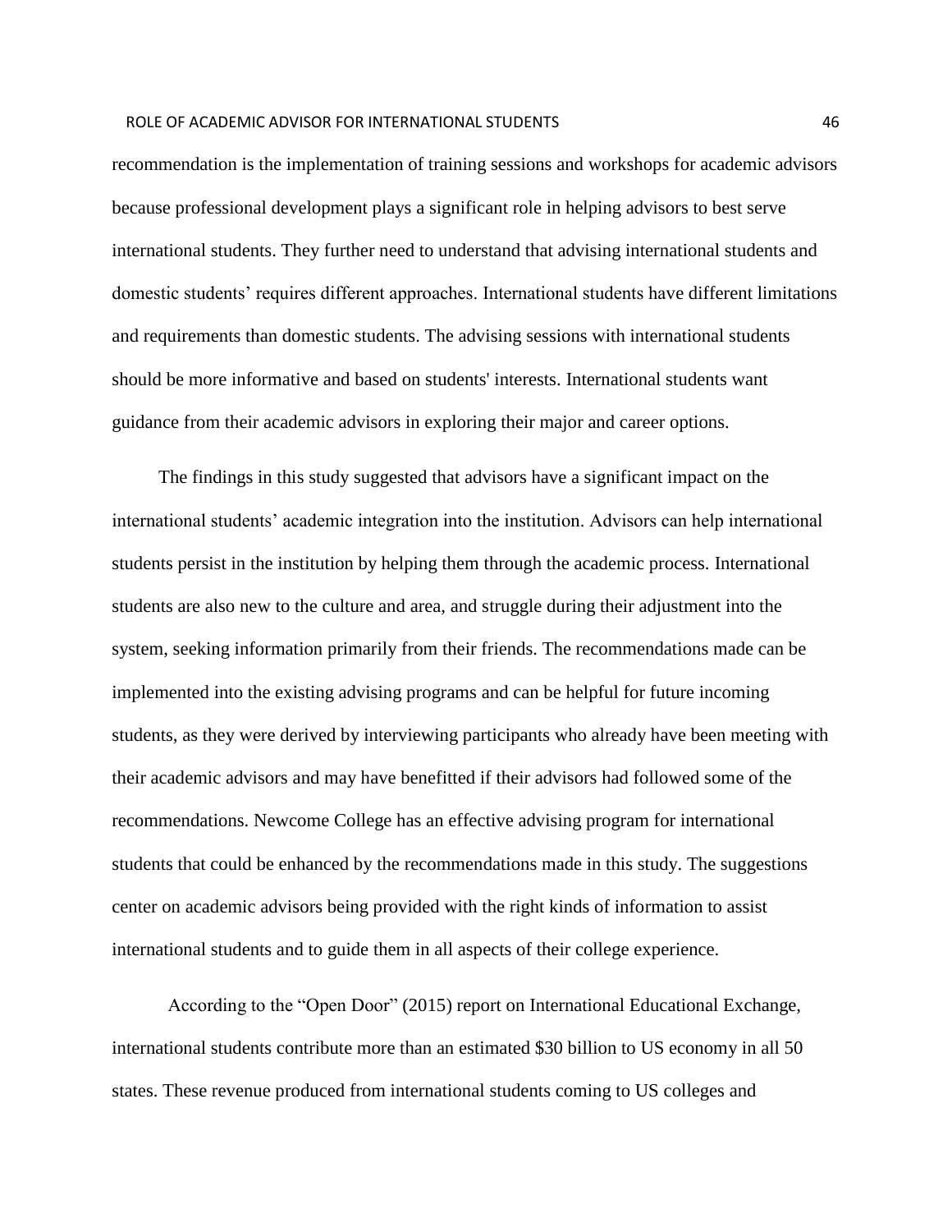recommendation is the implementation of training sessions and workshops for academic advisors because professional development plays a significant role in helping advisors to best serve international students. They further need to understand that advising international students and domestic students' requires different approaches. International students have different limitations and requirements than domestic students. The advising sessions with international students should be more informative and based on students' interests. International students want guidance from their academic advisors in exploring their major and career options.

The findings in this study suggested that advisors have a significant impact on the international students' academic integration into the institution. Advisors can help international students persist in the institution by helping them through the academic process. International students are also new to the culture and area, and struggle during their adjustment into the system, seeking information primarily from their friends. The recommendations made can be implemented into the existing advising programs and can be helpful for future incoming students, as they were derived by interviewing participants who already have been meeting with their academic advisors and may have benefitted if their advisors had followed some of the recommendations. Newcome College has an effective advising program for international students that could be enhanced by the recommendations made in this study. The suggestions center on academic advisors being provided with the right kinds of information to assist international students and to guide them in all aspects of their college experience.

According to the "Open Door" (2015) report on International Educational Exchange, international students contribute more than an estimated $30 billion to US economy in all 50 states. These revenue produced from international students coming to US colleges and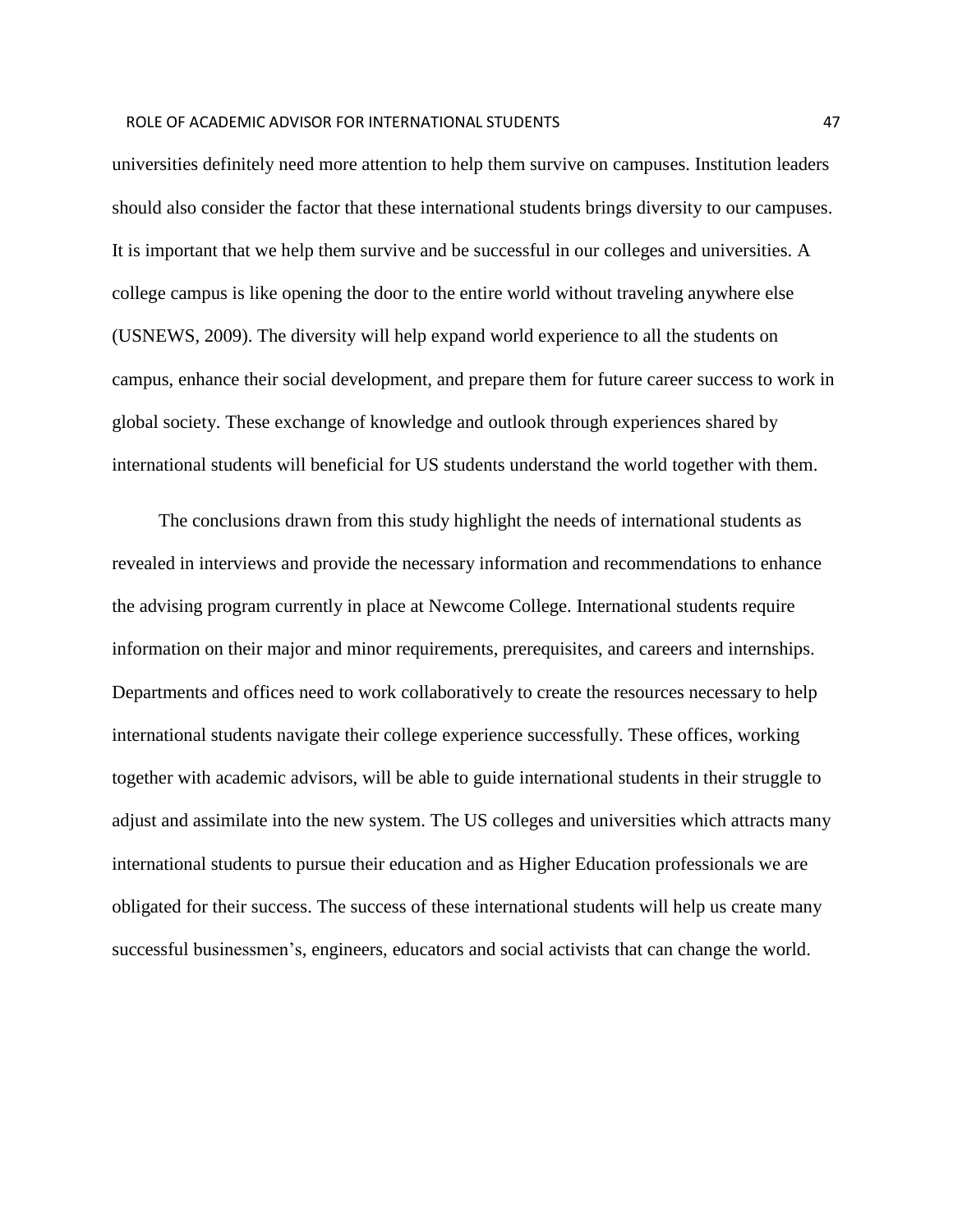universities definitely need more attention to help them survive on campuses. Institution leaders should also consider the factor that these international students brings diversity to our campuses. It is important that we help them survive and be successful in our colleges and universities. A college campus is like opening the door to the entire world without traveling anywhere else (USNEWS, 2009). The diversity will help expand world experience to all the students on campus, enhance their social development, and prepare them for future career success to work in global society. These exchange of knowledge and outlook through experiences shared by international students will beneficial for US students understand the world together with them.

The conclusions drawn from this study highlight the needs of international students as revealed in interviews and provide the necessary information and recommendations to enhance the advising program currently in place at Newcome College. International students require information on their major and minor requirements, prerequisites, and careers and internships. Departments and offices need to work collaboratively to create the resources necessary to help international students navigate their college experience successfully. These offices, working together with academic advisors, will be able to guide international students in their struggle to adjust and assimilate into the new system. The US colleges and universities which attracts many international students to pursue their education and as Higher Education professionals we are obligated for their success. The success of these international students will help us create many successful businessmen's, engineers, educators and social activists that can change the world.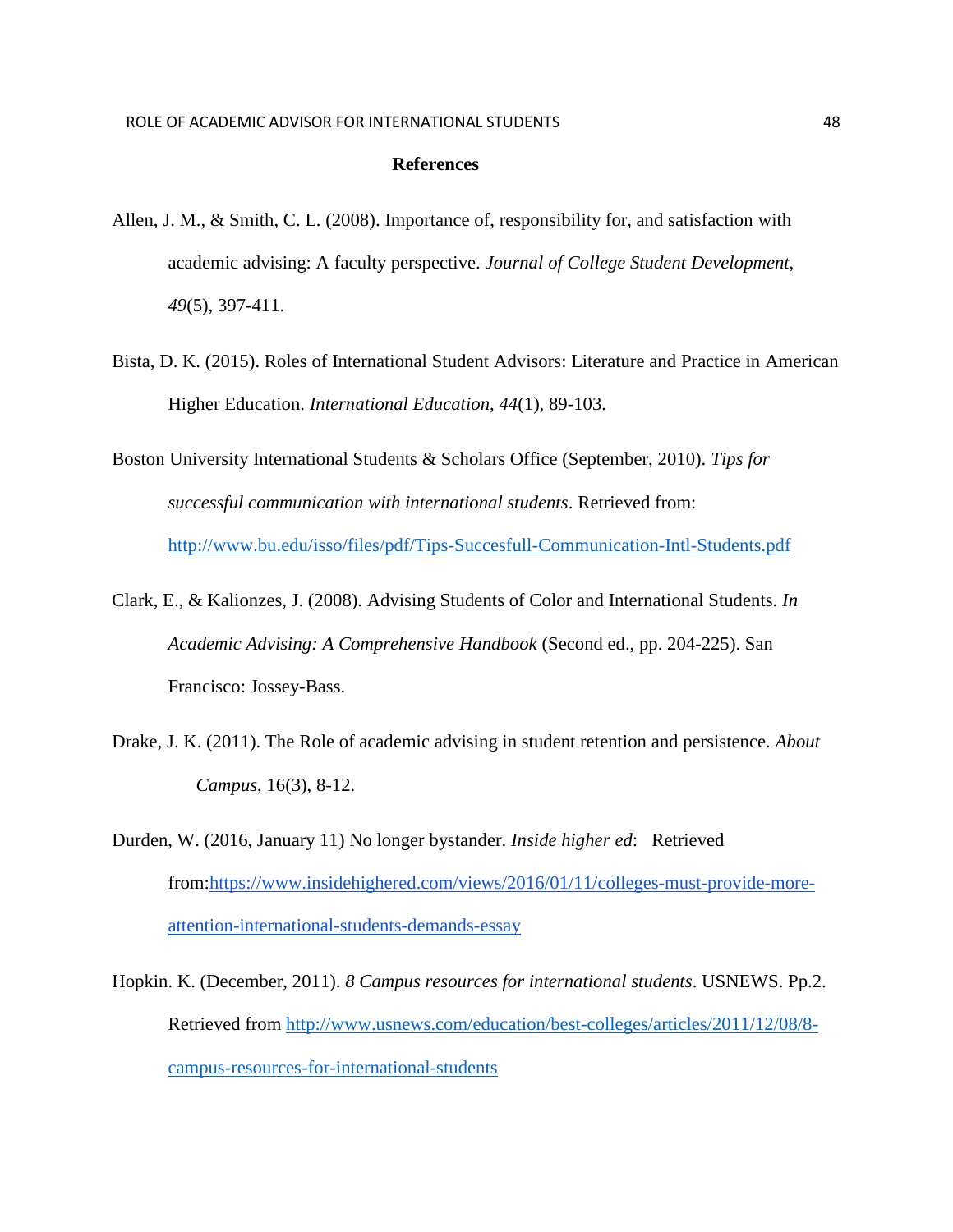## References

Allen, J. M., & Smith, C. L. (2008). Importance of, responsibility for, and satisfaction with academic advising: A faculty perspective. *Journal of College Student Development*, *49*(5), 397-411.

Bista, D. K. (2015). Roles of International Student Advisors: Literature and Practice in American Higher Education. *International Education*, *44*(1), 89-103.

Boston University International Students & Scholars Office (September, 2010). *Tips for successful communication with international students*. Retrieved from: http://www.bu.edu/isso/files/pdf/Tips-Succesfull-Communication-Intl-Students.pdf

Clark, E., & Kalionzes, J. (2008). Advising Students of Color and International Students. *In Academic Advising: A Comprehensive Handbook* (Second ed., pp. 204-225). San Francisco: Jossey-Bass.

Drake, J. K. (2011). The Role of academic advising in student retention and persistence. *About Campus*, 16(3), 8-12.

Durden, W. (2016, January 11) No longer bystander. *Inside higher ed*: Retrieved from:https://www.insidehighered.com/views/2016/01/11/colleges-must-provide-more-attention-international-students-demands-essay

Hopkin. K. (December, 2011). *8 Campus resources for international students*. USNEWS. Pp.2. Retrieved from http://www.usnews.com/education/best-colleges/articles/2011/12/08/8-campus-resources-for-international-students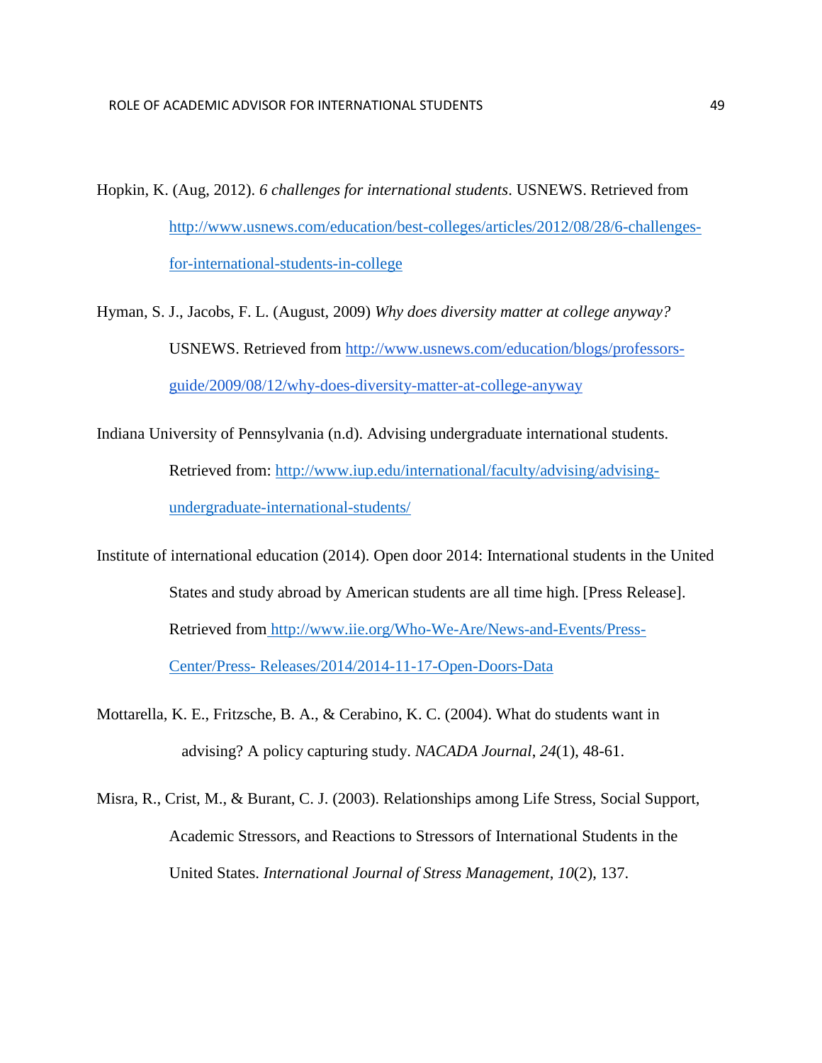Hopkin, K. (Aug, 2012). *6 challenges for international students*. USNEWS. Retrieved from http://www.usnews.com/education/best-colleges/articles/2012/08/28/6-challenges-for-international-students-in-college

Hyman, S. J., Jacobs, F. L. (August, 2009) *Why does diversity matter at college anyway?* USNEWS. Retrieved from http://www.usnews.com/education/blogs/professors-guide/2009/08/12/why-does-diversity-matter-at-college-anyway

Indiana University of Pennsylvania (n.d). Advising undergraduate international students. Retrieved from: http://www.iup.edu/international/faculty/advising/advising-undergraduate-international-students/

Institute of international education (2014). Open door 2014: International students in the United States and study abroad by American students are all time high. [Press Release]. Retrieved from http://www.iie.org/Who-We-Are/News-and-Events/Press-Center/Press- Releases/2014/2014-11-17-Open-Doors-Data

Mottarella, K. E., Fritzsche, B. A., & Cerabino, K. C. (2004). What do students want in advising? A policy capturing study. *NACADA Journal*, *24*(1), 48-61.

Misra, R., Crist, M., & Burant, C. J. (2003). Relationships among Life Stress, Social Support, Academic Stressors, and Reactions to Stressors of International Students in the United States. *International Journal of Stress Management*, *10*(2), 137.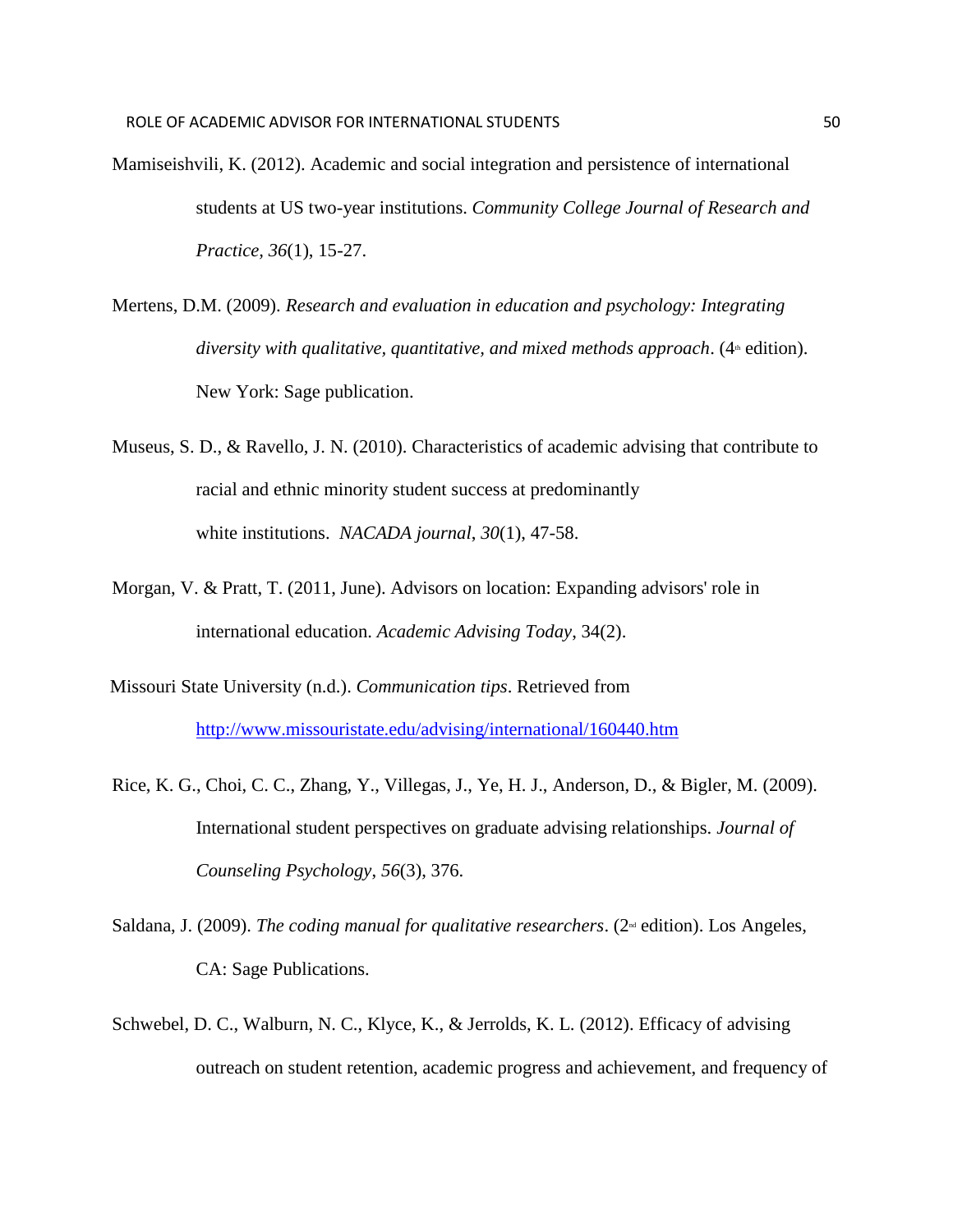Mamiseishvili, K. (2012). Academic and social integration and persistence of international students at US two-year institutions. *Community College Journal of Research and Practice, 36*(1), 15-27.

Mertens, D.M. (2009). *Research and evaluation in education and psychology: Integrating diversity with qualitative, quantitative, and mixed methods approach*. (4th edition). New York: Sage publication.

Museus, S. D., & Ravello, J. N. (2010). Characteristics of academic advising that contribute to racial and ethnic minority student success at predominantly white institutions. *NACADA journal*, *30*(1), 47-58.

Morgan, V. & Pratt, T. (2011, June). Advisors on location: Expanding advisors' role in international education. *Academic Advising Today*, 34(2).

Missouri State University (n.d.). *Communication tips*. Retrieved from http://www.missouristate.edu/advising/international/160440.htm

Rice, K. G., Choi, C. C., Zhang, Y., Villegas, J., Ye, H. J., Anderson, D., & Bigler, M. (2009). International student perspectives on graduate advising relationships. *Journal of Counseling Psychology*, *56*(3), 376.

Saldana, J. (2009). *The coding manual for qualitative researchers*. (2nd edition). Los Angeles, CA: Sage Publications.

Schwebel, D. C., Walburn, N. C., Klyce, K., & Jerrolds, K. L. (2012). Efficacy of advising outreach on student retention, academic progress and achievement, and frequency of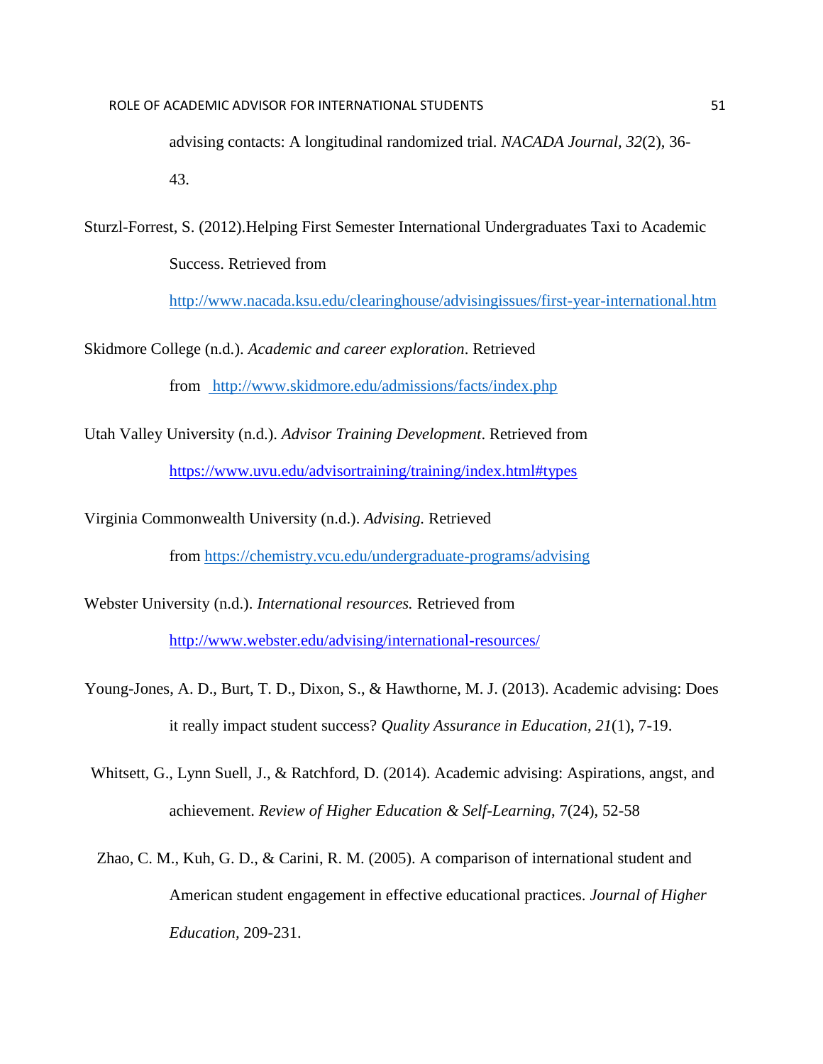advising contacts: A longitudinal randomized trial. *NACADA Journal, 32*(2), 36-43.

Sturzl-Forrest, S. (2012).Helping First Semester International Undergraduates Taxi to Academic Success. Retrieved from http://www.nacada.ksu.edu/clearinghouse/advisingissues/first-year-international.htm

Skidmore College (n.d.). *Academic and career exploration*. Retrieved from http://www.skidmore.edu/admissions/facts/index.php

Utah Valley University (n.d.). *Advisor Training Development*. Retrieved from https://www.uvu.edu/advisortraining/training/index.html#types

Virginia Commonwealth University (n.d.). *Advising.* Retrieved from https://chemistry.vcu.edu/undergraduate-programs/advising

Webster University (n.d.). *International resources.* Retrieved from http://www.webster.edu/advising/international-resources/

Young-Jones, A. D., Burt, T. D., Dixon, S., & Hawthorne, M. J. (2013). Academic advising: Does it really impact student success? *Quality Assurance in Education, 21*(1), 7-19.

Whitsett, G., Lynn Suell, J., & Ratchford, D. (2014). Academic advising: Aspirations, angst, and achievement. *Review of Higher Education & Self-Learning*, 7(24), 52-58

Zhao, C. M., Kuh, G. D., & Carini, R. M. (2005). A comparison of international student and American student engagement in effective educational practices. *Journal of Higher Education*, 209-231.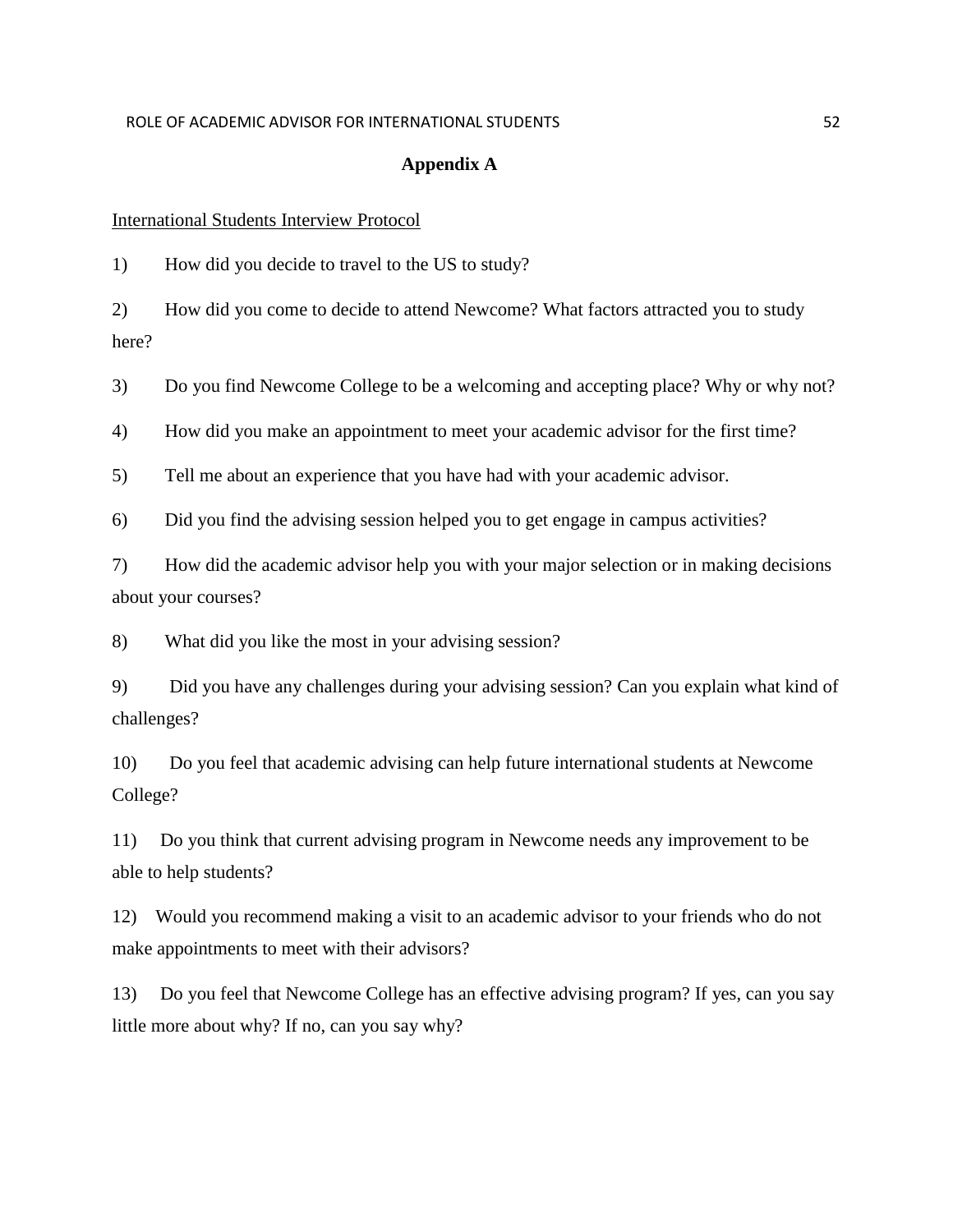# Appendix A

International Students Interview Protocol

1) How did you decide to travel to the US to study?

2) How did you come to decide to attend Newcome? What factors attracted you to study here?

3) Do you find Newcome College to be a welcoming and accepting place? Why or why not?

4) How did you make an appointment to meet your academic advisor for the first time?

5) Tell me about an experience that you have had with your academic advisor.

6) Did you find the advising session helped you to get engage in campus activities?

7) How did the academic advisor help you with your major selection or in making decisions about your courses?

8) What did you like the most in your advising session?

9) Did you have any challenges during your advising session? Can you explain what kind of challenges?

10) Do you feel that academic advising can help future international students at Newcome College?

11) Do you think that current advising program in Newcome needs any improvement to be able to help students?

12) Would you recommend making a visit to an academic advisor to your friends who do not make appointments to meet with their advisors?

13) Do you feel that Newcome College has an effective advising program? If yes, can you say little more about why? If no, can you say why?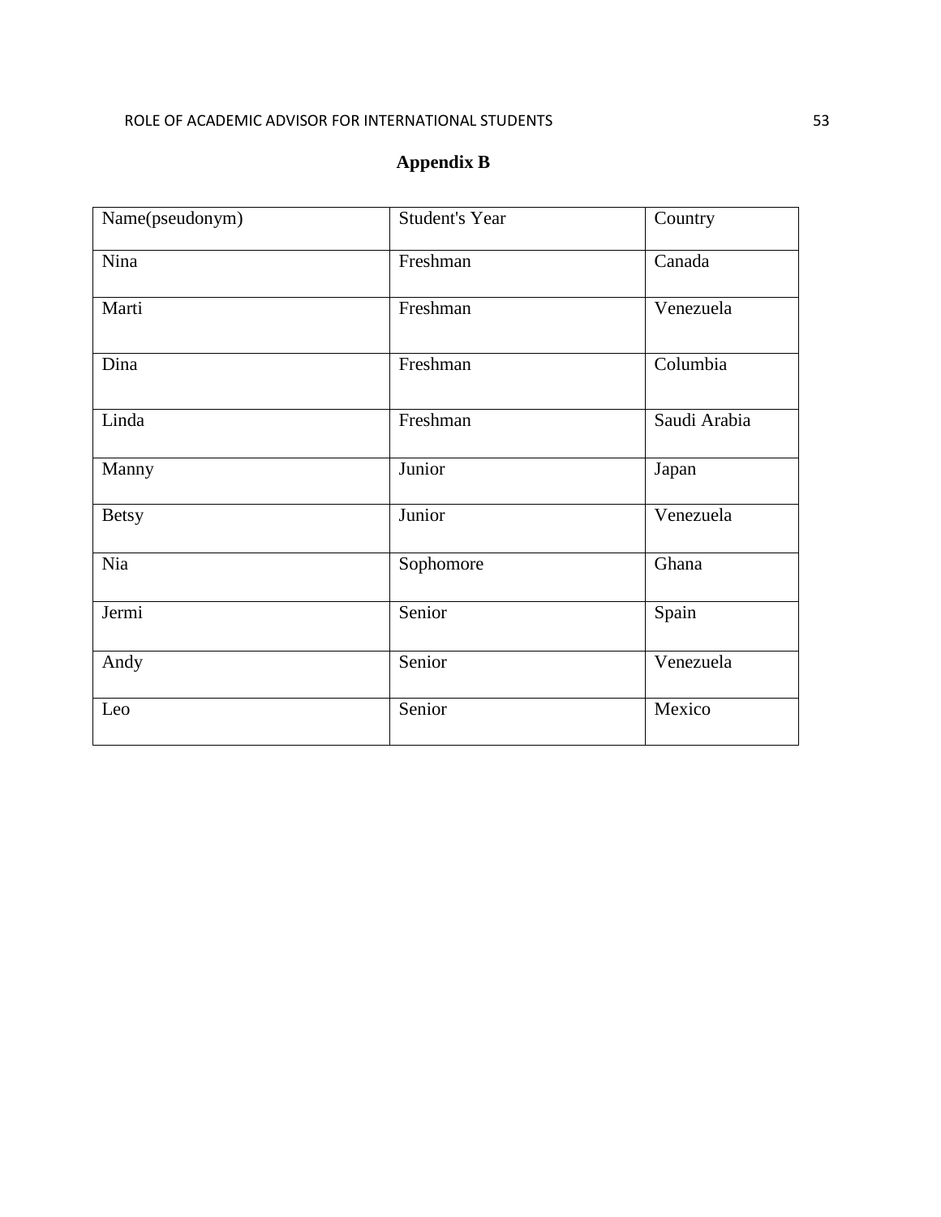## Appendix B

| Name(pseudonym) | Student's Year | Country |
|---|---|---|
| Nina | Freshman | Canada |
| Marti | Freshman | Venezuela |
| Dina | Freshman | Columbia |
| Linda | Freshman | Saudi Arabia |
| Manny | Junior | Japan |
| Betsy | Junior | Venezuela |
| Nia | Sophomore | Ghana |
| Jermi | Senior | Spain |
| Andy | Senior | Venezuela |
| Leo | Senior | Mexico |